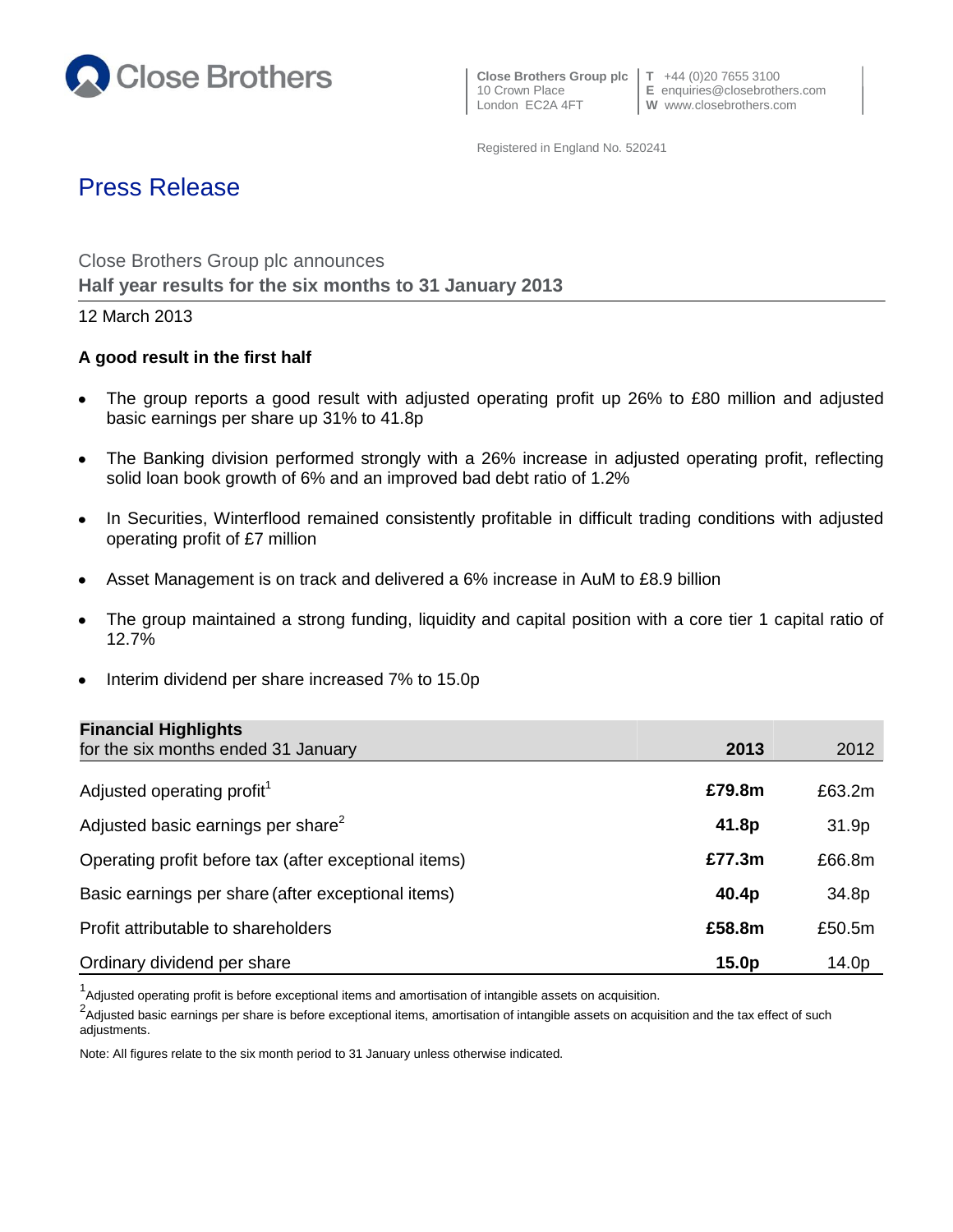Close Brothers

**Close Brothers Group plc**
10 Crown Place
London EC2A 4FT

**T** +44 (0)20 7655 3100
**E** enquiries@closebrothers.com
**W** www.closebrothers.com

Registered in England No. 520241

# Press Release

Close Brothers Group plc announces

## Half year results for the six months to 31 January 2013

12 March 2013

### A good result in the first half

- The group reports a good result with adjusted operating profit up 26% to £80 million and adjusted basic earnings per share up 31% to 41.8p
- The Banking division performed strongly with a 26% increase in adjusted operating profit, reflecting solid loan book growth of 6% and an improved bad debt ratio of 1.2%
- In Securities, Winterflood remained consistently profitable in difficult trading conditions with adjusted operating profit of £7 million
- Asset Management is on track and delivered a 6% increase in AuM to £8.9 billion
- The group maintained a strong funding, liquidity and capital position with a core tier 1 capital ratio of 12.7%
- Interim dividend per share increased 7% to 15.0p

| **Financial Highlights** for the six months ended 31 January | **2013** | 2012 |
|---|---|---|
| Adjusted operating profit[1] | **£79.8m** | £63.2m |
| Adjusted basic earnings per share[2] | **41.8p** | 31.9p |
| Operating profit before tax (after exceptional items) | **£77.3m** | £66.8m |
| Basic earnings per share (after exceptional items) | **40.4p** | 34.8p |
| Profit attributable to shareholders | **£58.8m** | £50.5m |
| Ordinary dividend per share | **15.0p** | 14.0p |

[1] Adjusted operating profit is before exceptional items and amortisation of intangible assets on acquisition.

[2] Adjusted basic earnings per share is before exceptional items, amortisation of intangible assets on acquisition and the tax effect of such adjustments.

Note: All figures relate to the six month period to 31 January unless otherwise indicated.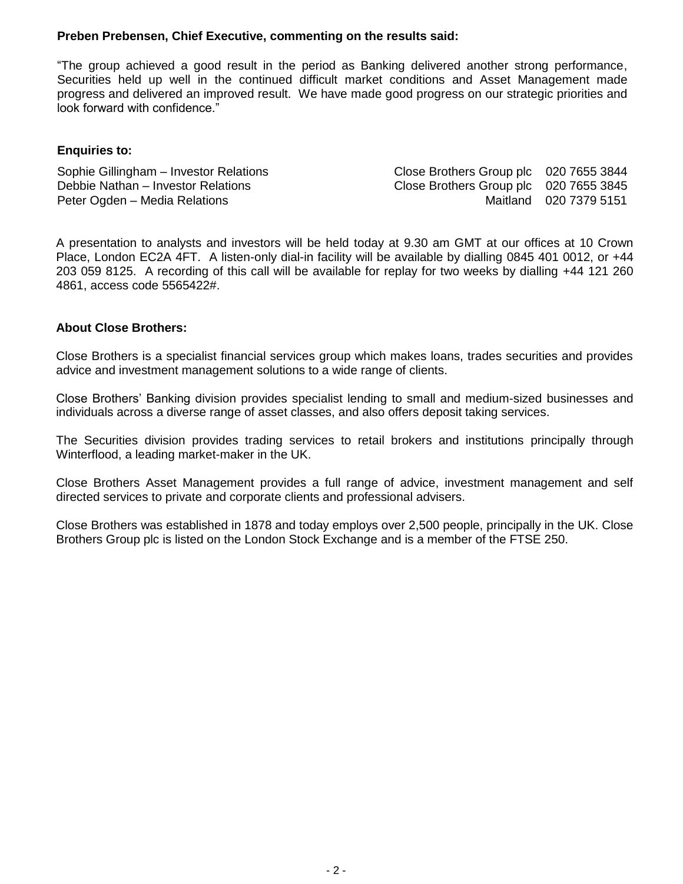**Preben Prebensen, Chief Executive, commenting on the results said:**

"The group achieved a good result in the period as Banking delivered another strong performance, Securities held up well in the continued difficult market conditions and Asset Management made progress and delivered an improved result. We have made good progress on our strategic priorities and look forward with confidence."

**Enquiries to:**

| | | |
|---|---|---|
| Sophie Gillingham – Investor Relations | Close Brothers Group plc | 020 7655 3844 |
| Debbie Nathan – Investor Relations | Close Brothers Group plc | 020 7655 3845 |
| Peter Ogden – Media Relations | Maitland | 020 7379 5151 |

A presentation to analysts and investors will be held today at 9.30 am GMT at our offices at 10 Crown Place, London EC2A 4FT. A listen-only dial-in facility will be available by dialling 0845 401 0012, or +44 203 059 8125. A recording of this call will be available for replay for two weeks by dialling +44 121 260 4861, access code 5565422#.

**About Close Brothers:**

Close Brothers is a specialist financial services group which makes loans, trades securities and provides advice and investment management solutions to a wide range of clients.

Close Brothers' Banking division provides specialist lending to small and medium-sized businesses and individuals across a diverse range of asset classes, and also offers deposit taking services.

The Securities division provides trading services to retail brokers and institutions principally through Winterflood, a leading market-maker in the UK.

Close Brothers Asset Management provides a full range of advice, investment management and self directed services to private and corporate clients and professional advisers.

Close Brothers was established in 1878 and today employs over 2,500 people, principally in the UK. Close Brothers Group plc is listed on the London Stock Exchange and is a member of the FTSE 250.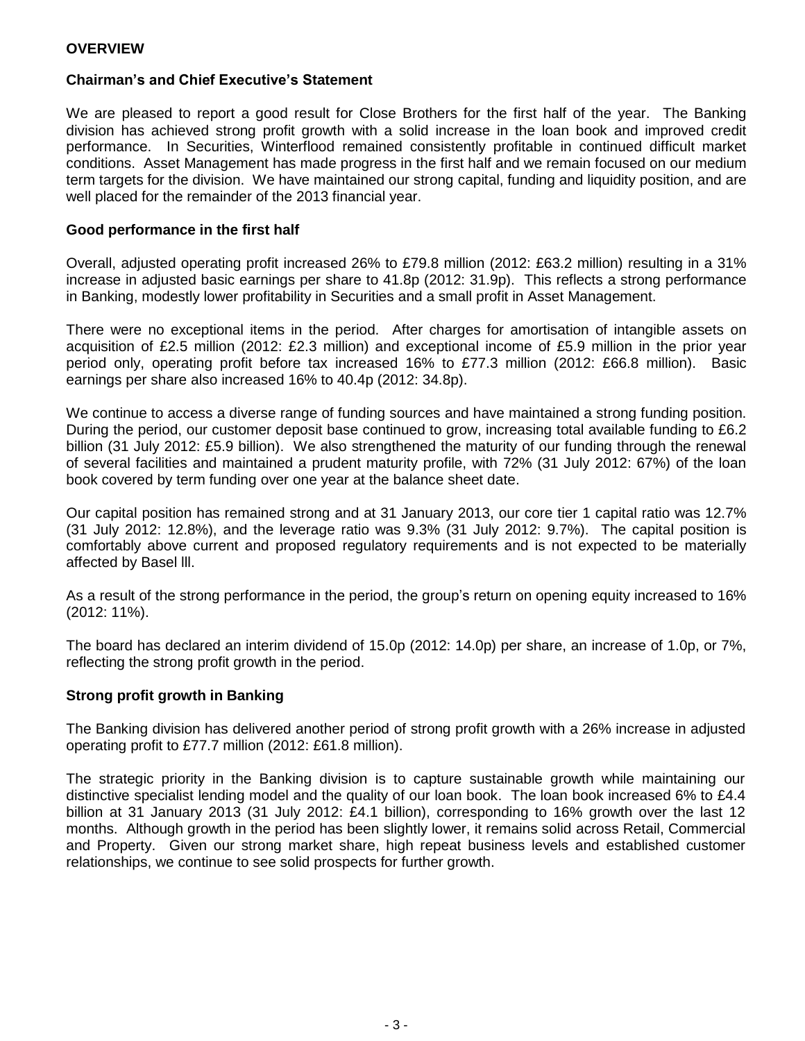## OVERVIEW

### Chairman's and Chief Executive's Statement

We are pleased to report a good result for Close Brothers for the first half of the year. The Banking division has achieved strong profit growth with a solid increase in the loan book and improved credit performance. In Securities, Winterflood remained consistently profitable in continued difficult market conditions. Asset Management has made progress in the first half and we remain focused on our medium term targets for the division. We have maintained our strong capital, funding and liquidity position, and are well placed for the remainder of the 2013 financial year.

### Good performance in the first half

Overall, adjusted operating profit increased 26% to £79.8 million (2012: £63.2 million) resulting in a 31% increase in adjusted basic earnings per share to 41.8p (2012: 31.9p). This reflects a strong performance in Banking, modestly lower profitability in Securities and a small profit in Asset Management.

There were no exceptional items in the period. After charges for amortisation of intangible assets on acquisition of £2.5 million (2012: £2.3 million) and exceptional income of £5.9 million in the prior year period only, operating profit before tax increased 16% to £77.3 million (2012: £66.8 million). Basic earnings per share also increased 16% to 40.4p (2012: 34.8p).

We continue to access a diverse range of funding sources and have maintained a strong funding position. During the period, our customer deposit base continued to grow, increasing total available funding to £6.2 billion (31 July 2012: £5.9 billion). We also strengthened the maturity of our funding through the renewal of several facilities and maintained a prudent maturity profile, with 72% (31 July 2012: 67%) of the loan book covered by term funding over one year at the balance sheet date.

Our capital position has remained strong and at 31 January 2013, our core tier 1 capital ratio was 12.7% (31 July 2012: 12.8%), and the leverage ratio was 9.3% (31 July 2012: 9.7%). The capital position is comfortably above current and proposed regulatory requirements and is not expected to be materially affected by Basel lll.

As a result of the strong performance in the period, the group's return on opening equity increased to 16% (2012: 11%).

The board has declared an interim dividend of 15.0p (2012: 14.0p) per share, an increase of 1.0p, or 7%, reflecting the strong profit growth in the period.

### Strong profit growth in Banking

The Banking division has delivered another period of strong profit growth with a 26% increase in adjusted operating profit to £77.7 million (2012: £61.8 million).

The strategic priority in the Banking division is to capture sustainable growth while maintaining our distinctive specialist lending model and the quality of our loan book. The loan book increased 6% to £4.4 billion at 31 January 2013 (31 July 2012: £4.1 billion), corresponding to 16% growth over the last 12 months. Although growth in the period has been slightly lower, it remains solid across Retail, Commercial and Property. Given our strong market share, high repeat business levels and established customer relationships, we continue to see solid prospects for further growth.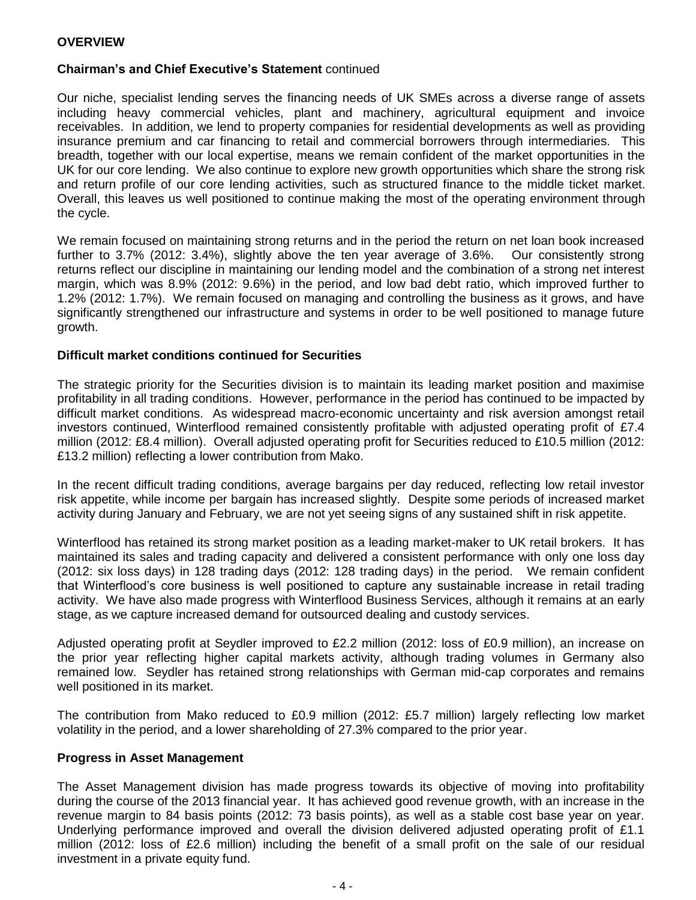**OVERVIEW**

**Chairman's and Chief Executive's Statement** continued

Our niche, specialist lending serves the financing needs of UK SMEs across a diverse range of assets including heavy commercial vehicles, plant and machinery, agricultural equipment and invoice receivables. In addition, we lend to property companies for residential developments as well as providing insurance premium and car financing to retail and commercial borrowers through intermediaries. This breadth, together with our local expertise, means we remain confident of the market opportunities in the UK for our core lending. We also continue to explore new growth opportunities which share the strong risk and return profile of our core lending activities, such as structured finance to the middle ticket market. Overall, this leaves us well positioned to continue making the most of the operating environment through the cycle.

We remain focused on maintaining strong returns and in the period the return on net loan book increased further to 3.7% (2012: 3.4%), slightly above the ten year average of 3.6%. Our consistently strong returns reflect our discipline in maintaining our lending model and the combination of a strong net interest margin, which was 8.9% (2012: 9.6%) in the period, and low bad debt ratio, which improved further to 1.2% (2012: 1.7%). We remain focused on managing and controlling the business as it grows, and have significantly strengthened our infrastructure and systems in order to be well positioned to manage future growth.

**Difficult market conditions continued for Securities**

The strategic priority for the Securities division is to maintain its leading market position and maximise profitability in all trading conditions. However, performance in the period has continued to be impacted by difficult market conditions. As widespread macro-economic uncertainty and risk aversion amongst retail investors continued, Winterflood remained consistently profitable with adjusted operating profit of £7.4 million (2012: £8.4 million). Overall adjusted operating profit for Securities reduced to £10.5 million (2012: £13.2 million) reflecting a lower contribution from Mako.

In the recent difficult trading conditions, average bargains per day reduced, reflecting low retail investor risk appetite, while income per bargain has increased slightly. Despite some periods of increased market activity during January and February, we are not yet seeing signs of any sustained shift in risk appetite.

Winterflood has retained its strong market position as a leading market-maker to UK retail brokers. It has maintained its sales and trading capacity and delivered a consistent performance with only one loss day (2012: six loss days) in 128 trading days (2012: 128 trading days) in the period. We remain confident that Winterflood's core business is well positioned to capture any sustainable increase in retail trading activity. We have also made progress with Winterflood Business Services, although it remains at an early stage, as we capture increased demand for outsourced dealing and custody services.

Adjusted operating profit at Seydler improved to £2.2 million (2012: loss of £0.9 million), an increase on the prior year reflecting higher capital markets activity, although trading volumes in Germany also remained low. Seydler has retained strong relationships with German mid-cap corporates and remains well positioned in its market.

The contribution from Mako reduced to £0.9 million (2012: £5.7 million) largely reflecting low market volatility in the period, and a lower shareholding of 27.3% compared to the prior year.

**Progress in Asset Management**

The Asset Management division has made progress towards its objective of moving into profitability during the course of the 2013 financial year. It has achieved good revenue growth, with an increase in the revenue margin to 84 basis points (2012: 73 basis points), as well as a stable cost base year on year. Underlying performance improved and overall the division delivered adjusted operating profit of £1.1 million (2012: loss of £2.6 million) including the benefit of a small profit on the sale of our residual investment in a private equity fund.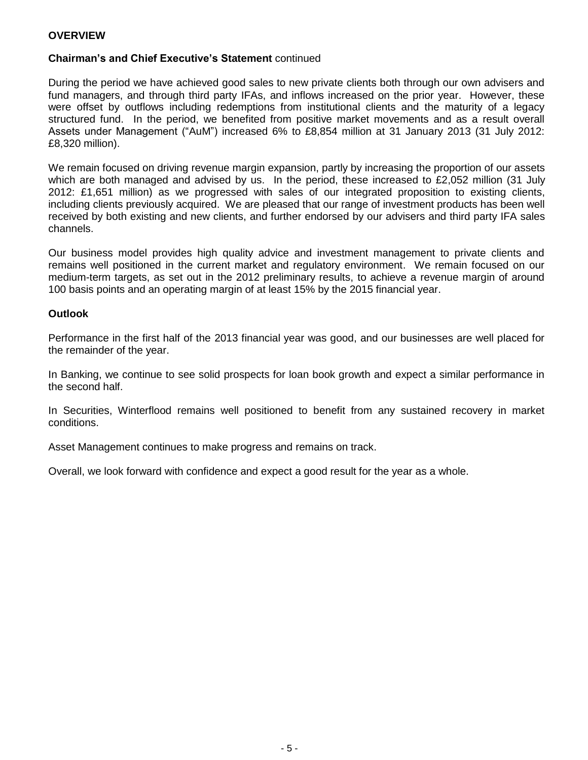## OVERVIEW

### **Chairman's and Chief Executive's Statement** continued

During the period we have achieved good sales to new private clients both through our own advisers and fund managers, and through third party IFAs, and inflows increased on the prior year. However, these were offset by outflows including redemptions from institutional clients and the maturity of a legacy structured fund. In the period, we benefited from positive market movements and as a result overall Assets under Management ("AuM") increased 6% to £8,854 million at 31 January 2013 (31 July 2012: £8,320 million).

We remain focused on driving revenue margin expansion, partly by increasing the proportion of our assets which are both managed and advised by us. In the period, these increased to £2,052 million (31 July 2012: £1,651 million) as we progressed with sales of our integrated proposition to existing clients, including clients previously acquired. We are pleased that our range of investment products has been well received by both existing and new clients, and further endorsed by our advisers and third party IFA sales channels.

Our business model provides high quality advice and investment management to private clients and remains well positioned in the current market and regulatory environment. We remain focused on our medium-term targets, as set out in the 2012 preliminary results, to achieve a revenue margin of around 100 basis points and an operating margin of at least 15% by the 2015 financial year.

### Outlook

Performance in the first half of the 2013 financial year was good, and our businesses are well placed for the remainder of the year.

In Banking, we continue to see solid prospects for loan book growth and expect a similar performance in the second half.

In Securities, Winterflood remains well positioned to benefit from any sustained recovery in market conditions.

Asset Management continues to make progress and remains on track.

Overall, we look forward with confidence and expect a good result for the year as a whole.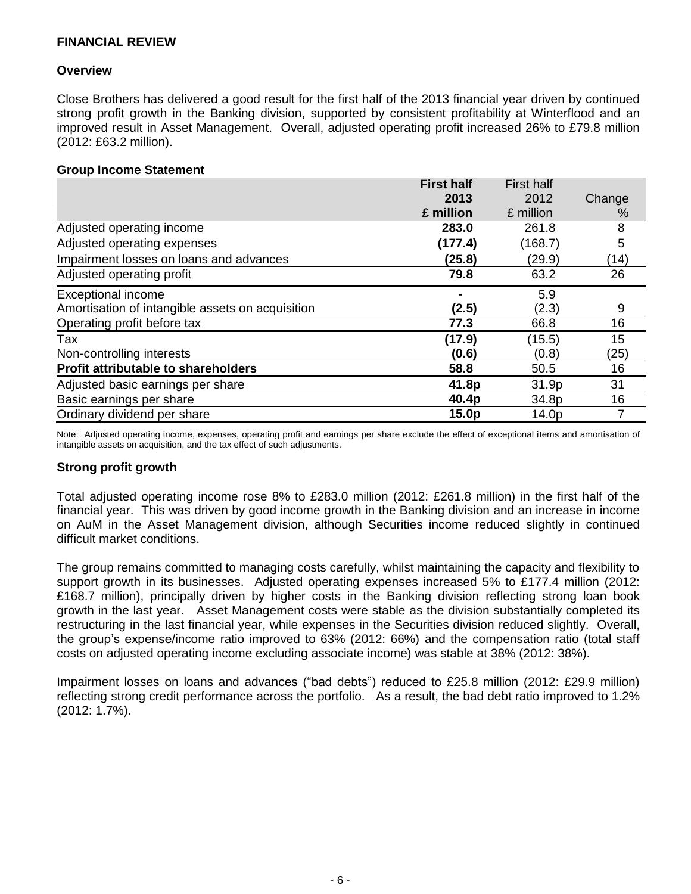# FINANCIAL REVIEW

## Overview

Close Brothers has delivered a good result for the first half of the 2013 financial year driven by continued strong profit growth in the Banking division, supported by consistent profitability at Winterflood and an improved result in Asset Management. Overall, adjusted operating profit increased 26% to £79.8 million (2012: £63.2 million).

### Group Income Statement

| | **First half 2013 £ million** | First half 2012 £ million | Change % |
|---|---|---|---|
| Adjusted operating income | **283.0** | 261.8 | 8 |
| Adjusted operating expenses | **(177.4)** | (168.7) | 5 |
| Impairment losses on loans and advances | **(25.8)** | (29.9) | (14) |
| Adjusted operating profit | **79.8** | 63.2 | 26 |
| Exceptional income | **-** | 5.9 | |
| Amortisation of intangible assets on acquisition | **(2.5)** | (2.3) | 9 |
| Operating profit before tax | **77.3** | 66.8 | 16 |
| Tax | **(17.9)** | (15.5) | 15 |
| Non-controlling interests | **(0.6)** | (0.8) | (25) |
| **Profit attributable to shareholders** | **58.8** | 50.5 | 16 |
| Adjusted basic earnings per share | **41.8p** | 31.9p | 31 |
| Basic earnings per share | **40.4p** | 34.8p | 16 |
| Ordinary dividend per share | **15.0p** | 14.0p | 7 |

Note: Adjusted operating income, expenses, operating profit and earnings per share exclude the effect of exceptional items and amortisation of intangible assets on acquisition, and the tax effect of such adjustments.

### Strong profit growth

Total adjusted operating income rose 8% to £283.0 million (2012: £261.8 million) in the first half of the financial year. This was driven by good income growth in the Banking division and an increase in income on AuM in the Asset Management division, although Securities income reduced slightly in continued difficult market conditions.

The group remains committed to managing costs carefully, whilst maintaining the capacity and flexibility to support growth in its businesses. Adjusted operating expenses increased 5% to £177.4 million (2012: £168.7 million), principally driven by higher costs in the Banking division reflecting strong loan book growth in the last year. Asset Management costs were stable as the division substantially completed its restructuring in the last financial year, while expenses in the Securities division reduced slightly. Overall, the group's expense/income ratio improved to 63% (2012: 66%) and the compensation ratio (total staff costs on adjusted operating income excluding associate income) was stable at 38% (2012: 38%).

Impairment losses on loans and advances ("bad debts") reduced to £25.8 million (2012: £29.9 million) reflecting strong credit performance across the portfolio. As a result, the bad debt ratio improved to 1.2% (2012: 1.7%).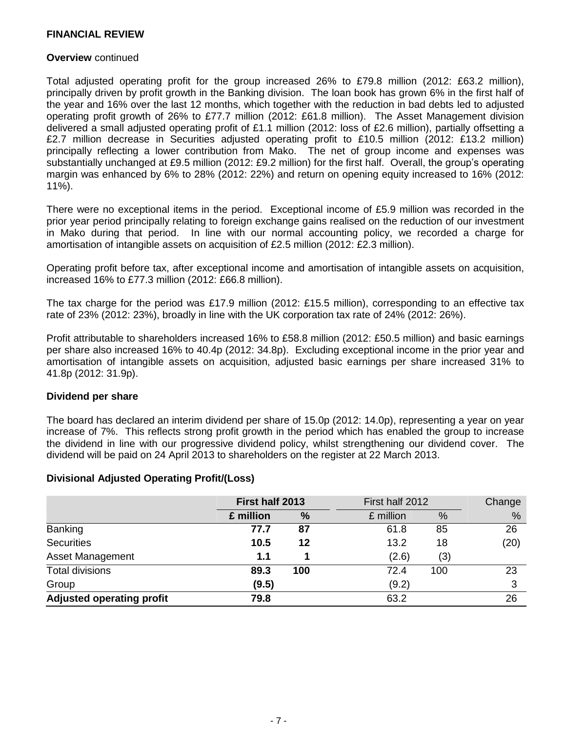## FINANCIAL REVIEW

**Overview** continued

Total adjusted operating profit for the group increased 26% to £79.8 million (2012: £63.2 million), principally driven by profit growth in the Banking division. The loan book has grown 6% in the first half of the year and 16% over the last 12 months, which together with the reduction in bad debts led to adjusted operating profit growth of 26% to £77.7 million (2012: £61.8 million). The Asset Management division delivered a small adjusted operating profit of £1.1 million (2012: loss of £2.6 million), partially offsetting a £2.7 million decrease in Securities adjusted operating profit to £10.5 million (2012: £13.2 million) principally reflecting a lower contribution from Mako. The net of group income and expenses was substantially unchanged at £9.5 million (2012: £9.2 million) for the first half. Overall, the group's operating margin was enhanced by 6% to 28% (2012: 22%) and return on opening equity increased to 16% (2012: 11%).

There were no exceptional items in the period. Exceptional income of £5.9 million was recorded in the prior year period principally relating to foreign exchange gains realised on the reduction of our investment in Mako during that period. In line with our normal accounting policy, we recorded a charge for amortisation of intangible assets on acquisition of £2.5 million (2012: £2.3 million).

Operating profit before tax, after exceptional income and amortisation of intangible assets on acquisition, increased 16% to £77.3 million (2012: £66.8 million).

The tax charge for the period was £17.9 million (2012: £15.5 million), corresponding to an effective tax rate of 23% (2012: 23%), broadly in line with the UK corporation tax rate of 24% (2012: 26%).

Profit attributable to shareholders increased 16% to £58.8 million (2012: £50.5 million) and basic earnings per share also increased 16% to 40.4p (2012: 34.8p). Excluding exceptional income in the prior year and amortisation of intangible assets on acquisition, adjusted basic earnings per share increased 31% to 41.8p (2012: 31.9p).

**Dividend per share**

The board has declared an interim dividend per share of 15.0p (2012: 14.0p), representing a year on year increase of 7%. This reflects strong profit growth in the period which has enabled the group to increase the dividend in line with our progressive dividend policy, whilst strengthening our dividend cover. The dividend will be paid on 24 April 2013 to shareholders on the register at 22 March 2013.

**Divisional Adjusted Operating Profit/(Loss)**

| | **First half 2013** | | First half 2012 | | Change |
|---|---|---|---|---|---|
| | **£ million** | **%** | £ million | % | % |
| Banking | **77.7** | **87** | 61.8 | 85 | 26 |
| Securities | **10.5** | **12** | 13.2 | 18 | (20) |
| Asset Management | **1.1** | **1** | (2.6) | (3) | |
| Total divisions | **89.3** | **100** | 72.4 | 100 | 23 |
| Group | **(9.5)** | | (9.2) | | 3 |
| **Adjusted operating profit** | **79.8** | | 63.2 | | 26 |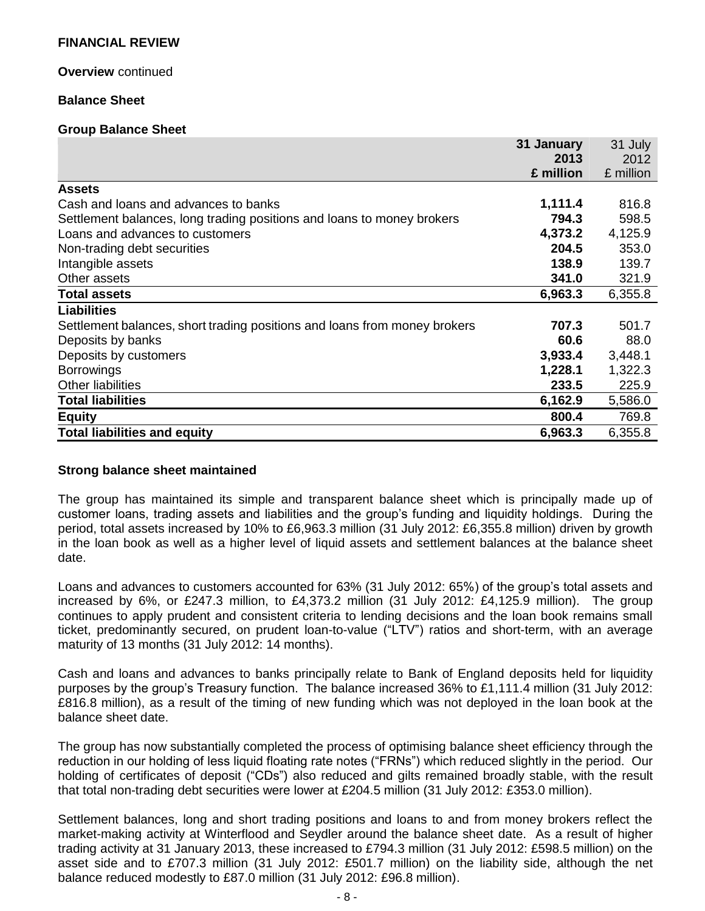## FINANCIAL REVIEW

**Overview** continued

### Balance Sheet

**Group Balance Sheet**

| | 31 January 2013 £ million | 31 July 2012 £ million |
|---|---|---|
| **Assets** | | |
| Cash and loans and advances to banks | **1,111.4** | 816.8 |
| Settlement balances, long trading positions and loans to money brokers | **794.3** | 598.5 |
| Loans and advances to customers | **4,373.2** | 4,125.9 |
| Non-trading debt securities | **204.5** | 353.0 |
| Intangible assets | **138.9** | 139.7 |
| Other assets | **341.0** | 321.9 |
| **Total assets** | **6,963.3** | 6,355.8 |
| **Liabilities** | | |
| Settlement balances, short trading positions and loans from money brokers | **707.3** | 501.7 |
| Deposits by banks | **60.6** | 88.0 |
| Deposits by customers | **3,933.4** | 3,448.1 |
| Borrowings | **1,228.1** | 1,322.3 |
| Other liabilities | **233.5** | 225.9 |
| **Total liabilities** | **6,162.9** | 5,586.0 |
| **Equity** | **800.4** | 769.8 |
| **Total liabilities and equity** | **6,963.3** | 6,355.8 |

**Strong balance sheet maintained**

The group has maintained its simple and transparent balance sheet which is principally made up of customer loans, trading assets and liabilities and the group's funding and liquidity holdings. During the period, total assets increased by 10% to £6,963.3 million (31 July 2012: £6,355.8 million) driven by growth in the loan book as well as a higher level of liquid assets and settlement balances at the balance sheet date.

Loans and advances to customers accounted for 63% (31 July 2012: 65%) of the group's total assets and increased by 6%, or £247.3 million, to £4,373.2 million (31 July 2012: £4,125.9 million). The group continues to apply prudent and consistent criteria to lending decisions and the loan book remains small ticket, predominantly secured, on prudent loan-to-value ("LTV") ratios and short-term, with an average maturity of 13 months (31 July 2012: 14 months).

Cash and loans and advances to banks principally relate to Bank of England deposits held for liquidity purposes by the group's Treasury function. The balance increased 36% to £1,111.4 million (31 July 2012: £816.8 million), as a result of the timing of new funding which was not deployed in the loan book at the balance sheet date.

The group has now substantially completed the process of optimising balance sheet efficiency through the reduction in our holding of less liquid floating rate notes ("FRNs") which reduced slightly in the period. Our holding of certificates of deposit ("CDs") also reduced and gilts remained broadly stable, with the result that total non-trading debt securities were lower at £204.5 million (31 July 2012: £353.0 million).

Settlement balances, long and short trading positions and loans to and from money brokers reflect the market-making activity at Winterflood and Seydler around the balance sheet date. As a result of higher trading activity at 31 January 2013, these increased to £794.3 million (31 July 2012: £598.5 million) on the asset side and to £707.3 million (31 July 2012: £501.7 million) on the liability side, although the net balance reduced modestly to £87.0 million (31 July 2012: £96.8 million).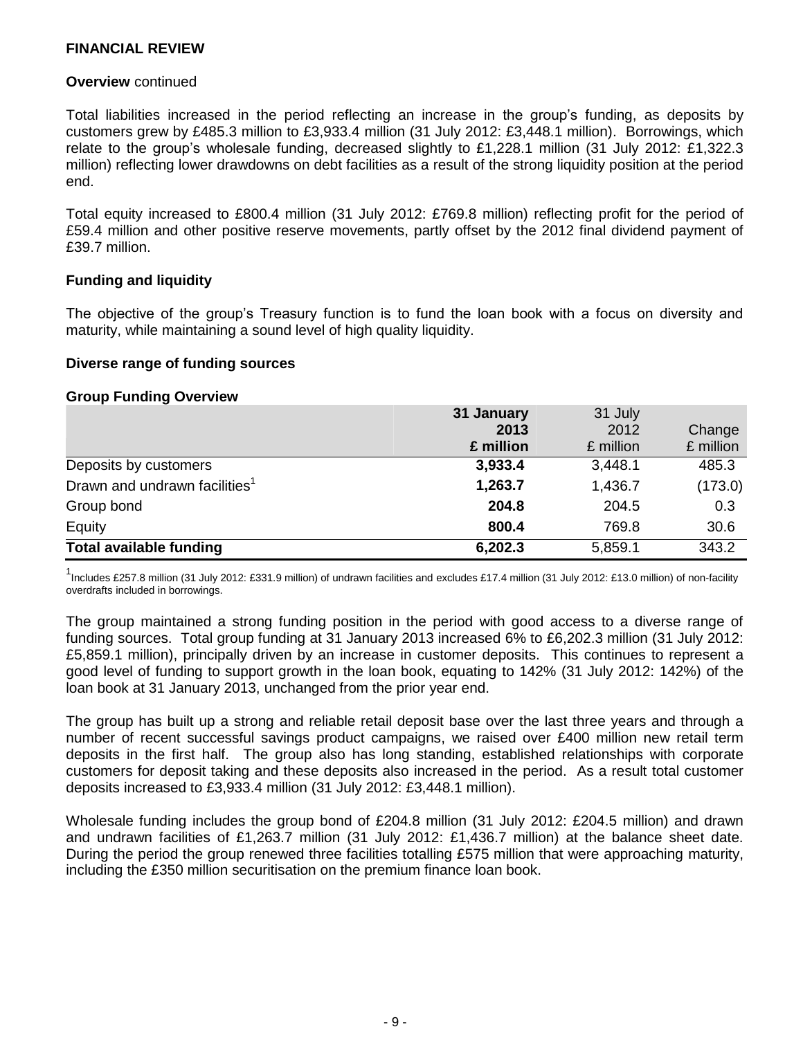**FINANCIAL REVIEW**

**Overview** continued

Total liabilities increased in the period reflecting an increase in the group's funding, as deposits by customers grew by £485.3 million to £3,933.4 million (31 July 2012: £3,448.1 million). Borrowings, which relate to the group's wholesale funding, decreased slightly to £1,228.1 million (31 July 2012: £1,322.3 million) reflecting lower drawdowns on debt facilities as a result of the strong liquidity position at the period end.

Total equity increased to £800.4 million (31 July 2012: £769.8 million) reflecting profit for the period of £59.4 million and other positive reserve movements, partly offset by the 2012 final dividend payment of £39.7 million.

**Funding and liquidity**

The objective of the group's Treasury function is to fund the loan book with a focus on diversity and maturity, while maintaining a sound level of high quality liquidity.

**Diverse range of funding sources**

**Group Funding Overview**

| | **31 January 2013 £ million** | 31 July 2012 £ million | Change £ million |
|---|---|---|---|
| Deposits by customers | **3,933.4** | 3,448.1 | 485.3 |
| Drawn and undrawn facilities[1] | **1,263.7** | 1,436.7 | (173.0) |
| Group bond | **204.8** | 204.5 | 0.3 |
| Equity | **800.4** | 769.8 | 30.6 |
| **Total available funding** | **6,202.3** | 5,859.1 | 343.2 |

[1]Includes £257.8 million (31 July 2012: £331.9 million) of undrawn facilities and excludes £17.4 million (31 July 2012: £13.0 million) of non-facility overdrafts included in borrowings.

The group maintained a strong funding position in the period with good access to a diverse range of funding sources. Total group funding at 31 January 2013 increased 6% to £6,202.3 million (31 July 2012: £5,859.1 million), principally driven by an increase in customer deposits. This continues to represent a good level of funding to support growth in the loan book, equating to 142% (31 July 2012: 142%) of the loan book at 31 January 2013, unchanged from the prior year end.

The group has built up a strong and reliable retail deposit base over the last three years and through a number of recent successful savings product campaigns, we raised over £400 million new retail term deposits in the first half. The group also has long standing, established relationships with corporate customers for deposit taking and these deposits also increased in the period. As a result total customer deposits increased to £3,933.4 million (31 July 2012: £3,448.1 million).

Wholesale funding includes the group bond of £204.8 million (31 July 2012: £204.5 million) and drawn and undrawn facilities of £1,263.7 million (31 July 2012: £1,436.7 million) at the balance sheet date. During the period the group renewed three facilities totalling £575 million that were approaching maturity, including the £350 million securitisation on the premium finance loan book.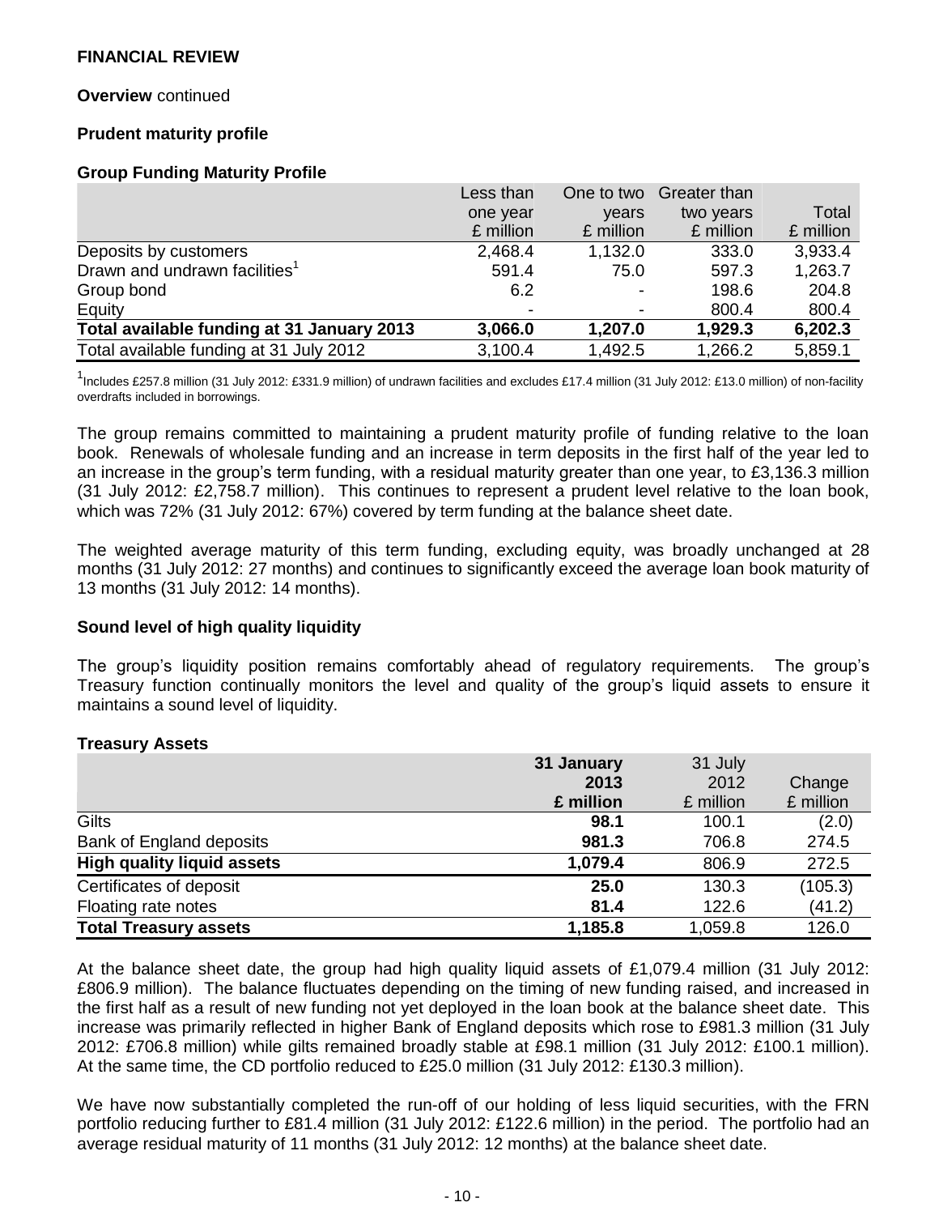## FINANCIAL REVIEW

**Overview** continued

### Prudent maturity profile

**Group Funding Maturity Profile**

| | Less than one year £ million | One to two years £ million | Greater than two years £ million | Total £ million |
|---|---|---|---|---|
| Deposits by customers | 2,468.4 | 1,132.0 | 333.0 | 3,933.4 |
| Drawn and undrawn facilities[1] | 591.4 | 75.0 | 597.3 | 1,263.7 |
| Group bond | 6.2 | - | 198.6 | 204.8 |
| Equity | - | - | 800.4 | 800.4 |
| **Total available funding at 31 January 2013** | **3,066.0** | **1,207.0** | **1,929.3** | **6,202.3** |
| Total available funding at 31 July 2012 | 3,100.4 | 1,492.5 | 1,266.2 | 5,859.1 |

[1]Includes £257.8 million (31 July 2012: £331.9 million) of undrawn facilities and excludes £17.4 million (31 July 2012: £13.0 million) of non-facility overdrafts included in borrowings.

The group remains committed to maintaining a prudent maturity profile of funding relative to the loan book. Renewals of wholesale funding and an increase in term deposits in the first half of the year led to an increase in the group's term funding, with a residual maturity greater than one year, to £3,136.3 million (31 July 2012: £2,758.7 million). This continues to represent a prudent level relative to the loan book, which was 72% (31 July 2012: 67%) covered by term funding at the balance sheet date.

The weighted average maturity of this term funding, excluding equity, was broadly unchanged at 28 months (31 July 2012: 27 months) and continues to significantly exceed the average loan book maturity of 13 months (31 July 2012: 14 months).

### Sound level of high quality liquidity

The group's liquidity position remains comfortably ahead of regulatory requirements. The group's Treasury function continually monitors the level and quality of the group's liquid assets to ensure it maintains a sound level of liquidity.

**Treasury Assets**

| | **31 January 2013 £ million** | 31 July 2012 £ million | Change £ million |
|---|---|---|---|
| Gilts | **98.1** | 100.1 | (2.0) |
| Bank of England deposits | **981.3** | 706.8 | 274.5 |
| **High quality liquid assets** | **1,079.4** | 806.9 | 272.5 |
| Certificates of deposit | **25.0** | 130.3 | (105.3) |
| Floating rate notes | **81.4** | 122.6 | (41.2) |
| **Total Treasury assets** | **1,185.8** | 1,059.8 | 126.0 |

At the balance sheet date, the group had high quality liquid assets of £1,079.4 million (31 July 2012: £806.9 million). The balance fluctuates depending on the timing of new funding raised, and increased in the first half as a result of new funding not yet deployed in the loan book at the balance sheet date. This increase was primarily reflected in higher Bank of England deposits which rose to £981.3 million (31 July 2012: £706.8 million) while gilts remained broadly stable at £98.1 million (31 July 2012: £100.1 million). At the same time, the CD portfolio reduced to £25.0 million (31 July 2012: £130.3 million).

We have now substantially completed the run-off of our holding of less liquid securities, with the FRN portfolio reducing further to £81.4 million (31 July 2012: £122.6 million) in the period. The portfolio had an average residual maturity of 11 months (31 July 2012: 12 months) at the balance sheet date.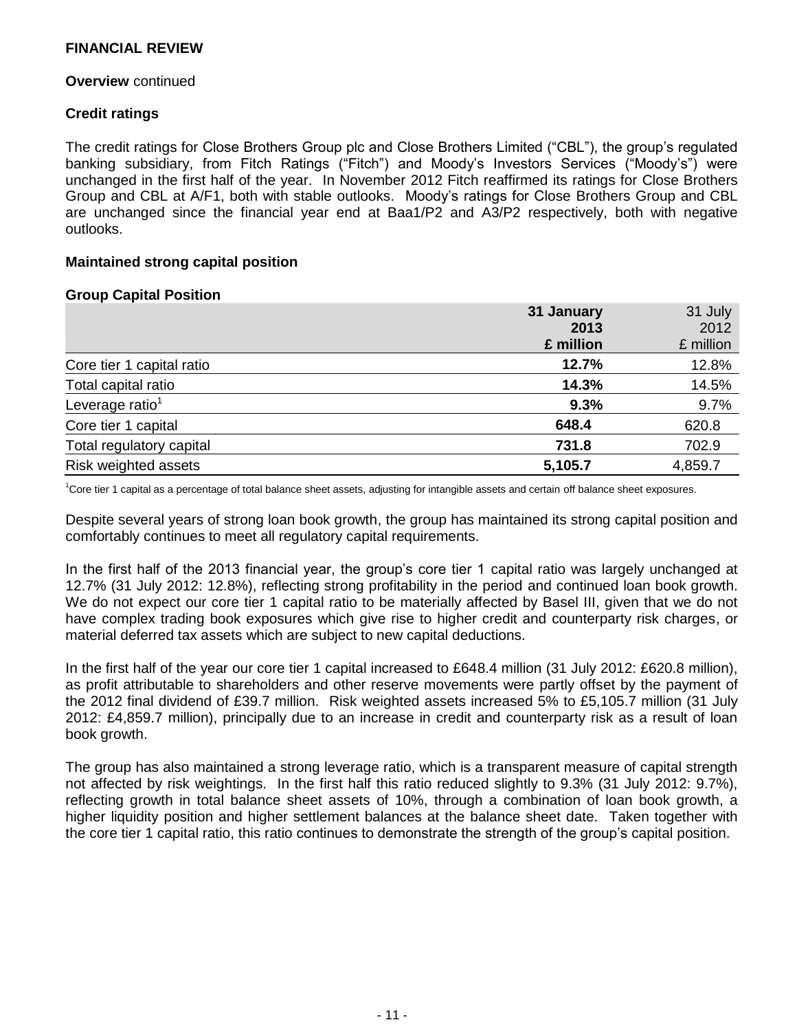# FINANCIAL REVIEW

**Overview** continued

## Credit ratings

The credit ratings for Close Brothers Group plc and Close Brothers Limited ("CBL"), the group's regulated banking subsidiary, from Fitch Ratings ("Fitch") and Moody's Investors Services ("Moody's") were unchanged in the first half of the year. In November 2012 Fitch reaffirmed its ratings for Close Brothers Group and CBL at A/F1, both with stable outlooks. Moody's ratings for Close Brothers Group and CBL are unchanged since the financial year end at Baa1/P2 and A3/P2 respectively, both with negative outlooks.

## Maintained strong capital position

### Group Capital Position

| | **31 January 2013 £ million** | 31 July 2012 £ million |
|---|---|---|
| Core tier 1 capital ratio | **12.7%** | 12.8% |
| Total capital ratio | **14.3%** | 14.5% |
| Leverage ratio[1] | **9.3%** | 9.7% |
| Core tier 1 capital | **648.4** | 620.8 |
| Total regulatory capital | **731.8** | 702.9 |
| Risk weighted assets | **5,105.7** | 4,859.7 |

[1]Core tier 1 capital as a percentage of total balance sheet assets, adjusting for intangible assets and certain off balance sheet exposures.

Despite several years of strong loan book growth, the group has maintained its strong capital position and comfortably continues to meet all regulatory capital requirements.

In the first half of the 2013 financial year, the group's core tier 1 capital ratio was largely unchanged at 12.7% (31 July 2012: 12.8%), reflecting strong profitability in the period and continued loan book growth. We do not expect our core tier 1 capital ratio to be materially affected by Basel III, given that we do not have complex trading book exposures which give rise to higher credit and counterparty risk charges, or material deferred tax assets which are subject to new capital deductions.

In the first half of the year our core tier 1 capital increased to £648.4 million (31 July 2012: £620.8 million), as profit attributable to shareholders and other reserve movements were partly offset by the payment of the 2012 final dividend of £39.7 million. Risk weighted assets increased 5% to £5,105.7 million (31 July 2012: £4,859.7 million), principally due to an increase in credit and counterparty risk as a result of loan book growth.

The group has also maintained a strong leverage ratio, which is a transparent measure of capital strength not affected by risk weightings. In the first half this ratio reduced slightly to 9.3% (31 July 2012: 9.7%), reflecting growth in total balance sheet assets of 10%, through a combination of loan book growth, a higher liquidity position and higher settlement balances at the balance sheet date. Taken together with the core tier 1 capital ratio, this ratio continues to demonstrate the strength of the group's capital position.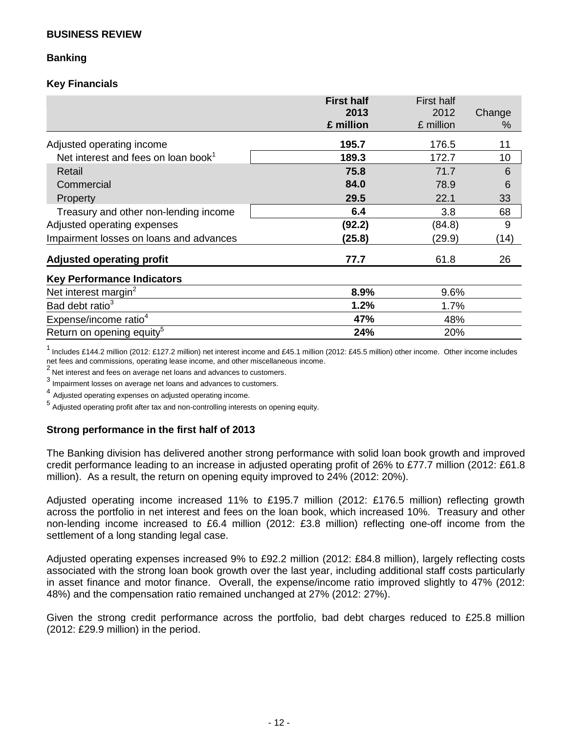## BUSINESS REVIEW

### Banking

#### Key Financials

| | **First half 2013 £ million** | First half 2012 £ million | Change % |
|---|---|---|---|
| Adjusted operating income | **195.7** | 176.5 | 11 |
| Net interest and fees on loan book[1] | **189.3** | 172.7 | 10 |
| Retail | **75.8** | 71.7 | 6 |
| Commercial | **84.0** | 78.9 | 6 |
| Property | **29.5** | 22.1 | 33 |
| Treasury and other non-lending income | **6.4** | 3.8 | 68 |
| Adjusted operating expenses | **(92.2)** | (84.8) | 9 |
| Impairment losses on loans and advances | **(25.8)** | (29.9) | (14) |
| **Adjusted operating profit** | **77.7** | 61.8 | 26 |
| **Key Performance Indicators** | | | |
| Net interest margin[2] | **8.9%** | 9.6% | |
| Bad debt ratio[3] | **1.2%** | 1.7% | |
| Expense/income ratio[4] | **47%** | 48% | |
| Return on opening equity[5] | **24%** | 20% | |

[1] Includes £144.2 million (2012: £127.2 million) net interest income and £45.1 million (2012: £45.5 million) other income. Other income includes net fees and commissions, operating lease income, and other miscellaneous income.

[2] Net interest and fees on average net loans and advances to customers.

[3] Impairment losses on average net loans and advances to customers.

[4] Adjusted operating expenses on adjusted operating income.

[5] Adjusted operating profit after tax and non-controlling interests on opening equity.

### Strong performance in the first half of 2013

The Banking division has delivered another strong performance with solid loan book growth and improved credit performance leading to an increase in adjusted operating profit of 26% to £77.7 million (2012: £61.8 million). As a result, the return on opening equity improved to 24% (2012: 20%).

Adjusted operating income increased 11% to £195.7 million (2012: £176.5 million) reflecting growth across the portfolio in net interest and fees on the loan book, which increased 10%. Treasury and other non-lending income increased to £6.4 million (2012: £3.8 million) reflecting one-off income from the settlement of a long standing legal case.

Adjusted operating expenses increased 9% to £92.2 million (2012: £84.8 million), largely reflecting costs associated with the strong loan book growth over the last year, including additional staff costs particularly in asset finance and motor finance. Overall, the expense/income ratio improved slightly to 47% (2012: 48%) and the compensation ratio remained unchanged at 27% (2012: 27%).

Given the strong credit performance across the portfolio, bad debt charges reduced to £25.8 million (2012: £29.9 million) in the period.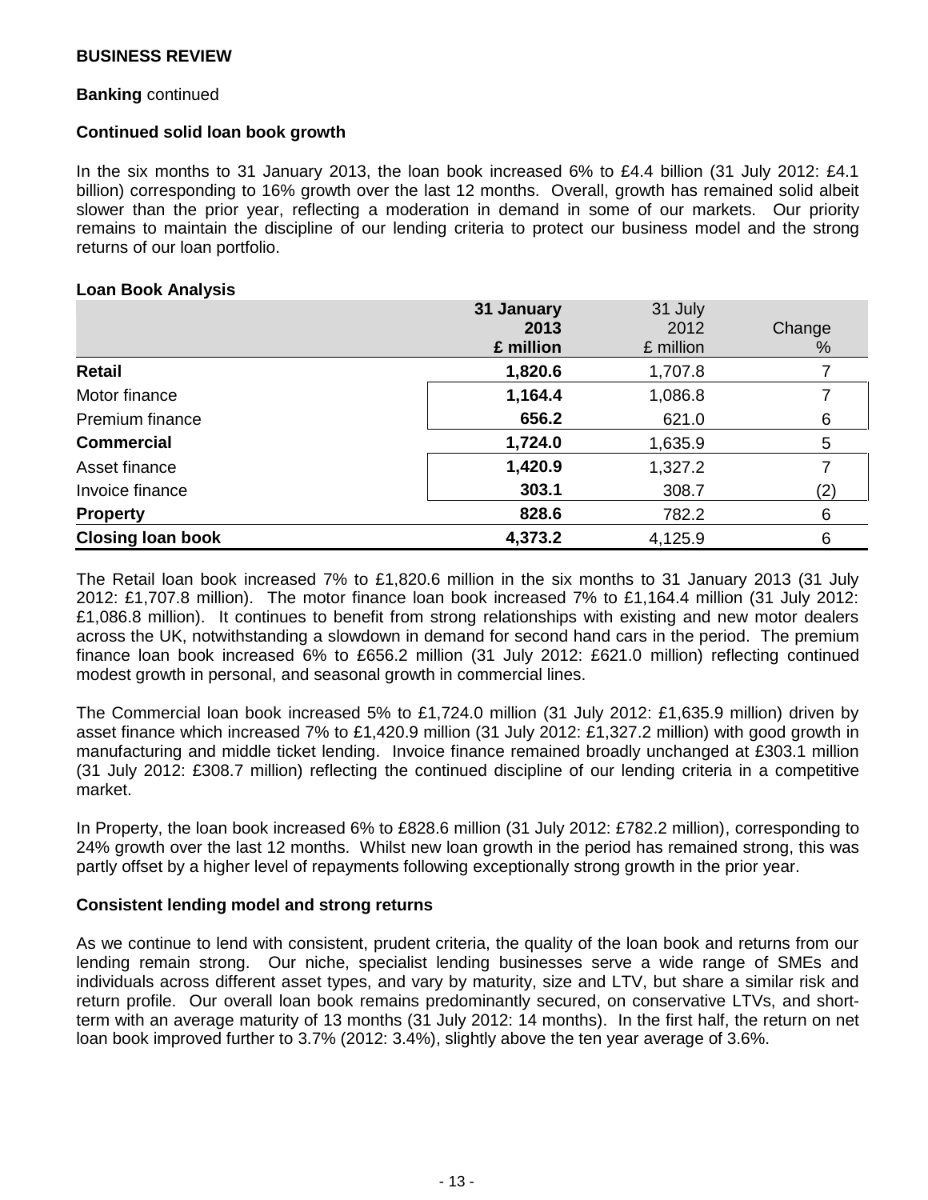**BUSINESS REVIEW**

**Banking** continued

**Continued solid loan book growth**

In the six months to 31 January 2013, the loan book increased 6% to £4.4 billion (31 July 2012: £4.1 billion) corresponding to 16% growth over the last 12 months. Overall, growth has remained solid albeit slower than the prior year, reflecting a moderation in demand in some of our markets. Our priority remains to maintain the discipline of our lending criteria to protect our business model and the strong returns of our loan portfolio.

**Loan Book Analysis**

| | 31 January 2013 £ million | 31 July 2012 £ million | Change % |
|---|---|---|---|
| **Retail** | **1,820.6** | 1,707.8 | 7 |
| Motor finance | **1,164.4** | 1,086.8 | 7 |
| Premium finance | **656.2** | 621.0 | 6 |
| **Commercial** | **1,724.0** | 1,635.9 | 5 |
| Asset finance | **1,420.9** | 1,327.2 | 7 |
| Invoice finance | **303.1** | 308.7 | (2) |
| **Property** | **828.6** | 782.2 | 6 |
| **Closing loan book** | **4,373.2** | 4,125.9 | 6 |

The Retail loan book increased 7% to £1,820.6 million in the six months to 31 January 2013 (31 July 2012: £1,707.8 million). The motor finance loan book increased 7% to £1,164.4 million (31 July 2012: £1,086.8 million). It continues to benefit from strong relationships with existing and new motor dealers across the UK, notwithstanding a slowdown in demand for second hand cars in the period. The premium finance loan book increased 6% to £656.2 million (31 July 2012: £621.0 million) reflecting continued modest growth in personal, and seasonal growth in commercial lines.

The Commercial loan book increased 5% to £1,724.0 million (31 July 2012: £1,635.9 million) driven by asset finance which increased 7% to £1,420.9 million (31 July 2012: £1,327.2 million) with good growth in manufacturing and middle ticket lending. Invoice finance remained broadly unchanged at £303.1 million (31 July 2012: £308.7 million) reflecting the continued discipline of our lending criteria in a competitive market.

In Property, the loan book increased 6% to £828.6 million (31 July 2012: £782.2 million), corresponding to 24% growth over the last 12 months. Whilst new loan growth in the period has remained strong, this was partly offset by a higher level of repayments following exceptionally strong growth in the prior year.

**Consistent lending model and strong returns**

As we continue to lend with consistent, prudent criteria, the quality of the loan book and returns from our lending remain strong. Our niche, specialist lending businesses serve a wide range of SMEs and individuals across different asset types, and vary by maturity, size and LTV, but share a similar risk and return profile. Our overall loan book remains predominantly secured, on conservative LTVs, and short-term with an average maturity of 13 months (31 July 2012: 14 months). In the first half, the return on net loan book improved further to 3.7% (2012: 3.4%), slightly above the ten year average of 3.6%.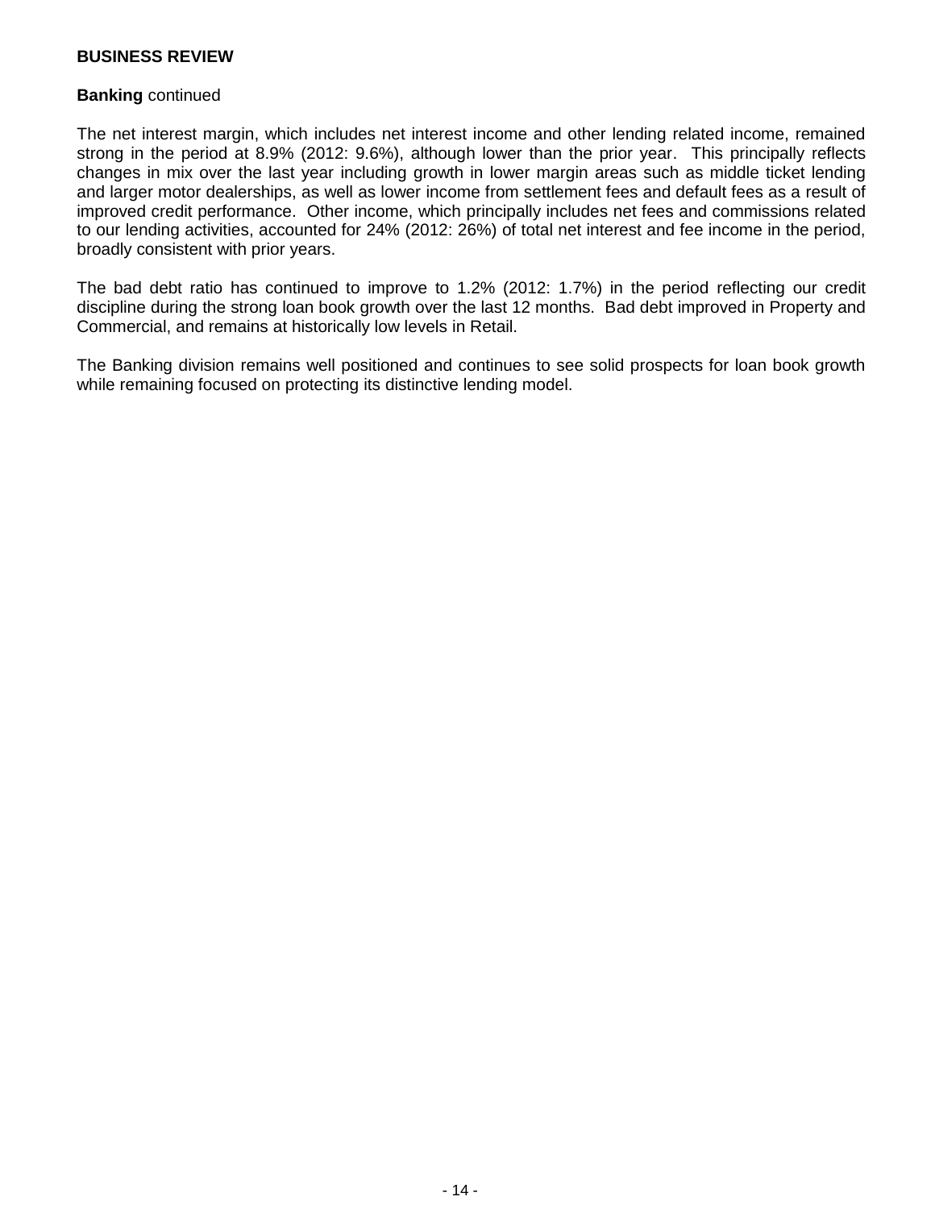**BUSINESS REVIEW**

**Banking** continued

The net interest margin, which includes net interest income and other lending related income, remained strong in the period at 8.9% (2012: 9.6%), although lower than the prior year. This principally reflects changes in mix over the last year including growth in lower margin areas such as middle ticket lending and larger motor dealerships, as well as lower income from settlement fees and default fees as a result of improved credit performance. Other income, which principally includes net fees and commissions related to our lending activities, accounted for 24% (2012: 26%) of total net interest and fee income in the period, broadly consistent with prior years.

The bad debt ratio has continued to improve to 1.2% (2012: 1.7%) in the period reflecting our credit discipline during the strong loan book growth over the last 12 months. Bad debt improved in Property and Commercial, and remains at historically low levels in Retail.

The Banking division remains well positioned and continues to see solid prospects for loan book growth while remaining focused on protecting its distinctive lending model.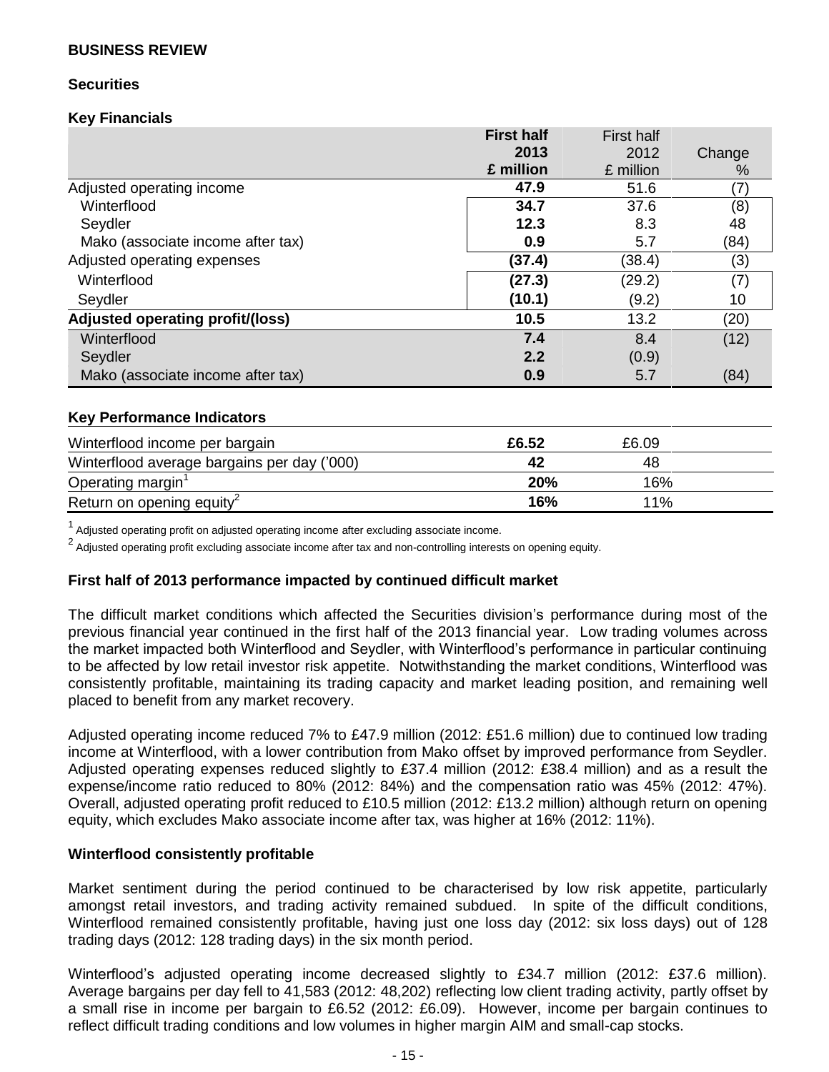## BUSINESS REVIEW

### Securities

**Key Financials**

| | **First half 2013 £ million** | First half 2012 £ million | Change % |
|---|---|---|---|
| Adjusted operating income | **47.9** | 51.6 | (7) |
| Winterflood | **34.7** | 37.6 | (8) |
| Seydler | **12.3** | 8.3 | 48 |
| Mako (associate income after tax) | **0.9** | 5.7 | (84) |
| Adjusted operating expenses | **(37.4)** | (38.4) | (3) |
| Winterflood | **(27.3)** | (29.2) | (7) |
| Seydler | **(10.1)** | (9.2) | 10 |
| **Adjusted operating profit/(loss)** | **10.5** | 13.2 | (20) |
| Winterflood | **7.4** | 8.4 | (12) |
| Seydler | **2.2** | (0.9) | |
| Mako (associate income after tax) | **0.9** | 5.7 | (84) |

**Key Performance Indicators**

| | | | |
|---|---|---|---|
| Winterflood income per bargain | **£6.52** | £6.09 | |
| Winterflood average bargains per day ('000) | **42** | 48 | |
| Operating margin[1] | **20%** | 16% | |
| Return on opening equity[2] | **16%** | 11% | |

[1] Adjusted operating profit on adjusted operating income after excluding associate income.

[2] Adjusted operating profit excluding associate income after tax and non-controlling interests on opening equity.

**First half of 2013 performance impacted by continued difficult market**

The difficult market conditions which affected the Securities division's performance during most of the previous financial year continued in the first half of the 2013 financial year. Low trading volumes across the market impacted both Winterflood and Seydler, with Winterflood's performance in particular continuing to be affected by low retail investor risk appetite. Notwithstanding the market conditions, Winterflood was consistently profitable, maintaining its trading capacity and market leading position, and remaining well placed to benefit from any market recovery.

Adjusted operating income reduced 7% to £47.9 million (2012: £51.6 million) due to continued low trading income at Winterflood, with a lower contribution from Mako offset by improved performance from Seydler. Adjusted operating expenses reduced slightly to £37.4 million (2012: £38.4 million) and as a result the expense/income ratio reduced to 80% (2012: 84%) and the compensation ratio was 45% (2012: 47%). Overall, adjusted operating profit reduced to £10.5 million (2012: £13.2 million) although return on opening equity, which excludes Mako associate income after tax, was higher at 16% (2012: 11%).

**Winterflood consistently profitable**

Market sentiment during the period continued to be characterised by low risk appetite, particularly amongst retail investors, and trading activity remained subdued. In spite of the difficult conditions, Winterflood remained consistently profitable, having just one loss day (2012: six loss days) out of 128 trading days (2012: 128 trading days) in the six month period.

Winterflood's adjusted operating income decreased slightly to £34.7 million (2012: £37.6 million). Average bargains per day fell to 41,583 (2012: 48,202) reflecting low client trading activity, partly offset by a small rise in income per bargain to £6.52 (2012: £6.09). However, income per bargain continues to reflect difficult trading conditions and low volumes in higher margin AIM and small-cap stocks.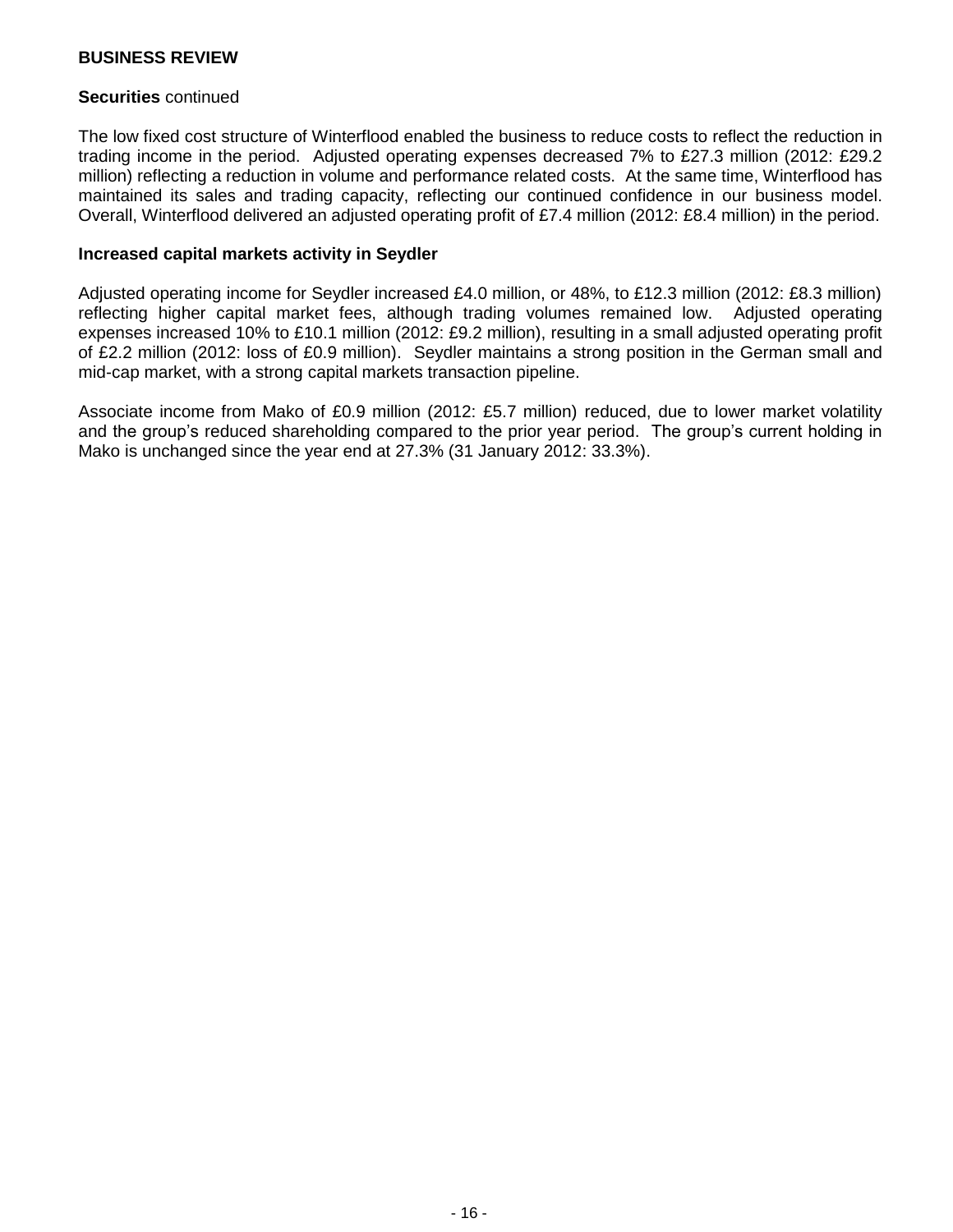**BUSINESS REVIEW**

**Securities** continued

The low fixed cost structure of Winterflood enabled the business to reduce costs to reflect the reduction in trading income in the period. Adjusted operating expenses decreased 7% to £27.3 million (2012: £29.2 million) reflecting a reduction in volume and performance related costs. At the same time, Winterflood has maintained its sales and trading capacity, reflecting our continued confidence in our business model. Overall, Winterflood delivered an adjusted operating profit of £7.4 million (2012: £8.4 million) in the period.

**Increased capital markets activity in Seydler**

Adjusted operating income for Seydler increased £4.0 million, or 48%, to £12.3 million (2012: £8.3 million) reflecting higher capital market fees, although trading volumes remained low. Adjusted operating expenses increased 10% to £10.1 million (2012: £9.2 million), resulting in a small adjusted operating profit of £2.2 million (2012: loss of £0.9 million). Seydler maintains a strong position in the German small and mid-cap market, with a strong capital markets transaction pipeline.

Associate income from Mako of £0.9 million (2012: £5.7 million) reduced, due to lower market volatility and the group's reduced shareholding compared to the prior year period. The group's current holding in Mako is unchanged since the year end at 27.3% (31 January 2012: 33.3%).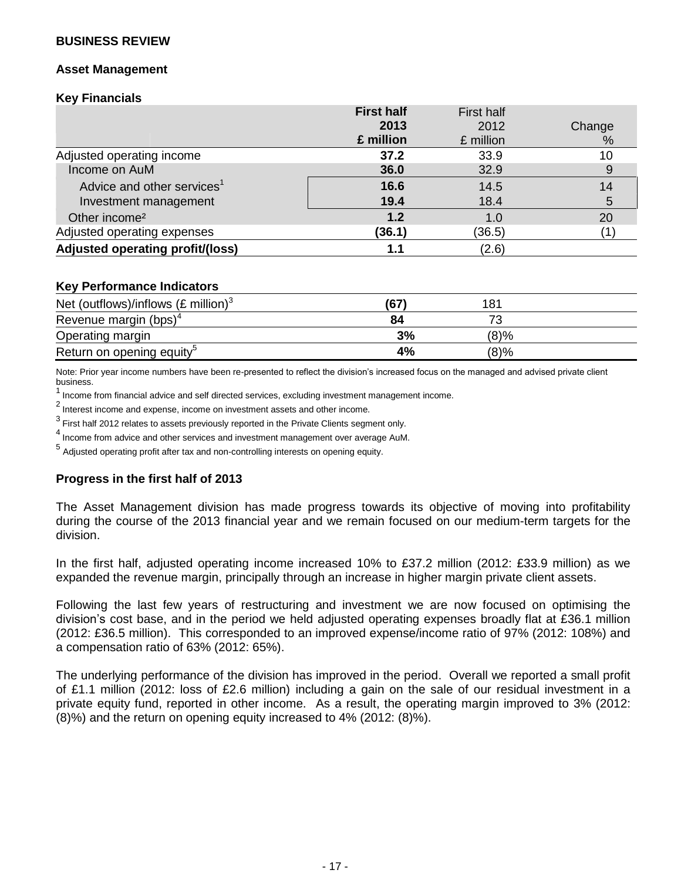**BUSINESS REVIEW**

**Asset Management**

**Key Financials**

| | **First half 2013 £ million** | First half 2012 £ million | Change % |
|---|---|---|---|
| Adjusted operating income | **37.2** | 33.9 | 10 |
| Income on AuM | **36.0** | 32.9 | 9 |
| Advice and other services[1] | **16.6** | 14.5 | 14 |
| Investment management | **19.4** | 18.4 | 5 |
| Other income[2] | **1.2** | 1.0 | 20 |
| Adjusted operating expenses | **(36.1)** | (36.5) | (1) |
| **Adjusted operating profit/(loss)** | **1.1** | (2.6) | |

**Key Performance Indicators**

| | | |
|---|---|---|
| Net (outflows)/inflows (£ million)[3] | **(67)** | 181 |
| Revenue margin (bps)[4] | **84** | 73 |
| Operating margin | **3%** | (8)% |
| Return on opening equity[5] | **4%** | (8)% |

Note: Prior year income numbers have been re-presented to reflect the division's increased focus on the managed and advised private client business.

[1] Income from financial advice and self directed services, excluding investment management income.

[2] Interest income and expense, income on investment assets and other income.

[3] First half 2012 relates to assets previously reported in the Private Clients segment only.

[4] Income from advice and other services and investment management over average AuM.

[5] Adjusted operating profit after tax and non-controlling interests on opening equity.

**Progress in the first half of 2013**

The Asset Management division has made progress towards its objective of moving into profitability during the course of the 2013 financial year and we remain focused on our medium-term targets for the division.

In the first half, adjusted operating income increased 10% to £37.2 million (2012: £33.9 million) as we expanded the revenue margin, principally through an increase in higher margin private client assets.

Following the last few years of restructuring and investment we are now focused on optimising the division's cost base, and in the period we held adjusted operating expenses broadly flat at £36.1 million (2012: £36.5 million). This corresponded to an improved expense/income ratio of 97% (2012: 108%) and a compensation ratio of 63% (2012: 65%).

The underlying performance of the division has improved in the period. Overall we reported a small profit of £1.1 million (2012: loss of £2.6 million) including a gain on the sale of our residual investment in a private equity fund, reported in other income. As a result, the operating margin improved to 3% (2012: (8)%) and the return on opening equity increased to 4% (2012: (8)%).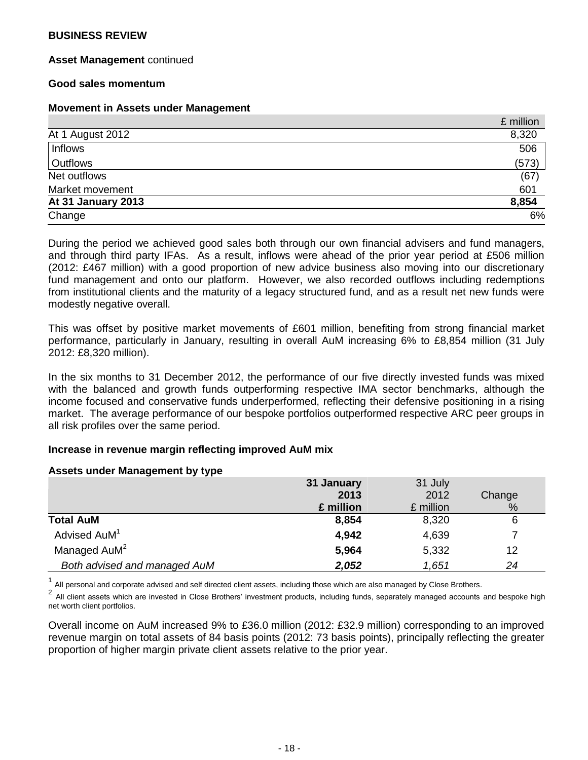**BUSINESS REVIEW**

**Asset Management** continued

**Good sales momentum**

**Movement in Assets under Management**

| | £ million |
|---|---|
| At 1 August 2012 | 8,320 |
| Inflows | 506 |
| Outflows | (573) |
| Net outflows | (67) |
| Market movement | 601 |
| **At 31 January 2013** | **8,854** |
| Change | 6% |

During the period we achieved good sales both through our own financial advisers and fund managers, and through third party IFAs. As a result, inflows were ahead of the prior year period at £506 million (2012: £467 million) with a good proportion of new advice business also moving into our discretionary fund management and onto our platform. However, we also recorded outflows including redemptions from institutional clients and the maturity of a legacy structured fund, and as a result net new funds were modestly negative overall.

This was offset by positive market movements of £601 million, benefiting from strong financial market performance, particularly in January, resulting in overall AuM increasing 6% to £8,854 million (31 July 2012: £8,320 million).

In the six months to 31 December 2012, the performance of our five directly invested funds was mixed with the balanced and growth funds outperforming respective IMA sector benchmarks, although the income focused and conservative funds underperformed, reflecting their defensive positioning in a rising market. The average performance of our bespoke portfolios outperformed respective ARC peer groups in all risk profiles over the same period.

**Increase in revenue margin reflecting improved AuM mix**

**Assets under Management by type**

| | **31 January 2013 £ million** | 31 July 2012 £ million | Change % |
|---|---|---|---|
| **Total AuM** | **8,854** | 8,320 | 6 |
| Advised AuM[1] | **4,942** | 4,639 | 7 |
| Managed AuM[2] | **5,964** | 5,332 | 12 |
| *Both advised and managed AuM* | ***2,052*** | *1,651* | *24* |

[1] All personal and corporate advised and self directed client assets, including those which are also managed by Close Brothers.

[2] All client assets which are invested in Close Brothers' investment products, including funds, separately managed accounts and bespoke high net worth client portfolios.

Overall income on AuM increased 9% to £36.0 million (2012: £32.9 million) corresponding to an improved revenue margin on total assets of 84 basis points (2012: 73 basis points), principally reflecting the greater proportion of higher margin private client assets relative to the prior year.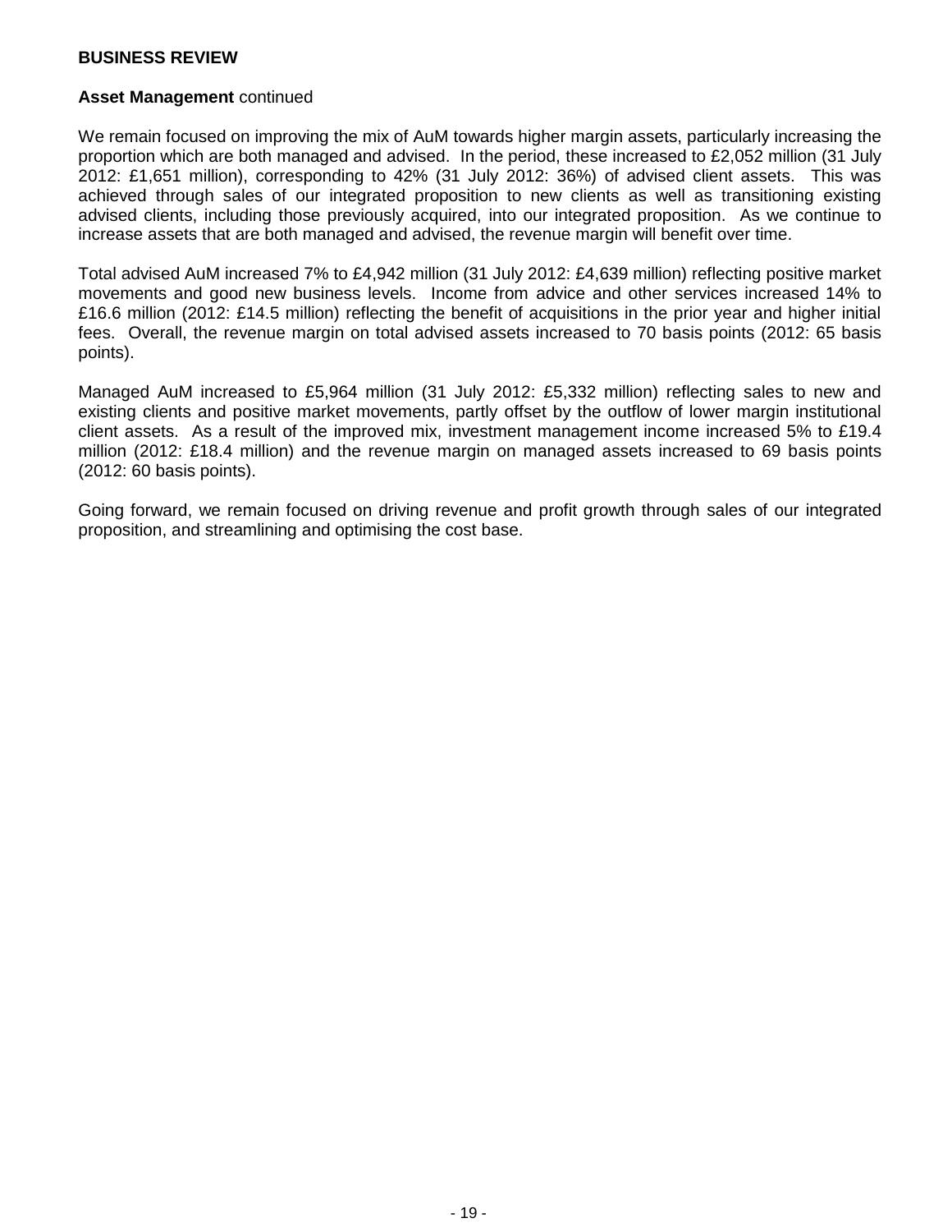# BUSINESS REVIEW

**Asset Management** continued

We remain focused on improving the mix of AuM towards higher margin assets, particularly increasing the proportion which are both managed and advised. In the period, these increased to £2,052 million (31 July 2012: £1,651 million), corresponding to 42% (31 July 2012: 36%) of advised client assets. This was achieved through sales of our integrated proposition to new clients as well as transitioning existing advised clients, including those previously acquired, into our integrated proposition. As we continue to increase assets that are both managed and advised, the revenue margin will benefit over time.

Total advised AuM increased 7% to £4,942 million (31 July 2012: £4,639 million) reflecting positive market movements and good new business levels. Income from advice and other services increased 14% to £16.6 million (2012: £14.5 million) reflecting the benefit of acquisitions in the prior year and higher initial fees. Overall, the revenue margin on total advised assets increased to 70 basis points (2012: 65 basis points).

Managed AuM increased to £5,964 million (31 July 2012: £5,332 million) reflecting sales to new and existing clients and positive market movements, partly offset by the outflow of lower margin institutional client assets. As a result of the improved mix, investment management income increased 5% to £19.4 million (2012: £18.4 million) and the revenue margin on managed assets increased to 69 basis points (2012: 60 basis points).

Going forward, we remain focused on driving revenue and profit growth through sales of our integrated proposition, and streamlining and optimising the cost base.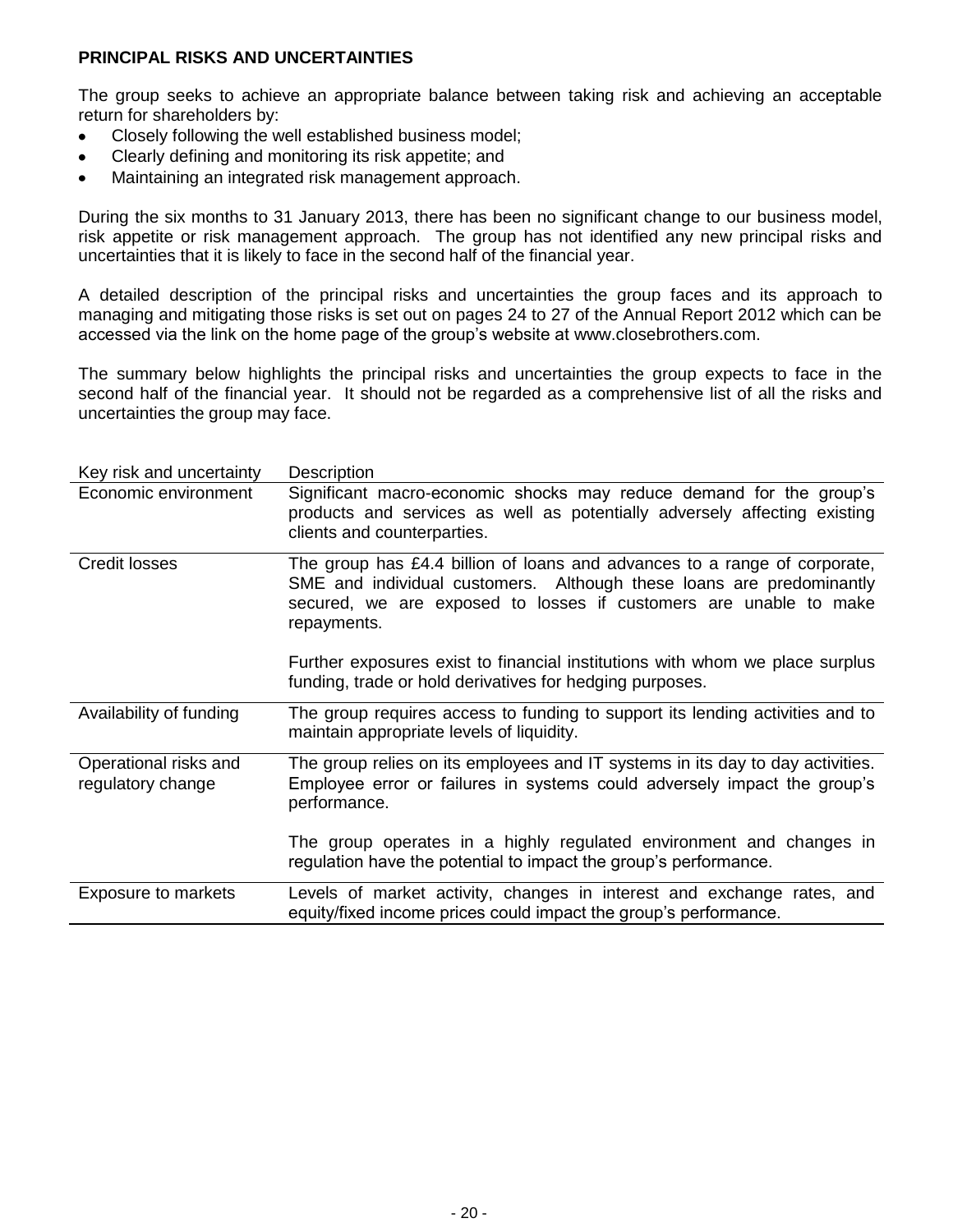## PRINCIPAL RISKS AND UNCERTAINTIES

The group seeks to achieve an appropriate balance between taking risk and achieving an acceptable return for shareholders by:

- Closely following the well established business model;
- Clearly defining and monitoring its risk appetite; and
- Maintaining an integrated risk management approach.

During the six months to 31 January 2013, there has been no significant change to our business model, risk appetite or risk management approach. The group has not identified any new principal risks and uncertainties that it is likely to face in the second half of the financial year.

A detailed description of the principal risks and uncertainties the group faces and its approach to managing and mitigating those risks is set out on pages 24 to 27 of the Annual Report 2012 which can be accessed via the link on the home page of the group's website at www.closebrothers.com.

The summary below highlights the principal risks and uncertainties the group expects to face in the second half of the financial year. It should not be regarded as a comprehensive list of all the risks and uncertainties the group may face.

| Key risk and uncertainty | Description |
|---|---|
| Economic environment | Significant macro-economic shocks may reduce demand for the group's products and services as well as potentially adversely affecting existing clients and counterparties. |
| Credit losses | The group has £4.4 billion of loans and advances to a range of corporate, SME and individual customers. Although these loans are predominantly secured, we are exposed to losses if customers are unable to make repayments.<br><br>Further exposures exist to financial institutions with whom we place surplus funding, trade or hold derivatives for hedging purposes. |
| Availability of funding | The group requires access to funding to support its lending activities and to maintain appropriate levels of liquidity. |
| Operational risks and regulatory change | The group relies on its employees and IT systems in its day to day activities. Employee error or failures in systems could adversely impact the group's performance.<br><br>The group operates in a highly regulated environment and changes in regulation have the potential to impact the group's performance. |
| Exposure to markets | Levels of market activity, changes in interest and exchange rates, and equity/fixed income prices could impact the group's performance. |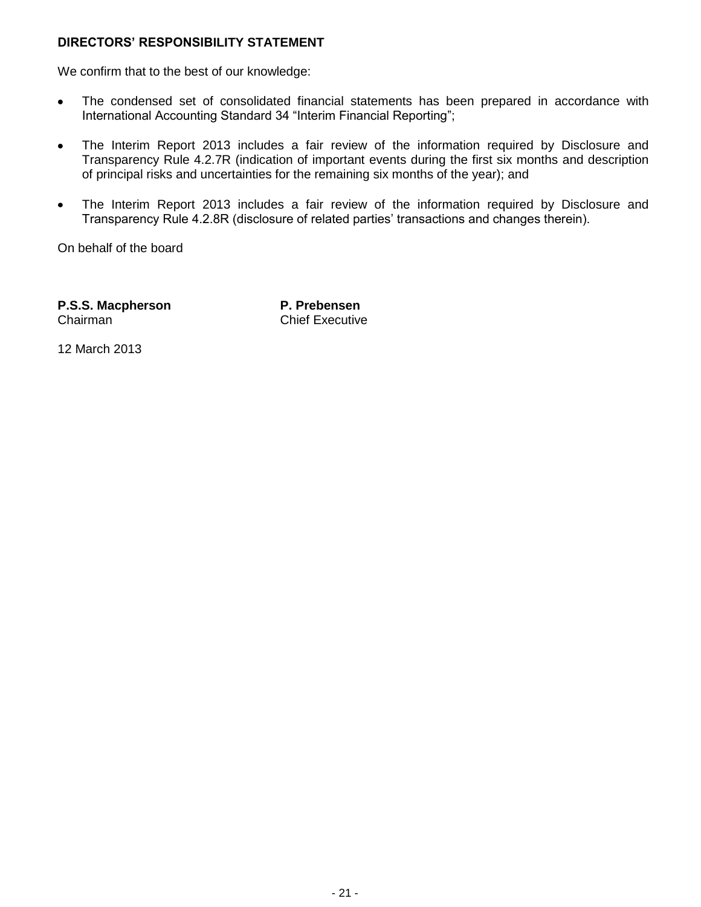## DIRECTORS' RESPONSIBILITY STATEMENT

We confirm that to the best of our knowledge:

- The condensed set of consolidated financial statements has been prepared in accordance with International Accounting Standard 34 "Interim Financial Reporting";
- The Interim Report 2013 includes a fair review of the information required by Disclosure and Transparency Rule 4.2.7R (indication of important events during the first six months and description of principal risks and uncertainties for the remaining six months of the year); and
- The Interim Report 2013 includes a fair review of the information required by Disclosure and Transparency Rule 4.2.8R (disclosure of related parties' transactions and changes therein).

On behalf of the board

**P.S.S. Macpherson**
Chairman

**P. Prebensen**
Chief Executive

12 March 2013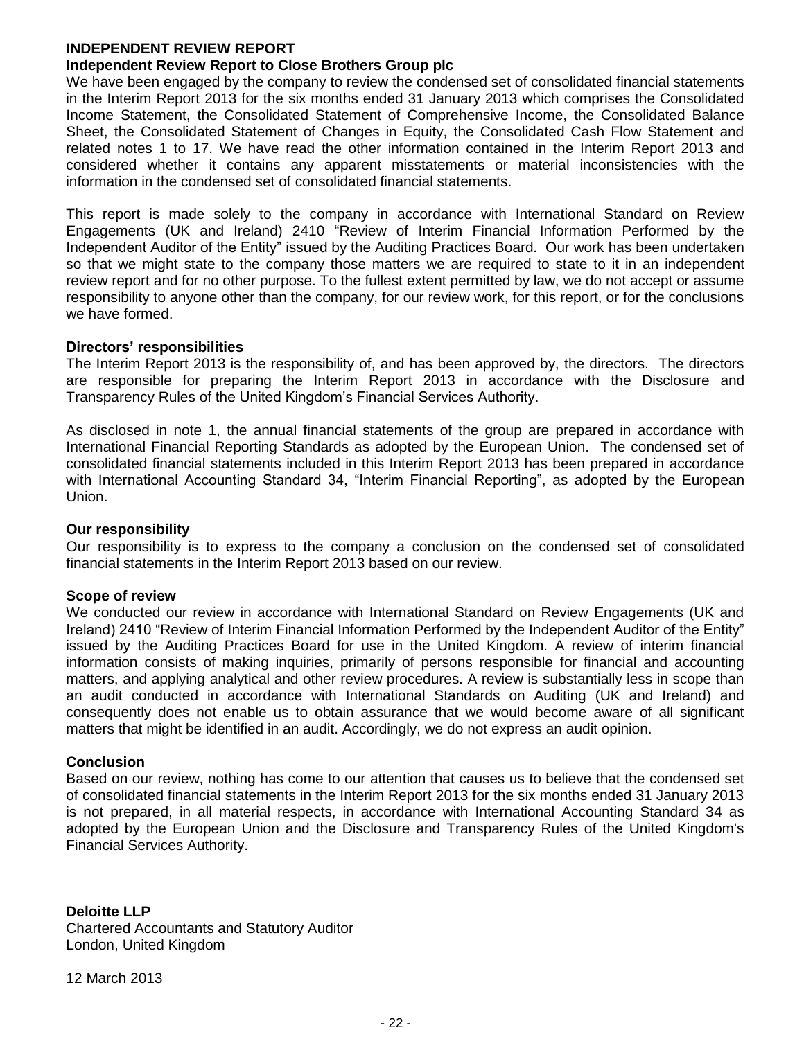# INDEPENDENT REVIEW REPORT

## Independent Review Report to Close Brothers Group plc

We have been engaged by the company to review the condensed set of consolidated financial statements in the Interim Report 2013 for the six months ended 31 January 2013 which comprises the Consolidated Income Statement, the Consolidated Statement of Comprehensive Income, the Consolidated Balance Sheet, the Consolidated Statement of Changes in Equity, the Consolidated Cash Flow Statement and related notes 1 to 17. We have read the other information contained in the Interim Report 2013 and considered whether it contains any apparent misstatements or material inconsistencies with the information in the condensed set of consolidated financial statements.

This report is made solely to the company in accordance with International Standard on Review Engagements (UK and Ireland) 2410 "Review of Interim Financial Information Performed by the Independent Auditor of the Entity" issued by the Auditing Practices Board. Our work has been undertaken so that we might state to the company those matters we are required to state to it in an independent review report and for no other purpose. To the fullest extent permitted by law, we do not accept or assume responsibility to anyone other than the company, for our review work, for this report, or for the conclusions we have formed.

### Directors' responsibilities

The Interim Report 2013 is the responsibility of, and has been approved by, the directors. The directors are responsible for preparing the Interim Report 2013 in accordance with the Disclosure and Transparency Rules of the United Kingdom's Financial Services Authority.

As disclosed in note 1, the annual financial statements of the group are prepared in accordance with International Financial Reporting Standards as adopted by the European Union. The condensed set of consolidated financial statements included in this Interim Report 2013 has been prepared in accordance with International Accounting Standard 34, "Interim Financial Reporting", as adopted by the European Union.

### Our responsibility

Our responsibility is to express to the company a conclusion on the condensed set of consolidated financial statements in the Interim Report 2013 based on our review.

### Scope of review

We conducted our review in accordance with International Standard on Review Engagements (UK and Ireland) 2410 "Review of Interim Financial Information Performed by the Independent Auditor of the Entity" issued by the Auditing Practices Board for use in the United Kingdom. A review of interim financial information consists of making inquiries, primarily of persons responsible for financial and accounting matters, and applying analytical and other review procedures. A review is substantially less in scope than an audit conducted in accordance with International Standards on Auditing (UK and Ireland) and consequently does not enable us to obtain assurance that we would become aware of all significant matters that might be identified in an audit. Accordingly, we do not express an audit opinion.

### Conclusion

Based on our review, nothing has come to our attention that causes us to believe that the condensed set of consolidated financial statements in the Interim Report 2013 for the six months ended 31 January 2013 is not prepared, in all material respects, in accordance with International Accounting Standard 34 as adopted by the European Union and the Disclosure and Transparency Rules of the United Kingdom's Financial Services Authority.

**Deloitte LLP**
Chartered Accountants and Statutory Auditor
London, United Kingdom

12 March 2013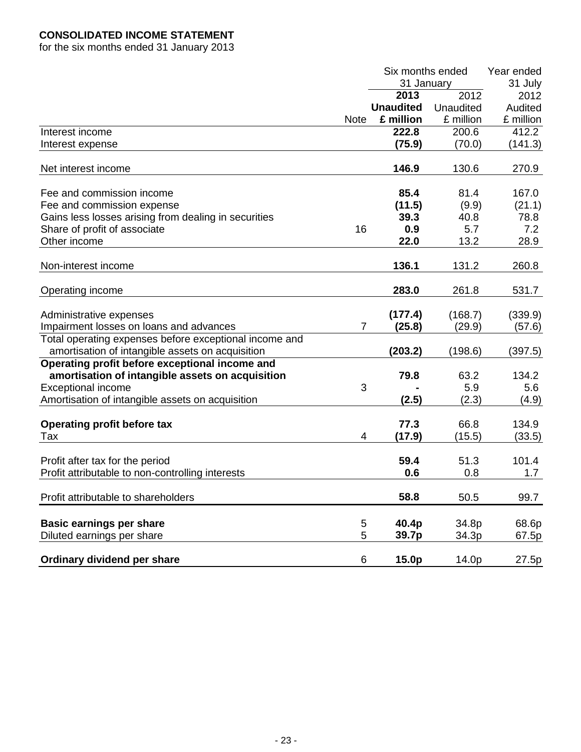**CONSOLIDATED INCOME STATEMENT**

for the six months ended 31 January 2013

| | Note | Six months ended 31 January 2013 Unaudited £ million | Six months ended 31 January 2012 Unaudited £ million | Year ended 31 July 2012 Audited £ million |
|---|---|---|---|---|
| Interest income | | **222.8** | 200.6 | 412.2 |
| Interest expense | | **(75.9)** | (70.0) | (141.3) |
| Net interest income | | **146.9** | 130.6 | 270.9 |
| Fee and commission income | | **85.4** | 81.4 | 167.0 |
| Fee and commission expense | | **(11.5)** | (9.9) | (21.1) |
| Gains less losses arising from dealing in securities | | **39.3** | 40.8 | 78.8 |
| Share of profit of associate | 16 | **0.9** | 5.7 | 7.2 |
| Other income | | **22.0** | 13.2 | 28.9 |
| Non-interest income | | **136.1** | 131.2 | 260.8 |
| Operating income | | **283.0** | 261.8 | 531.7 |
| Administrative expenses | | **(177.4)** | (168.7) | (339.9) |
| Impairment losses on loans and advances | 7 | **(25.8)** | (29.9) | (57.6) |
| Total operating expenses before exceptional income and amortisation of intangible assets on acquisition | | **(203.2)** | (198.6) | (397.5) |
| **Operating profit before exceptional income and amortisation of intangible assets on acquisition** | | **79.8** | 63.2 | 134.2 |
| Exceptional income | 3 | **-** | 5.9 | 5.6 |
| Amortisation of intangible assets on acquisition | | **(2.5)** | (2.3) | (4.9) |
| **Operating profit before tax** | | **77.3** | 66.8 | 134.9 |
| Tax | 4 | **(17.9)** | (15.5) | (33.5) |
| Profit after tax for the period | | **59.4** | 51.3 | 101.4 |
| Profit attributable to non-controlling interests | | **0.6** | 0.8 | 1.7 |
| Profit attributable to shareholders | | **58.8** | 50.5 | 99.7 |
| **Basic earnings per share** | 5 | **40.4p** | 34.8p | 68.6p |
| Diluted earnings per share | 5 | **39.7p** | 34.3p | 67.5p |
| **Ordinary dividend per share** | 6 | **15.0p** | 14.0p | 27.5p |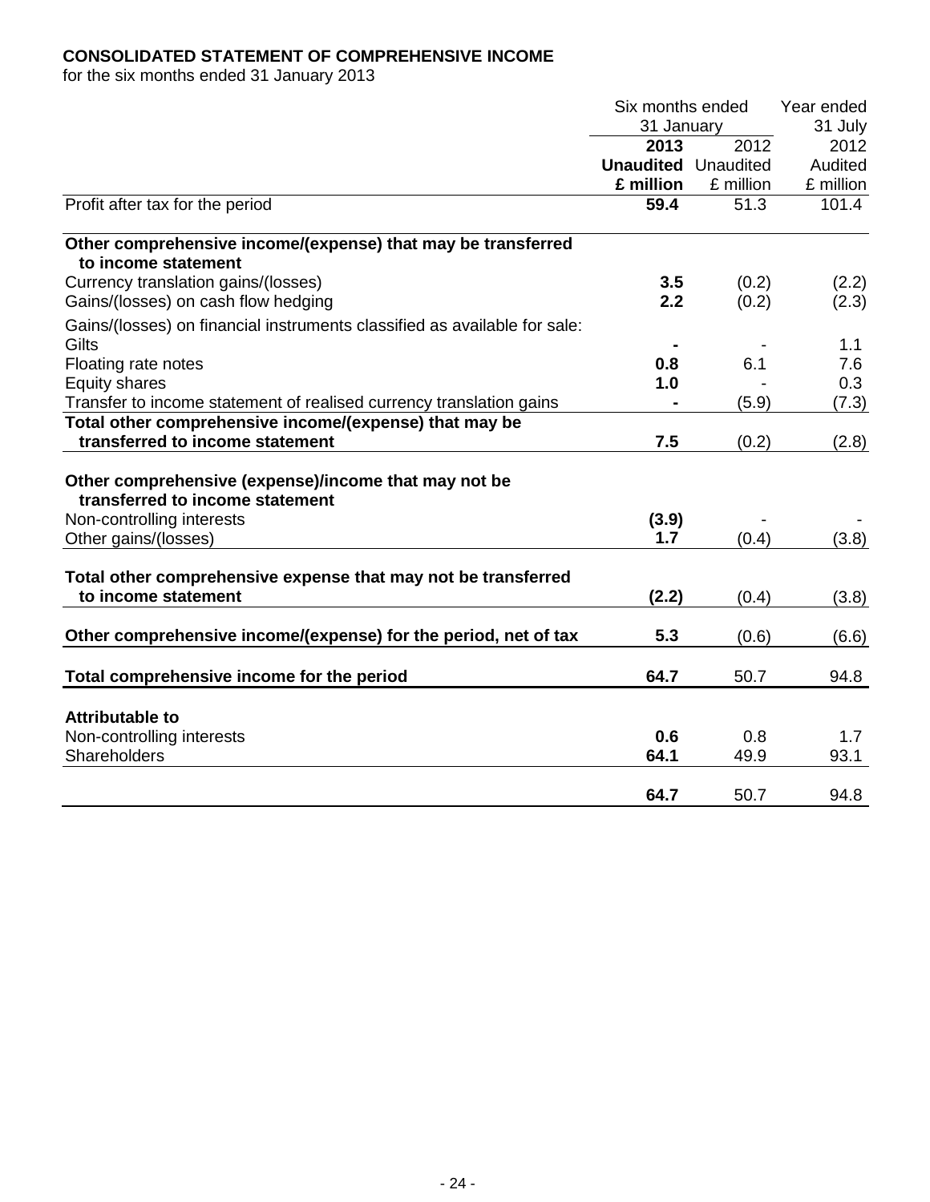**CONSOLIDATED STATEMENT OF COMPREHENSIVE INCOME**
for the six months ended 31 January 2013

| | Six months ended 31 January | | Year ended 31 July |
|---|---|---|---|
| | **2013** | 2012 | 2012 |
| | **Unaudited** | Unaudited | Audited |
| | **£ million** | £ million | £ million |
| Profit after tax for the period | **59.4** | 51.3 | 101.4 |
| **Other comprehensive income/(expense) that may be transferred to income statement** | | | |
| Currency translation gains/(losses) | **3.5** | (0.2) | (2.2) |
| Gains/(losses) on cash flow hedging | **2.2** | (0.2) | (2.3) |
| Gains/(losses) on financial instruments classified as available for sale: | | | |
| Gilts | **-** | - | 1.1 |
| Floating rate notes | **0.8** | 6.1 | 7.6 |
| Equity shares | **1.0** | - | 0.3 |
| Transfer to income statement of realised currency translation gains | **-** | (5.9) | (7.3) |
| **Total other comprehensive income/(expense) that may be transferred to income statement** | **7.5** | (0.2) | (2.8) |
| **Other comprehensive (expense)/income that may not be transferred to income statement** | | | |
| Non-controlling interests | **(3.9)** | - | - |
| Other gains/(losses) | **1.7** | (0.4) | (3.8) |
| **Total other comprehensive expense that may not be transferred to income statement** | **(2.2)** | (0.4) | (3.8) |
| **Other comprehensive income/(expense) for the period, net of tax** | **5.3** | (0.6) | (6.6) |
| **Total comprehensive income for the period** | **64.7** | 50.7 | 94.8 |
| **Attributable to** | | | |
| Non-controlling interests | **0.6** | 0.8 | 1.7 |
| Shareholders | **64.1** | 49.9 | 93.1 |
| | **64.7** | 50.7 | 94.8 |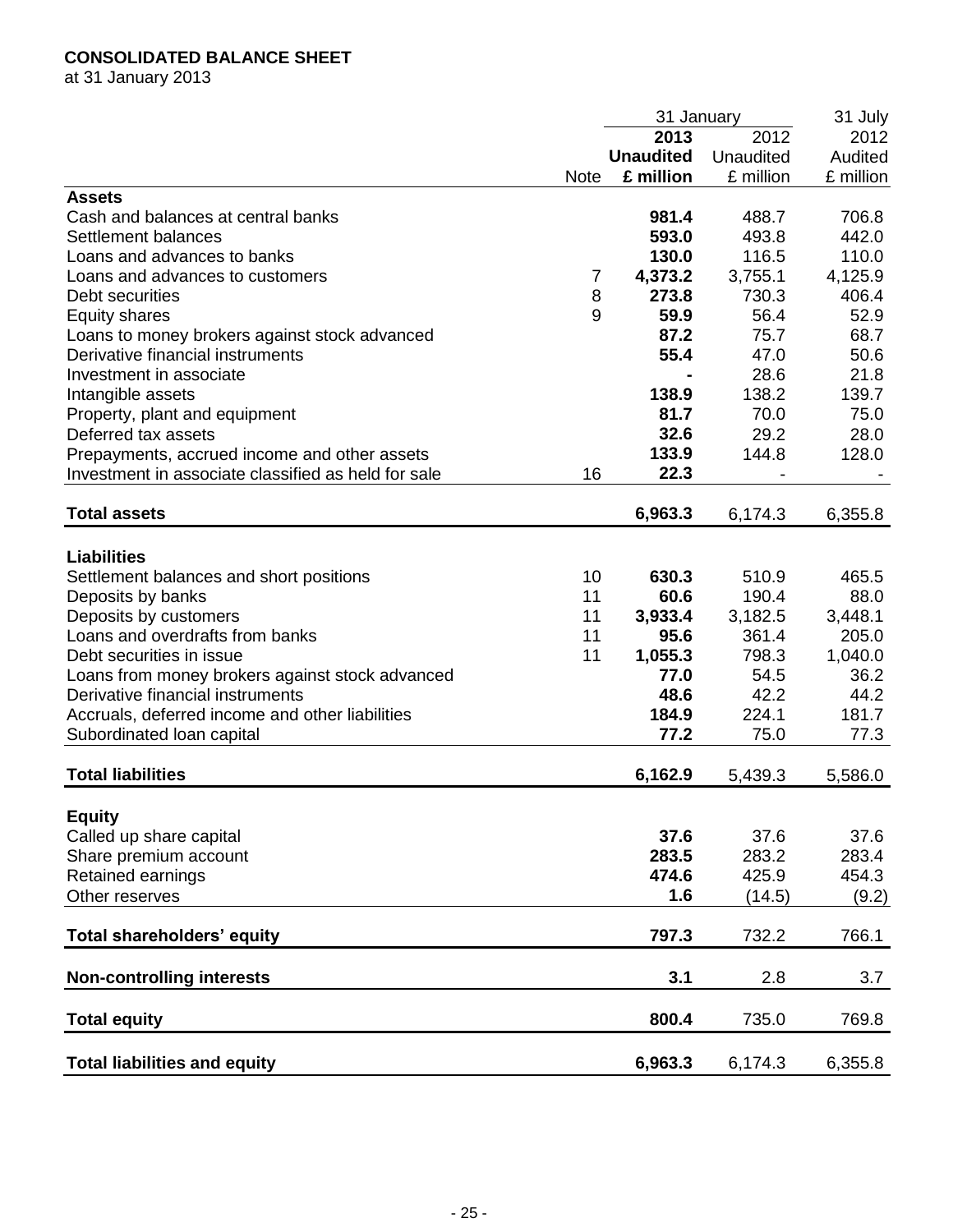**CONSOLIDATED BALANCE SHEET**
at 31 January 2013

| | Note | 31 January 2013 Unaudited £ million | 31 January 2012 Unaudited £ million | 31 July 2012 Audited £ million |
|---|---|---|---|---|
| **Assets** | | | | |
| Cash and balances at central banks | | **981.4** | 488.7 | 706.8 |
| Settlement balances | | **593.0** | 493.8 | 442.0 |
| Loans and advances to banks | | **130.0** | 116.5 | 110.0 |
| Loans and advances to customers | 7 | **4,373.2** | 3,755.1 | 4,125.9 |
| Debt securities | 8 | **273.8** | 730.3 | 406.4 |
| Equity shares | 9 | **59.9** | 56.4 | 52.9 |
| Loans to money brokers against stock advanced | | **87.2** | 75.7 | 68.7 |
| Derivative financial instruments | | **55.4** | 47.0 | 50.6 |
| Investment in associate | | **-** | 28.6 | 21.8 |
| Intangible assets | | **138.9** | 138.2 | 139.7 |
| Property, plant and equipment | | **81.7** | 70.0 | 75.0 |
| Deferred tax assets | | **32.6** | 29.2 | 28.0 |
| Prepayments, accrued income and other assets | | **133.9** | 144.8 | 128.0 |
| Investment in associate classified as held for sale | 16 | **22.3** | - | - |
| **Total assets** | | **6,963.3** | 6,174.3 | 6,355.8 |
| **Liabilities** | | | | |
| Settlement balances and short positions | 10 | **630.3** | 510.9 | 465.5 |
| Deposits by banks | 11 | **60.6** | 190.4 | 88.0 |
| Deposits by customers | 11 | **3,933.4** | 3,182.5 | 3,448.1 |
| Loans and overdrafts from banks | 11 | **95.6** | 361.4 | 205.0 |
| Debt securities in issue | 11 | **1,055.3** | 798.3 | 1,040.0 |
| Loans from money brokers against stock advanced | | **77.0** | 54.5 | 36.2 |
| Derivative financial instruments | | **48.6** | 42.2 | 44.2 |
| Accruals, deferred income and other liabilities | | **184.9** | 224.1 | 181.7 |
| Subordinated loan capital | | **77.2** | 75.0 | 77.3 |
| **Total liabilities** | | **6,162.9** | 5,439.3 | 5,586.0 |
| **Equity** | | | | |
| Called up share capital | | **37.6** | 37.6 | 37.6 |
| Share premium account | | **283.5** | 283.2 | 283.4 |
| Retained earnings | | **474.6** | 425.9 | 454.3 |
| Other reserves | | **1.6** | (14.5) | (9.2) |
| **Total shareholders' equity** | | **797.3** | 732.2 | 766.1 |
| **Non-controlling interests** | | **3.1** | 2.8 | 3.7 |
| **Total equity** | | **800.4** | 735.0 | 769.8 |
| **Total liabilities and equity** | | **6,963.3** | 6,174.3 | 6,355.8 |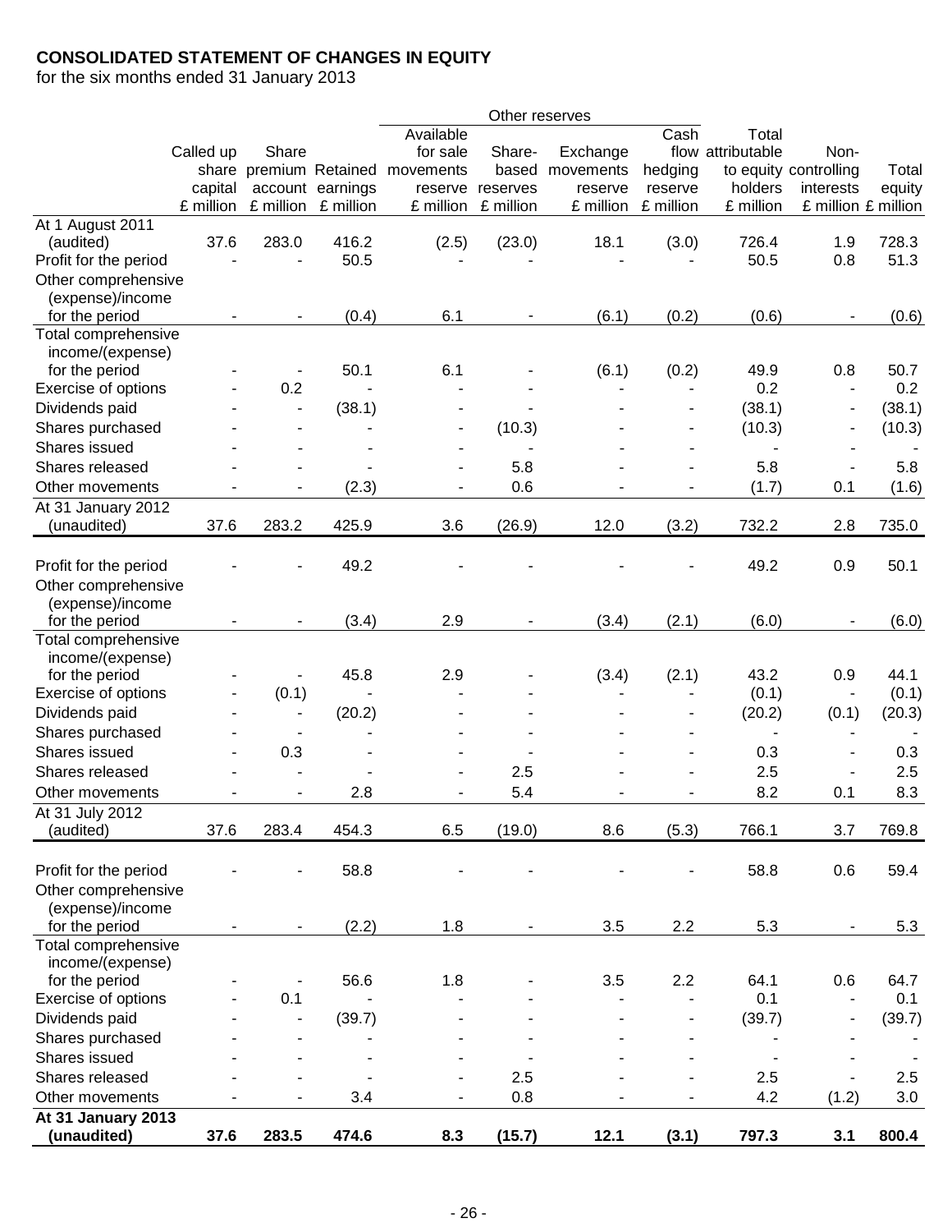**CONSOLIDATED STATEMENT OF CHANGES IN EQUITY**

for the six months ended 31 January 2013

| | Called up share capital £ million | Share premium account £ million | Retained earnings £ million | Other reserves: Available for sale movements reserve £ million | Other reserves: Share-based reserves £ million | Other reserves: Exchange movements reserve £ million | Other reserves: Cash flow hedging reserve £ million | Total attributable to equity holders £ million | Non-controlling interests £ million | Total equity £ million |
|---|---|---|---|---|---|---|---|---|---|---|
| At 1 August 2011 (audited) | 37.6 | 283.0 | 416.2 | (2.5) | (23.0) | 18.1 | (3.0) | 726.4 | 1.9 | 728.3 |
| Profit for the period | - | - | 50.5 | - | - | - | - | 50.5 | 0.8 | 51.3 |
| Other comprehensive (expense)/income for the period | - | - | (0.4) | 6.1 | - | (6.1) | (0.2) | (0.6) | - | (0.6) |
| Total comprehensive income/(expense) for the period | - | - | 50.1 | 6.1 | - | (6.1) | (0.2) | 49.9 | 0.8 | 50.7 |
| Exercise of options | - | 0.2 | - | - | - | - | - | 0.2 | - | 0.2 |
| Dividends paid | - | - | (38.1) | - | - | - | - | (38.1) | - | (38.1) |
| Shares purchased | - | - | - | - | (10.3) | - | - | (10.3) | - | (10.3) |
| Shares issued | - | - | - | - | - | - | - | - | - | - |
| Shares released | - | - | - | - | 5.8 | - | - | 5.8 | - | 5.8 |
| Other movements | - | - | (2.3) | - | 0.6 | - | - | (1.7) | 0.1 | (1.6) |
| At 31 January 2012 (unaudited) | 37.6 | 283.2 | 425.9 | 3.6 | (26.9) | 12.0 | (3.2) | 732.2 | 2.8 | 735.0 |
| Profit for the period | - | - | 49.2 | - | - | - | - | 49.2 | 0.9 | 50.1 |
| Other comprehensive (expense)/income for the period | - | - | (3.4) | 2.9 | - | (3.4) | (2.1) | (6.0) | - | (6.0) |
| Total comprehensive income/(expense) for the period | - | - | 45.8 | 2.9 | - | (3.4) | (2.1) | 43.2 | 0.9 | 44.1 |
| Exercise of options | - | (0.1) | - | - | - | - | - | (0.1) | - | (0.1) |
| Dividends paid | - | - | (20.2) | - | - | - | - | (20.2) | (0.1) | (20.3) |
| Shares purchased | - | - | - | - | - | - | - | - | - | - |
| Shares issued | - | 0.3 | - | - | - | - | - | 0.3 | - | 0.3 |
| Shares released | - | - | - | - | 2.5 | - | - | 2.5 | - | 2.5 |
| Other movements | - | - | 2.8 | - | 5.4 | - | - | 8.2 | 0.1 | 8.3 |
| At 31 July 2012 (audited) | 37.6 | 283.4 | 454.3 | 6.5 | (19.0) | 8.6 | (5.3) | 766.1 | 3.7 | 769.8 |
| Profit for the period | - | - | 58.8 | - | - | - | - | 58.8 | 0.6 | 59.4 |
| Other comprehensive (expense)/income for the period | - | - | (2.2) | 1.8 | - | 3.5 | 2.2 | 5.3 | - | 5.3 |
| Total comprehensive income/(expense) for the period | - | - | 56.6 | 1.8 | - | 3.5 | 2.2 | 64.1 | 0.6 | 64.7 |
| Exercise of options | - | 0.1 | - | - | - | - | - | 0.1 | - | 0.1 |
| Dividends paid | - | - | (39.7) | - | - | - | - | (39.7) | - | (39.7) |
| Shares purchased | - | - | - | - | - | - | - | - | - | - |
| Shares issued | - | - | - | - | - | - | - | - | - | - |
| Shares released | - | - | - | - | 2.5 | - | - | 2.5 | - | 2.5 |
| Other movements | - | - | 3.4 | - | 0.8 | - | - | 4.2 | (1.2) | 3.0 |
| **At 31 January 2013 (unaudited)** | **37.6** | **283.5** | **474.6** | **8.3** | **(15.7)** | **12.1** | **(3.1)** | **797.3** | **3.1** | **800.4** |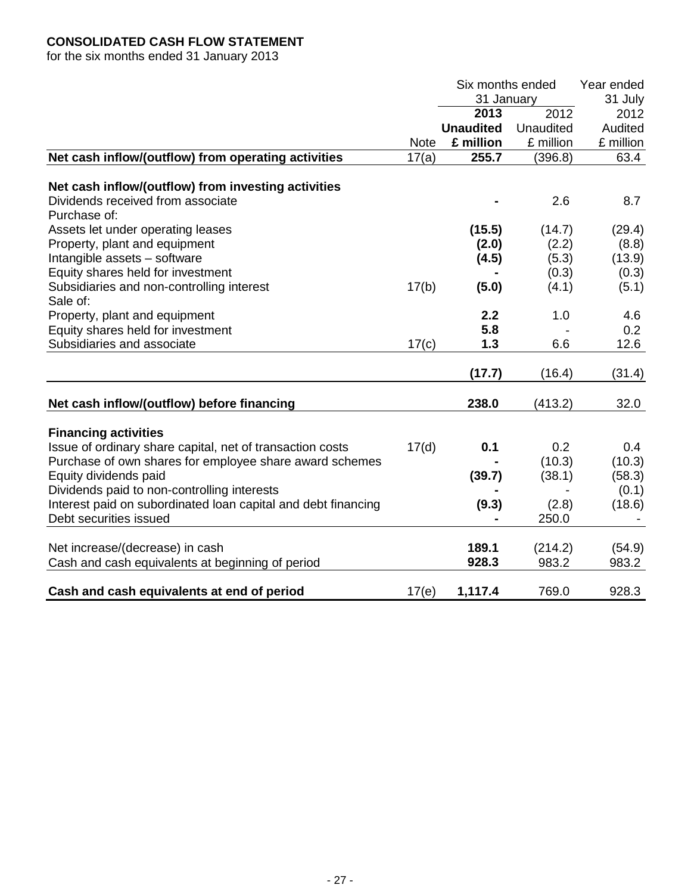**CONSOLIDATED CASH FLOW STATEMENT**
for the six months ended 31 January 2013

| | Note | Six months ended 31 January 2013 Unaudited £ million | Six months ended 31 January 2012 Unaudited £ million | Year ended 31 July 2012 Audited £ million |
|---|---|---|---|---|
| **Net cash inflow/(outflow) from operating activities** | 17(a) | **255.7** | (396.8) | 63.4 |
| | | | | |
| **Net cash inflow/(outflow) from investing activities** | | | | |
| Dividends received from associate | | **-** | 2.6 | 8.7 |
| Purchase of: | | | | |
| Assets let under operating leases | | **(15.5)** | (14.7) | (29.4) |
| Property, plant and equipment | | **(2.0)** | (2.2) | (8.8) |
| Intangible assets – software | | **(4.5)** | (5.3) | (13.9) |
| Equity shares held for investment | | **-** | (0.3) | (0.3) |
| Subsidiaries and non-controlling interest | 17(b) | **(5.0)** | (4.1) | (5.1) |
| Sale of: | | | | |
| Property, plant and equipment | | **2.2** | 1.0 | 4.6 |
| Equity shares held for investment | | **5.8** | - | 0.2 |
| Subsidiaries and associate | 17(c) | **1.3** | 6.6 | 12.6 |
| | | **(17.7)** | (16.4) | (31.4) |
| | | | | |
| **Net cash inflow/(outflow) before financing** | | **238.0** | (413.2) | 32.0 |
| | | | | |
| **Financing activities** | | | | |
| Issue of ordinary share capital, net of transaction costs | 17(d) | **0.1** | 0.2 | 0.4 |
| Purchase of own shares for employee share award schemes | | **-** | (10.3) | (10.3) |
| Equity dividends paid | | **(39.7)** | (38.1) | (58.3) |
| Dividends paid to non-controlling interests | | **-** | - | (0.1) |
| Interest paid on subordinated loan capital and debt financing | | **(9.3)** | (2.8) | (18.6) |
| Debt securities issued | | **-** | 250.0 | - |
| | | | | |
| Net increase/(decrease) in cash | | **189.1** | (214.2) | (54.9) |
| Cash and cash equivalents at beginning of period | | **928.3** | 983.2 | 983.2 |
| | | | | |
| **Cash and cash equivalents at end of period** | 17(e) | **1,117.4** | 769.0 | 928.3 |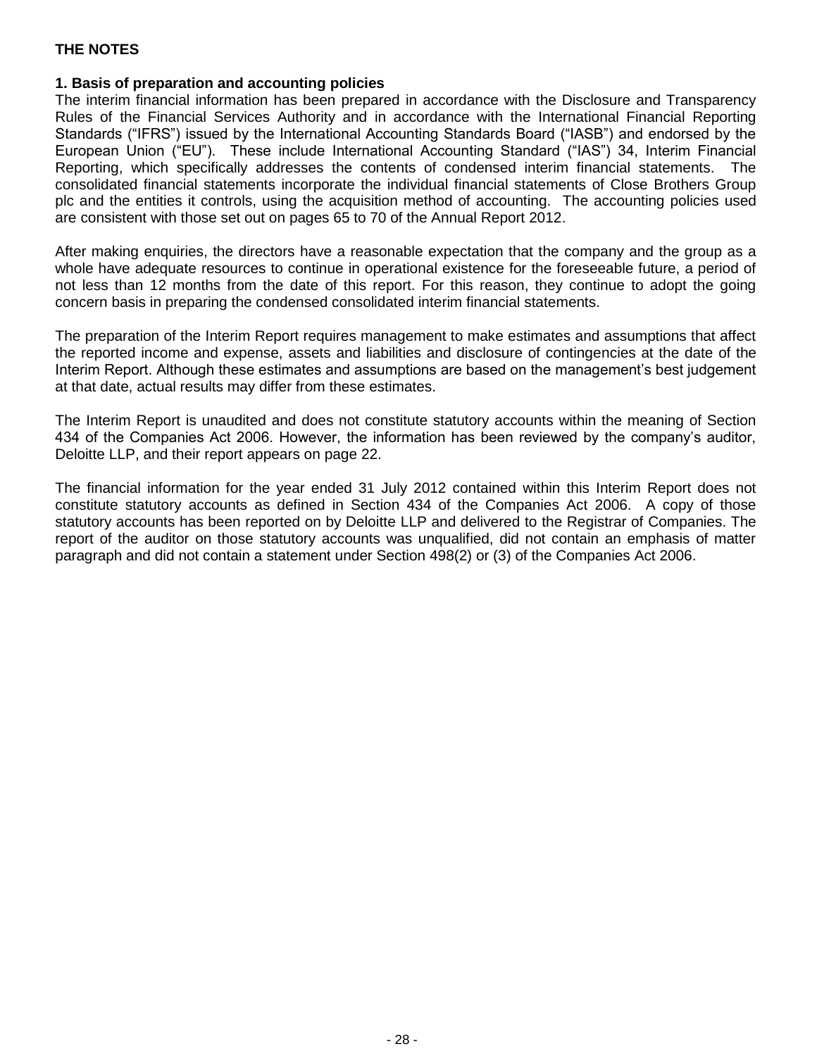## THE NOTES

### 1. Basis of preparation and accounting policies

The interim financial information has been prepared in accordance with the Disclosure and Transparency Rules of the Financial Services Authority and in accordance with the International Financial Reporting Standards ("IFRS") issued by the International Accounting Standards Board ("IASB") and endorsed by the European Union ("EU"). These include International Accounting Standard ("IAS") 34, Interim Financial Reporting, which specifically addresses the contents of condensed interim financial statements. The consolidated financial statements incorporate the individual financial statements of Close Brothers Group plc and the entities it controls, using the acquisition method of accounting. The accounting policies used are consistent with those set out on pages 65 to 70 of the Annual Report 2012.

After making enquiries, the directors have a reasonable expectation that the company and the group as a whole have adequate resources to continue in operational existence for the foreseeable future, a period of not less than 12 months from the date of this report. For this reason, they continue to adopt the going concern basis in preparing the condensed consolidated interim financial statements.

The preparation of the Interim Report requires management to make estimates and assumptions that affect the reported income and expense, assets and liabilities and disclosure of contingencies at the date of the Interim Report. Although these estimates and assumptions are based on the management's best judgement at that date, actual results may differ from these estimates.

The Interim Report is unaudited and does not constitute statutory accounts within the meaning of Section 434 of the Companies Act 2006. However, the information has been reviewed by the company's auditor, Deloitte LLP, and their report appears on page 22.

The financial information for the year ended 31 July 2012 contained within this Interim Report does not constitute statutory accounts as defined in Section 434 of the Companies Act 2006. A copy of those statutory accounts has been reported on by Deloitte LLP and delivered to the Registrar of Companies. The report of the auditor on those statutory accounts was unqualified, did not contain an emphasis of matter paragraph and did not contain a statement under Section 498(2) or (3) of the Companies Act 2006.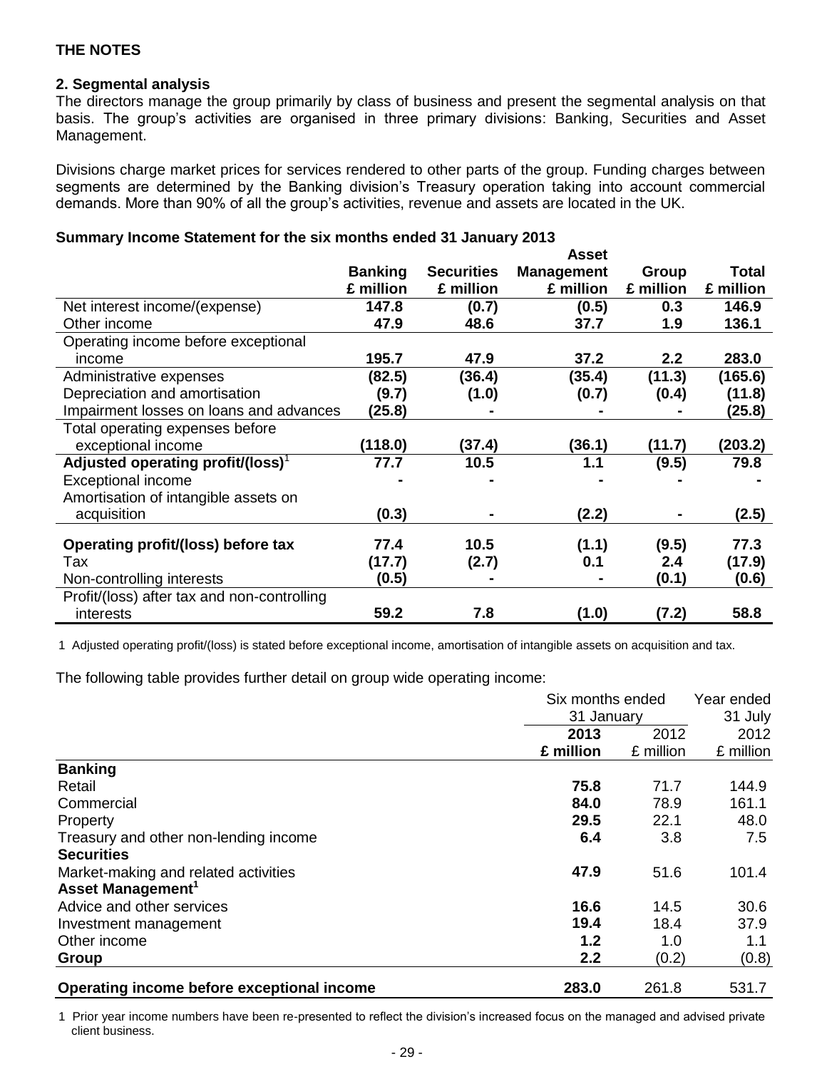**THE NOTES**

**2. Segmental analysis**

The directors manage the group primarily by class of business and present the segmental analysis on that basis. The group's activities are organised in three primary divisions: Banking, Securities and Asset Management.

Divisions charge market prices for services rendered to other parts of the group. Funding charges between segments are determined by the Banking division's Treasury operation taking into account commercial demands. More than 90% of all the group's activities, revenue and assets are located in the UK.

**Summary Income Statement for the six months ended 31 January 2013**

| | Banking £ million | Securities £ million | Asset Management £ million | Group £ million | Total £ million |
|---|---|---|---|---|---|
| Net interest income/(expense) | **147.8** | **(0.7)** | **(0.5)** | **0.3** | **146.9** |
| Other income | **47.9** | **48.6** | **37.7** | **1.9** | **136.1** |
| Operating income before exceptional income | **195.7** | **47.9** | **37.2** | **2.2** | **283.0** |
| Administrative expenses | **(82.5)** | **(36.4)** | **(35.4)** | **(11.3)** | **(165.6)** |
| Depreciation and amortisation | **(9.7)** | **(1.0)** | **(0.7)** | **(0.4)** | **(11.8)** |
| Impairment losses on loans and advances | **(25.8)** | **-** | **-** | **-** | **(25.8)** |
| Total operating expenses before exceptional income | **(118.0)** | **(37.4)** | **(36.1)** | **(11.7)** | **(203.2)** |
| **Adjusted operating profit/(loss)[1]** | **77.7** | **10.5** | **1.1** | **(9.5)** | **79.8** |
| Exceptional income | **-** | **-** | **-** | **-** | **-** |
| Amortisation of intangible assets on acquisition | **(0.3)** | **-** | **(2.2)** | **-** | **(2.5)** |
| **Operating profit/(loss) before tax** | **77.4** | **10.5** | **(1.1)** | **(9.5)** | **77.3** |
| Tax | **(17.7)** | **(2.7)** | **0.1** | **2.4** | **(17.9)** |
| Non-controlling interests | **(0.5)** | **-** | **-** | **(0.1)** | **(0.6)** |
| Profit/(loss) after tax and non-controlling interests | **59.2** | **7.8** | **(1.0)** | **(7.2)** | **58.8** |

1 Adjusted operating profit/(loss) is stated before exceptional income, amortisation of intangible assets on acquisition and tax.

The following table provides further detail on group wide operating income:

| | Six months ended 31 January | | Year ended 31 July |
|---|---|---|---|
| | **2013** | 2012 | 2012 |
| | **£ million** | £ million | £ million |
| **Banking** | | | |
| Retail | **75.8** | 71.7 | 144.9 |
| Commercial | **84.0** | 78.9 | 161.1 |
| Property | **29.5** | 22.1 | 48.0 |
| Treasury and other non-lending income | **6.4** | 3.8 | 7.5 |
| **Securities** | | | |
| Market-making and related activities | **47.9** | 51.6 | 101.4 |
| **Asset Management[1]** | | | |
| Advice and other services | **16.6** | 14.5 | 30.6 |
| Investment management | **19.4** | 18.4 | 37.9 |
| Other income | **1.2** | 1.0 | 1.1 |
| **Group** | **2.2** | (0.2) | (0.8) |
| **Operating income before exceptional income** | **283.0** | 261.8 | 531.7 |

1 Prior year income numbers have been re-presented to reflect the division's increased focus on the managed and advised private client business.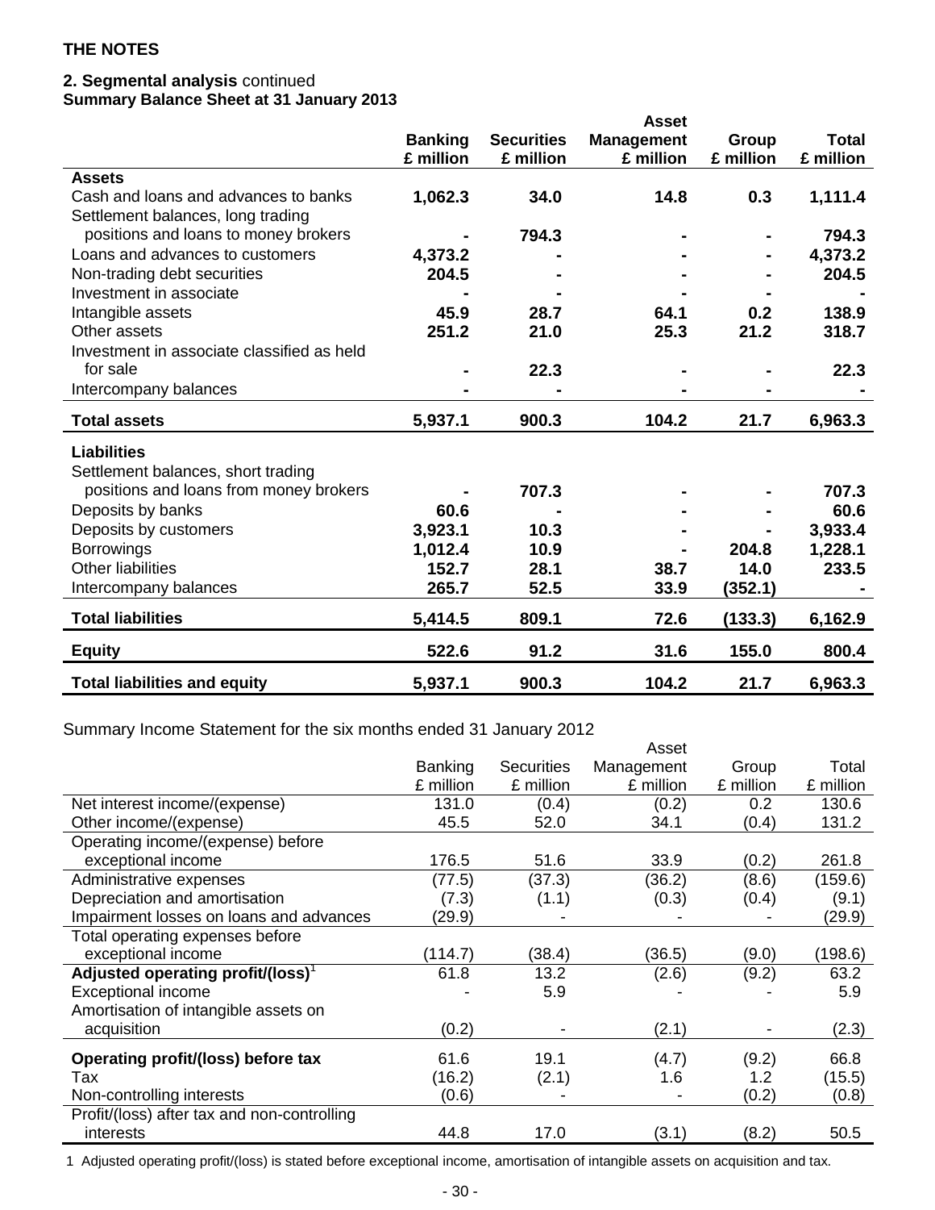**THE NOTES**

**2. Segmental analysis** continued

**Summary Balance Sheet at 31 January 2013**

| | Banking £ million | Securities £ million | Asset Management £ million | Group £ million | Total £ million |
|---|---|---|---|---|---|
| **Assets** | | | | | |
| Cash and loans and advances to banks | **1,062.3** | **34.0** | **14.8** | **0.3** | **1,111.4** |
| Settlement balances, long trading positions and loans to money brokers | **-** | **794.3** | **-** | **-** | **794.3** |
| Loans and advances to customers | **4,373.2** | **-** | **-** | **-** | **4,373.2** |
| Non-trading debt securities | **204.5** | **-** | **-** | **-** | **204.5** |
| Investment in associate | **-** | **-** | **-** | **-** | **-** |
| Intangible assets | **45.9** | **28.7** | **64.1** | **0.2** | **138.9** |
| Other assets | **251.2** | **21.0** | **25.3** | **21.2** | **318.7** |
| Investment in associate classified as held for sale | **-** | **22.3** | **-** | **-** | **22.3** |
| Intercompany balances | **-** | **-** | **-** | **-** | **-** |
| **Total assets** | **5,937.1** | **900.3** | **104.2** | **21.7** | **6,963.3** |
| **Liabilities** | | | | | |
| Settlement balances, short trading positions and loans from money brokers | **-** | **707.3** | **-** | **-** | **707.3** |
| Deposits by banks | **60.6** | **-** | **-** | **-** | **60.6** |
| Deposits by customers | **3,923.1** | **10.3** | **-** | **-** | **3,933.4** |
| Borrowings | **1,012.4** | **10.9** | **-** | **204.8** | **1,228.1** |
| Other liabilities | **152.7** | **28.1** | **38.7** | **14.0** | **233.5** |
| Intercompany balances | **265.7** | **52.5** | **33.9** | **(352.1)** | **-** |
| **Total liabilities** | **5,414.5** | **809.1** | **72.6** | **(133.3)** | **6,162.9** |
| **Equity** | **522.6** | **91.2** | **31.6** | **155.0** | **800.4** |
| **Total liabilities and equity** | **5,937.1** | **900.3** | **104.2** | **21.7** | **6,963.3** |

Summary Income Statement for the six months ended 31 January 2012

| | Banking £ million | Securities £ million | Asset Management £ million | Group £ million | Total £ million |
|---|---|---|---|---|---|
| Net interest income/(expense) | 131.0 | (0.4) | (0.2) | 0.2 | 130.6 |
| Other income/(expense) | 45.5 | 52.0 | 34.1 | (0.4) | 131.2 |
| Operating income/(expense) before exceptional income | 176.5 | 51.6 | 33.9 | (0.2) | 261.8 |
| Administrative expenses | (77.5) | (37.3) | (36.2) | (8.6) | (159.6) |
| Depreciation and amortisation | (7.3) | (1.1) | (0.3) | (0.4) | (9.1) |
| Impairment losses on loans and advances | (29.9) | - | - | - | (29.9) |
| Total operating expenses before exceptional income | (114.7) | (38.4) | (36.5) | (9.0) | (198.6) |
| **Adjusted operating profit/(loss)**[1] | 61.8 | 13.2 | (2.6) | (9.2) | 63.2 |
| Exceptional income | - | 5.9 | - | - | 5.9 |
| Amortisation of intangible assets on acquisition | (0.2) | - | (2.1) | - | (2.3) |
| **Operating profit/(loss) before tax** | 61.6 | 19.1 | (4.7) | (9.2) | 66.8 |
| Tax | (16.2) | (2.1) | 1.6 | 1.2 | (15.5) |
| Non-controlling interests | (0.6) | - | - | (0.2) | (0.8) |
| Profit/(loss) after tax and non-controlling interests | 44.8 | 17.0 | (3.1) | (8.2) | 50.5 |

1 Adjusted operating profit/(loss) is stated before exceptional income, amortisation of intangible assets on acquisition and tax.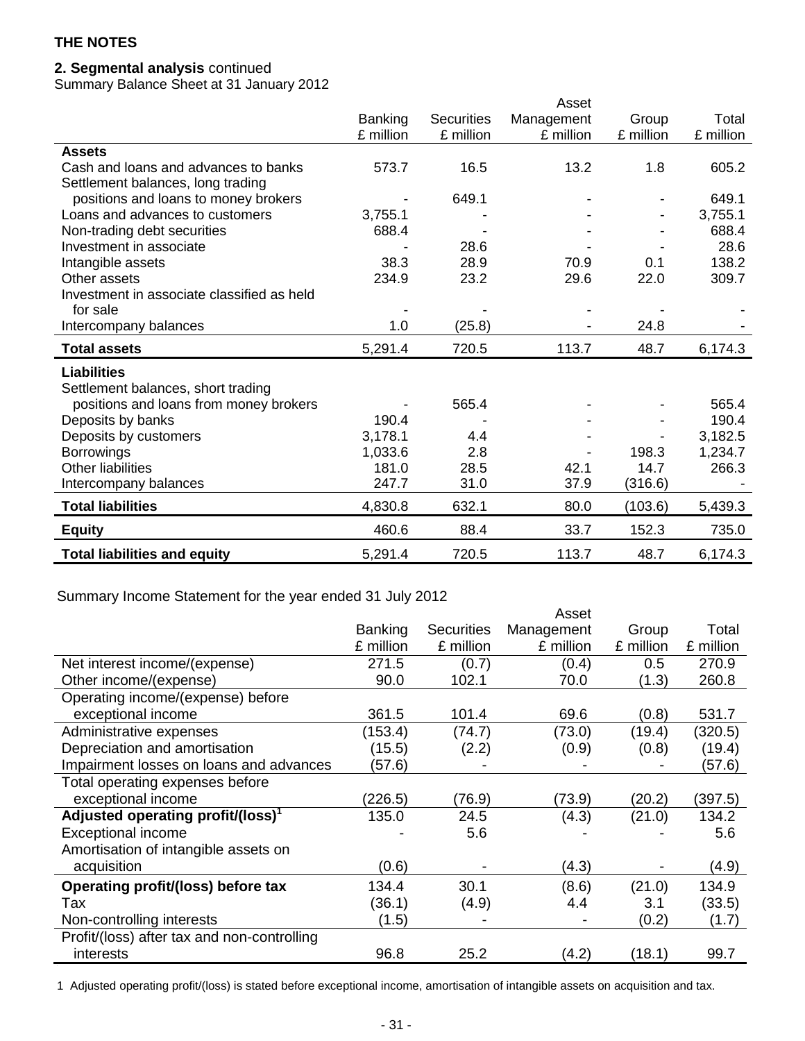**THE NOTES**

**2. Segmental analysis** continued

Summary Balance Sheet at 31 January 2012

| | Banking £ million | Securities £ million | Asset Management £ million | Group £ million | Total £ million |
|---|---|---|---|---|---|
| **Assets** | | | | | |
| Cash and loans and advances to banks | 573.7 | 16.5 | 13.2 | 1.8 | 605.2 |
| Settlement balances, long trading positions and loans to money brokers | - | 649.1 | - | - | 649.1 |
| Loans and advances to customers | 3,755.1 | - | - | - | 3,755.1 |
| Non-trading debt securities | 688.4 | - | - | - | 688.4 |
| Investment in associate | - | 28.6 | - | - | 28.6 |
| Intangible assets | 38.3 | 28.9 | 70.9 | 0.1 | 138.2 |
| Other assets | 234.9 | 23.2 | 29.6 | 22.0 | 309.7 |
| Investment in associate classified as held for sale | - | - | - | - | - |
| Intercompany balances | 1.0 | (25.8) | - | 24.8 | - |
| **Total assets** | 5,291.4 | 720.5 | 113.7 | 48.7 | 6,174.3 |
| **Liabilities** | | | | | |
| Settlement balances, short trading positions and loans from money brokers | - | 565.4 | - | - | 565.4 |
| Deposits by banks | 190.4 | - | - | - | 190.4 |
| Deposits by customers | 3,178.1 | 4.4 | - | - | 3,182.5 |
| Borrowings | 1,033.6 | 2.8 | - | 198.3 | 1,234.7 |
| Other liabilities | 181.0 | 28.5 | 42.1 | 14.7 | 266.3 |
| Intercompany balances | 247.7 | 31.0 | 37.9 | (316.6) | - |
| **Total liabilities** | 4,830.8 | 632.1 | 80.0 | (103.6) | 5,439.3 |
| **Equity** | 460.6 | 88.4 | 33.7 | 152.3 | 735.0 |
| **Total liabilities and equity** | 5,291.4 | 720.5 | 113.7 | 48.7 | 6,174.3 |

Summary Income Statement for the year ended 31 July 2012

| | Banking £ million | Securities £ million | Asset Management £ million | Group £ million | Total £ million |
|---|---|---|---|---|---|
| Net interest income/(expense) | 271.5 | (0.7) | (0.4) | 0.5 | 270.9 |
| Other income/(expense) | 90.0 | 102.1 | 70.0 | (1.3) | 260.8 |
| Operating income/(expense) before exceptional income | 361.5 | 101.4 | 69.6 | (0.8) | 531.7 |
| Administrative expenses | (153.4) | (74.7) | (73.0) | (19.4) | (320.5) |
| Depreciation and amortisation | (15.5) | (2.2) | (0.9) | (0.8) | (19.4) |
| Impairment losses on loans and advances | (57.6) | - | - | - | (57.6) |
| Total operating expenses before exceptional income | (226.5) | (76.9) | (73.9) | (20.2) | (397.5) |
| **Adjusted operating profit/(loss)[1]** | 135.0 | 24.5 | (4.3) | (21.0) | 134.2 |
| Exceptional income | - | 5.6 | - | - | 5.6 |
| Amortisation of intangible assets on acquisition | (0.6) | - | (4.3) | - | (4.9) |
| **Operating profit/(loss) before tax** | 134.4 | 30.1 | (8.6) | (21.0) | 134.9 |
| Tax | (36.1) | (4.9) | 4.4 | 3.1 | (33.5) |
| Non-controlling interests | (1.5) | - | - | (0.2) | (1.7) |
| Profit/(loss) after tax and non-controlling interests | 96.8 | 25.2 | (4.2) | (18.1) | 99.7 |

1 Adjusted operating profit/(loss) is stated before exceptional income, amortisation of intangible assets on acquisition and tax.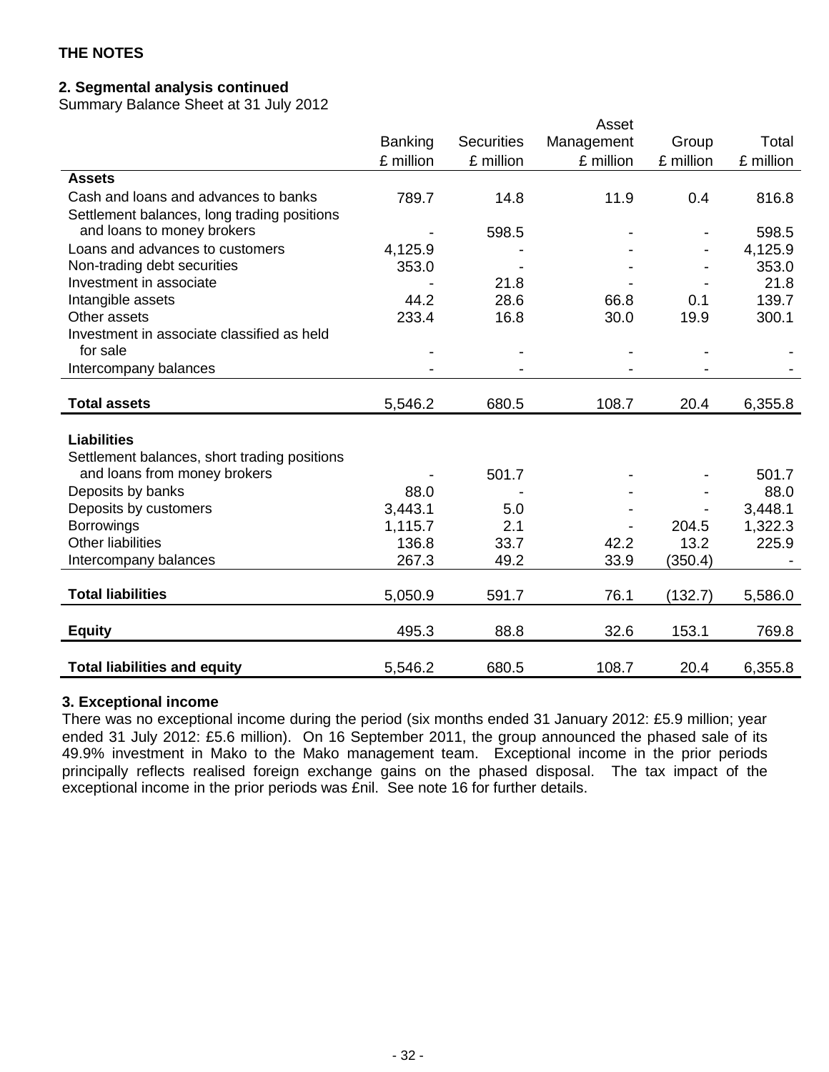**THE NOTES**

**2. Segmental analysis continued**

Summary Balance Sheet at 31 July 2012

| | Banking | Securities | Asset Management | Group | Total |
|---|---|---|---|---|---|
| | £ million | £ million | £ million | £ million | £ million |
| **Assets** | | | | | |
| Cash and loans and advances to banks | 789.7 | 14.8 | 11.9 | 0.4 | 816.8 |
| Settlement balances, long trading positions and loans to money brokers | - | 598.5 | - | - | 598.5 |
| Loans and advances to customers | 4,125.9 | - | - | - | 4,125.9 |
| Non-trading debt securities | 353.0 | - | - | - | 353.0 |
| Investment in associate | - | 21.8 | - | - | 21.8 |
| Intangible assets | 44.2 | 28.6 | 66.8 | 0.1 | 139.7 |
| Other assets | 233.4 | 16.8 | 30.0 | 19.9 | 300.1 |
| Investment in associate classified as held for sale | - | - | - | - | - |
| Intercompany balances | - | - | - | - | - |
| **Total assets** | 5,546.2 | 680.5 | 108.7 | 20.4 | 6,355.8 |
| **Liabilities** | | | | | |
| Settlement balances, short trading positions and loans from money brokers | - | 501.7 | - | - | 501.7 |
| Deposits by banks | 88.0 | - | - | - | 88.0 |
| Deposits by customers | 3,443.1 | 5.0 | - | - | 3,448.1 |
| Borrowings | 1,115.7 | 2.1 | - | 204.5 | 1,322.3 |
| Other liabilities | 136.8 | 33.7 | 42.2 | 13.2 | 225.9 |
| Intercompany balances | 267.3 | 49.2 | 33.9 | (350.4) | - |
| **Total liabilities** | 5,050.9 | 591.7 | 76.1 | (132.7) | 5,586.0 |
| **Equity** | 495.3 | 88.8 | 32.6 | 153.1 | 769.8 |
| **Total liabilities and equity** | 5,546.2 | 680.5 | 108.7 | 20.4 | 6,355.8 |

**3. Exceptional income**

There was no exceptional income during the period (six months ended 31 January 2012: £5.9 million; year ended 31 July 2012: £5.6 million). On 16 September 2011, the group announced the phased sale of its 49.9% investment in Mako to the Mako management team. Exceptional income in the prior periods principally reflects realised foreign exchange gains on the phased disposal. The tax impact of the exceptional income in the prior periods was £nil. See note 16 for further details.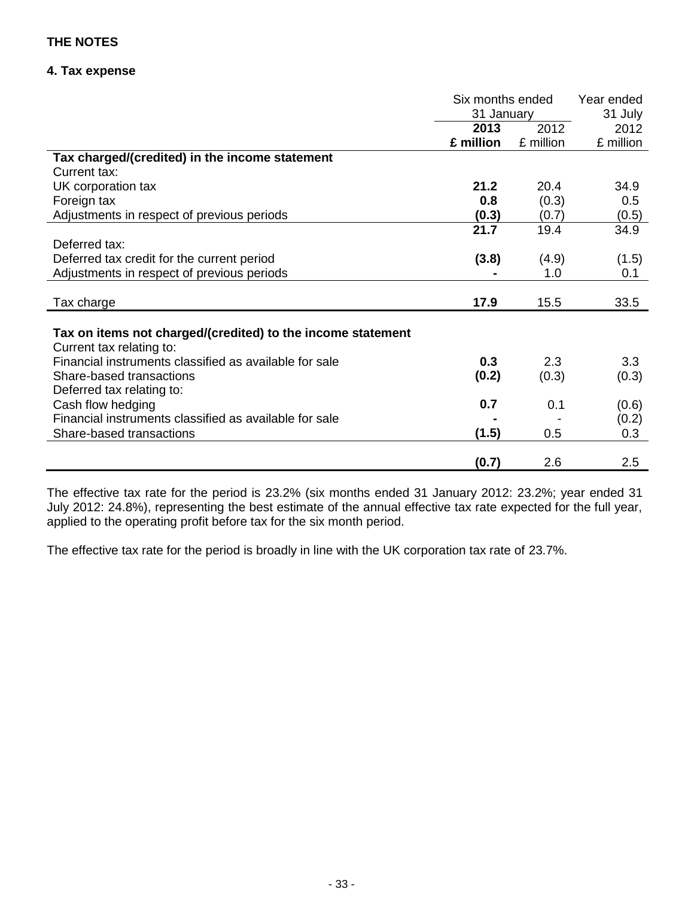**THE NOTES**

**4. Tax expense**

| | Six months ended 31 January | | Year ended 31 July |
|---|---|---|---|
| | **2013** | 2012 | 2012 |
| | **£ million** | £ million | £ million |
| **Tax charged/(credited) in the income statement** | | | |
| Current tax: | | | |
| UK corporation tax | **21.2** | 20.4 | 34.9 |
| Foreign tax | **0.8** | (0.3) | 0.5 |
| Adjustments in respect of previous periods | **(0.3)** | (0.7) | (0.5) |
| | **21.7** | 19.4 | 34.9 |
| Deferred tax: | | | |
| Deferred tax credit for the current period | **(3.8)** | (4.9) | (1.5) |
| Adjustments in respect of previous periods | **-** | 1.0 | 0.1 |
| Tax charge | **17.9** | 15.5 | 33.5 |
| **Tax on items not charged/(credited) to the income statement** | | | |
| Current tax relating to: | | | |
| Financial instruments classified as available for sale | **0.3** | 2.3 | 3.3 |
| Share-based transactions | **(0.2)** | (0.3) | (0.3) |
| Deferred tax relating to: | | | |
| Cash flow hedging | **0.7** | 0.1 | (0.6) |
| Financial instruments classified as available for sale | **-** | - | (0.2) |
| Share-based transactions | **(1.5)** | 0.5 | 0.3 |
| | **(0.7)** | 2.6 | 2.5 |

The effective tax rate for the period is 23.2% (six months ended 31 January 2012: 23.2%; year ended 31 July 2012: 24.8%), representing the best estimate of the annual effective tax rate expected for the full year, applied to the operating profit before tax for the six month period.

The effective tax rate for the period is broadly in line with the UK corporation tax rate of 23.7%.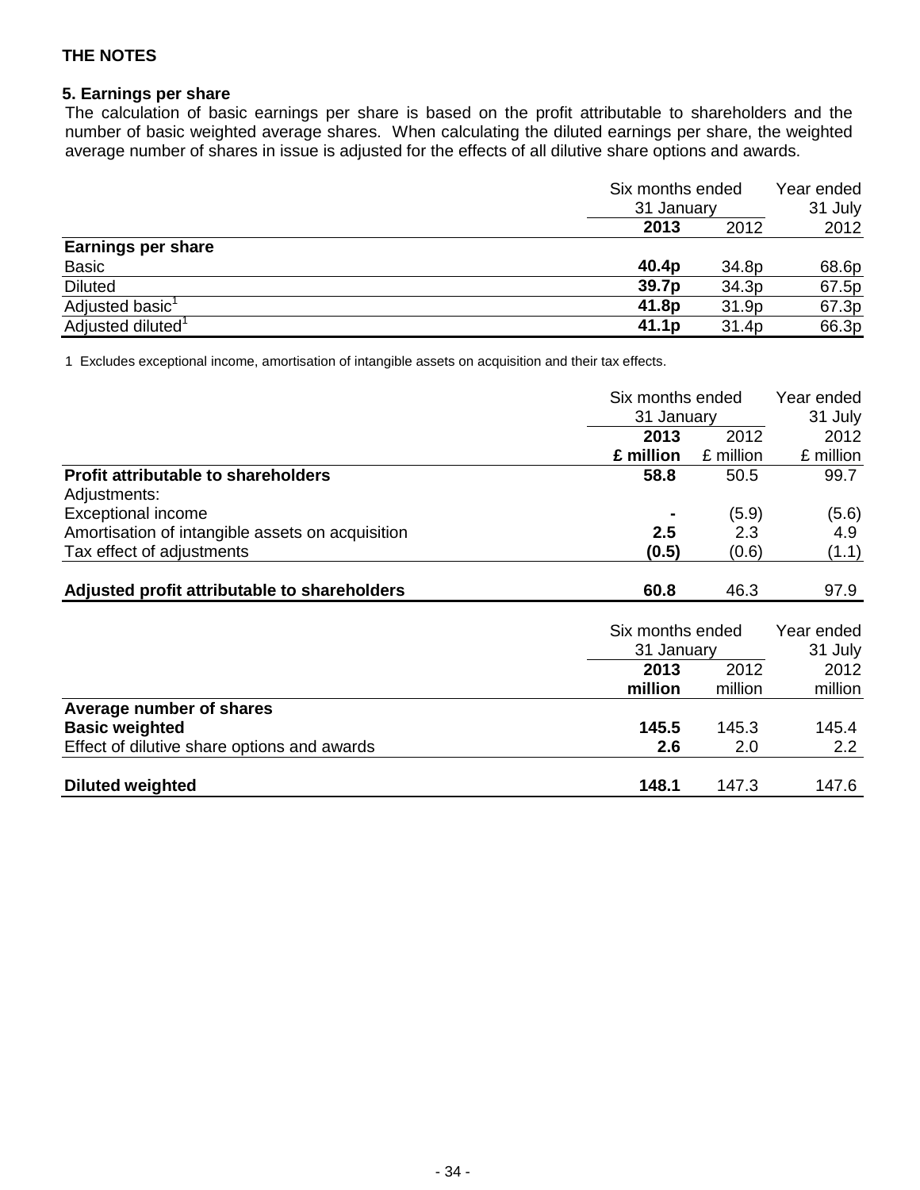## THE NOTES

### 5. Earnings per share

The calculation of basic earnings per share is based on the profit attributable to shareholders and the number of basic weighted average shares. When calculating the diluted earnings per share, the weighted average number of shares in issue is adjusted for the effects of all dilutive share options and awards.

| | Six months ended 31 January | | Year ended 31 July |
|---|---|---|---|
| | **2013** | 2012 | 2012 |
| **Earnings per share** | | | |
| Basic | **40.4p** | 34.8p | 68.6p |
| Diluted | **39.7p** | 34.3p | 67.5p |
| Adjusted basic[1] | **41.8p** | 31.9p | 67.3p |
| Adjusted diluted[1] | **41.1p** | 31.4p | 66.3p |

1 Excludes exceptional income, amortisation of intangible assets on acquisition and their tax effects.

| | Six months ended 31 January | | Year ended 31 July |
|---|---|---|---|
| | **2013** | 2012 | 2012 |
| | **£ million** | £ million | £ million |
| **Profit attributable to shareholders** | **58.8** | 50.5 | 99.7 |
| Adjustments: | | | |
| Exceptional income | **-** | (5.9) | (5.6) |
| Amortisation of intangible assets on acquisition | **2.5** | 2.3 | 4.9 |
| Tax effect of adjustments | **(0.5)** | (0.6) | (1.1) |
| **Adjusted profit attributable to shareholders** | **60.8** | 46.3 | 97.9 |

| | Six months ended 31 January | | Year ended 31 July |
|---|---|---|---|
| | **2013** | 2012 | 2012 |
| | **million** | million | million |
| **Average number of shares** | | | |
| **Basic weighted** | **145.5** | 145.3 | 145.4 |
| Effect of dilutive share options and awards | **2.6** | 2.0 | 2.2 |
| **Diluted weighted** | **148.1** | 147.3 | 147.6 |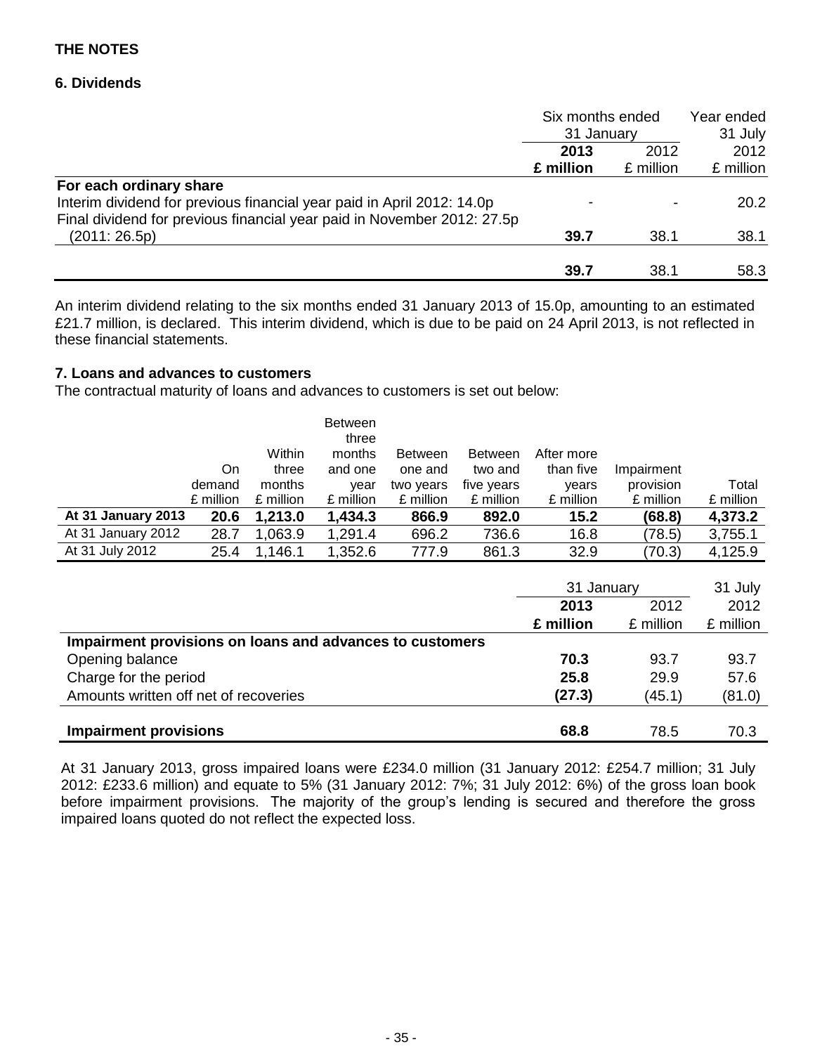## THE NOTES

### 6. Dividends

| | Six months ended 31 January | | Year ended 31 July |
|---|---|---|---|
| | **2013** | 2012 | 2012 |
| | **£ million** | £ million | £ million |
| **For each ordinary share** | | | |
| Interim dividend for previous financial year paid in April 2012: 14.0p | - | - | 20.2 |
| Final dividend for previous financial year paid in November 2012: 27.5p (2011: 26.5p) | **39.7** | 38.1 | 38.1 |
| | **39.7** | 38.1 | 58.3 |

An interim dividend relating to the six months ended 31 January 2013 of 15.0p, amounting to an estimated £21.7 million, is declared. This interim dividend, which is due to be paid on 24 April 2013, is not reflected in these financial statements.

### 7. Loans and advances to customers

The contractual maturity of loans and advances to customers is set out below:

| | On demand £ million | Within three months £ million | Between three months and one year £ million | Between one and two years £ million | Between two and five years £ million | After more than five years £ million | Impairment provision £ million | Total £ million |
|---|---|---|---|---|---|---|---|---|
| **At 31 January 2013** | **20.6** | **1,213.0** | **1,434.3** | **866.9** | **892.0** | **15.2** | **(68.8)** | **4,373.2** |
| At 31 January 2012 | 28.7 | 1,063.9 | 1,291.4 | 696.2 | 736.6 | 16.8 | (78.5) | 3,755.1 |
| At 31 July 2012 | 25.4 | 1,146.1 | 1,352.6 | 777.9 | 861.3 | 32.9 | (70.3) | 4,125.9 |

| | 31 January | | 31 July |
|---|---|---|---|
| | **2013** | 2012 | 2012 |
| | **£ million** | £ million | £ million |
| **Impairment provisions on loans and advances to customers** | | | |
| Opening balance | **70.3** | 93.7 | 93.7 |
| Charge for the period | **25.8** | 29.9 | 57.6 |
| Amounts written off net of recoveries | **(27.3)** | (45.1) | (81.0) |
| **Impairment provisions** | **68.8** | 78.5 | 70.3 |

At 31 January 2013, gross impaired loans were £234.0 million (31 January 2012: £254.7 million; 31 July 2012: £233.6 million) and equate to 5% (31 January 2012: 7%; 31 July 2012: 6%) of the gross loan book before impairment provisions. The majority of the group's lending is secured and therefore the gross impaired loans quoted do not reflect the expected loss.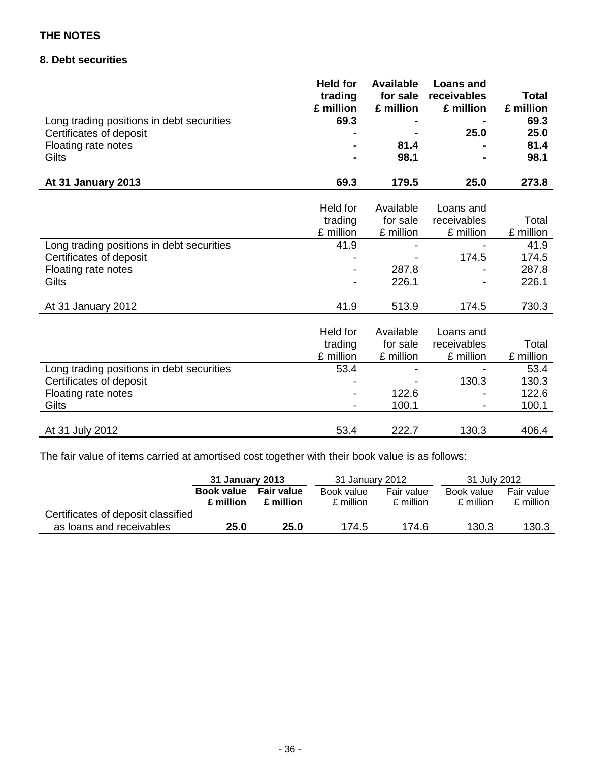**THE NOTES**

**8. Debt securities**

| | **Held for trading £ million** | **Available for sale £ million** | **Loans and receivables £ million** | **Total £ million** |
|---|---|---|---|---|
| Long trading positions in debt securities | **69.3** | **-** | **-** | **69.3** |
| Certificates of deposit | **-** | **-** | **25.0** | **25.0** |
| Floating rate notes | **-** | **81.4** | **-** | **81.4** |
| Gilts | **-** | **98.1** | **-** | **98.1** |
| **At 31 January 2013** | **69.3** | **179.5** | **25.0** | **273.8** |

| | Held for trading £ million | Available for sale £ million | Loans and receivables £ million | Total £ million |
|---|---|---|---|---|
| Long trading positions in debt securities | 41.9 | - | - | 41.9 |
| Certificates of deposit | - | - | 174.5 | 174.5 |
| Floating rate notes | - | 287.8 | - | 287.8 |
| Gilts | - | 226.1 | - | 226.1 |
| At 31 January 2012 | 41.9 | 513.9 | 174.5 | 730.3 |

| | Held for trading £ million | Available for sale £ million | Loans and receivables £ million | Total £ million |
|---|---|---|---|---|
| Long trading positions in debt securities | 53.4 | - | - | 53.4 |
| Certificates of deposit | - | - | 130.3 | 130.3 |
| Floating rate notes | - | 122.6 | - | 122.6 |
| Gilts | - | 100.1 | - | 100.1 |
| At 31 July 2012 | 53.4 | 222.7 | 130.3 | 406.4 |

The fair value of items carried at amortised cost together with their book value is as follows:

| | **31 January 2013** | | 31 January 2012 | | 31 July 2012 | |
|---|---|---|---|---|---|---|
| | **Book value £ million** | **Fair value £ million** | Book value £ million | Fair value £ million | Book value £ million | Fair value £ million |
| Certificates of deposit classified as loans and receivables | **25.0** | **25.0** | 174.5 | 174.6 | 130.3 | 130.3 |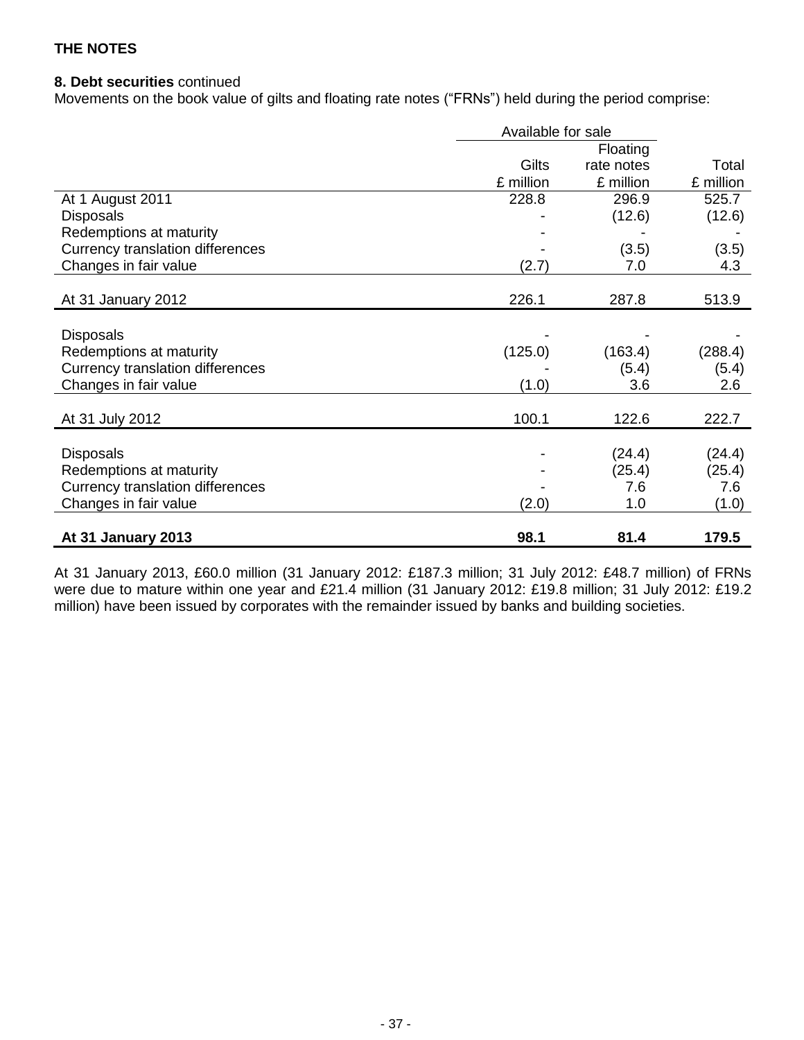**THE NOTES**

**8. Debt securities** continued

Movements on the book value of gilts and floating rate notes ("FRNs") held during the period comprise:

| | Available for sale | | |
|---|---|---|---|
| | Gilts £ million | Floating rate notes £ million | Total £ million |
| At 1 August 2011 | 228.8 | 296.9 | 525.7 |
| Disposals | - | (12.6) | (12.6) |
| Redemptions at maturity | - | - | - |
| Currency translation differences | - | (3.5) | (3.5) |
| Changes in fair value | (2.7) | 7.0 | 4.3 |
| At 31 January 2012 | 226.1 | 287.8 | 513.9 |
| Disposals | - | - | - |
| Redemptions at maturity | (125.0) | (163.4) | (288.4) |
| Currency translation differences | - | (5.4) | (5.4) |
| Changes in fair value | (1.0) | 3.6 | 2.6 |
| At 31 July 2012 | 100.1 | 122.6 | 222.7 |
| Disposals | - | (24.4) | (24.4) |
| Redemptions at maturity | - | (25.4) | (25.4) |
| Currency translation differences | - | 7.6 | 7.6 |
| Changes in fair value | (2.0) | 1.0 | (1.0) |
| **At 31 January 2013** | **98.1** | **81.4** | **179.5** |

At 31 January 2013, £60.0 million (31 January 2012: £187.3 million; 31 July 2012: £48.7 million) of FRNs were due to mature within one year and £21.4 million (31 January 2012: £19.8 million; 31 July 2012: £19.2 million) have been issued by corporates with the remainder issued by banks and building societies.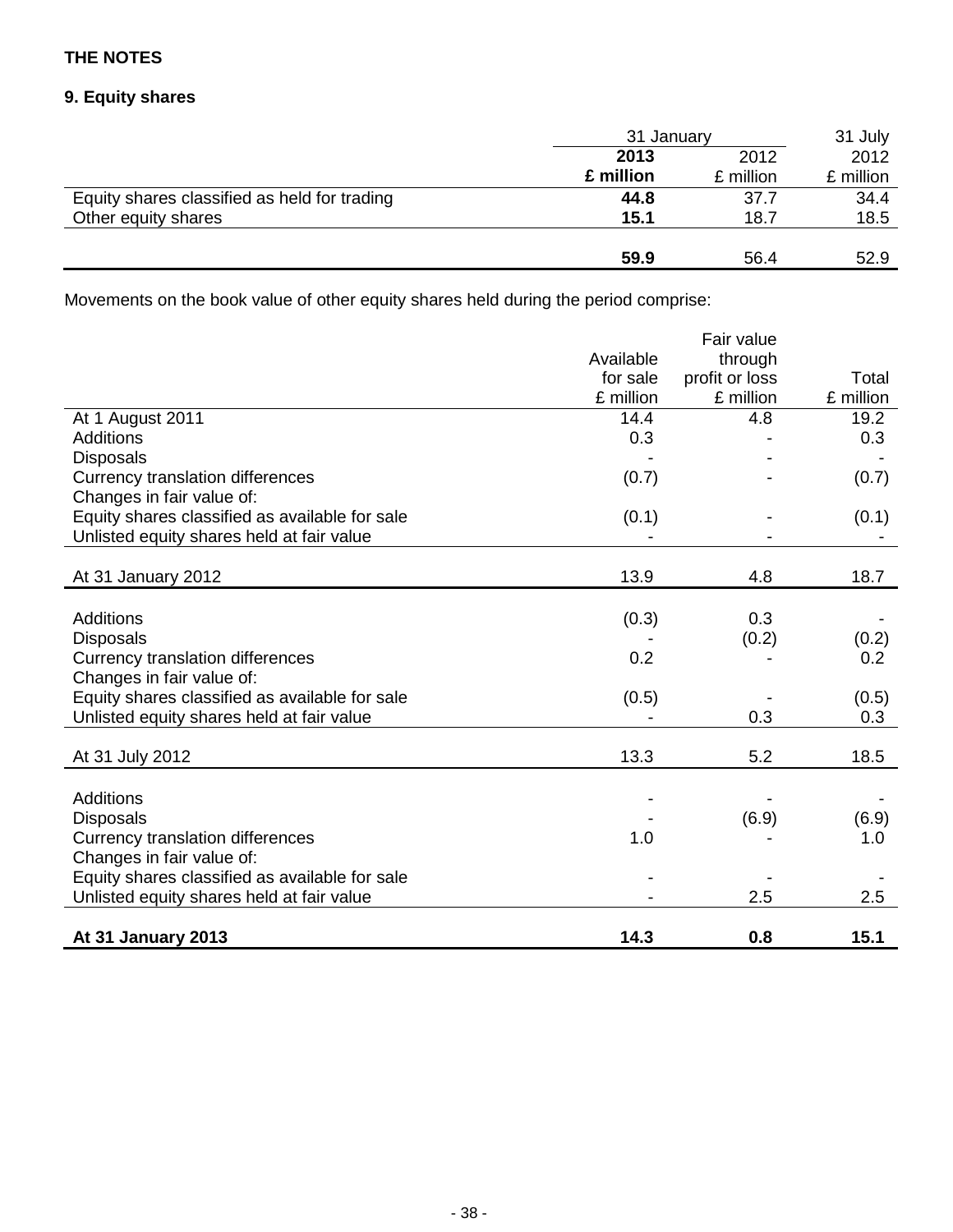**THE NOTES**

**9. Equity shares**

| | 31 January | | 31 July |
|---|---|---|---|
| | **2013** | 2012 | 2012 |
| | **£ million** | £ million | £ million |
| Equity shares classified as held for trading | **44.8** | 37.7 | 34.4 |
| Other equity shares | **15.1** | 18.7 | 18.5 |
| | **59.9** | 56.4 | 52.9 |

Movements on the book value of other equity shares held during the period comprise:

| | Available for sale £ million | Fair value through profit or loss £ million | Total £ million |
|---|---|---|---|
| At 1 August 2011 | 14.4 | 4.8 | 19.2 |
| Additions | 0.3 | - | 0.3 |
| Disposals | - | - | - |
| Currency translation differences | (0.7) | - | (0.7) |
| Changes in fair value of: | | | |
| Equity shares classified as available for sale | (0.1) | - | (0.1) |
| Unlisted equity shares held at fair value | - | - | - |
| At 31 January 2012 | 13.9 | 4.8 | 18.7 |
| Additions | (0.3) | 0.3 | - |
| Disposals | - | (0.2) | (0.2) |
| Currency translation differences | 0.2 | - | 0.2 |
| Changes in fair value of: | | | |
| Equity shares classified as available for sale | (0.5) | - | (0.5) |
| Unlisted equity shares held at fair value | - | 0.3 | 0.3 |
| At 31 July 2012 | 13.3 | 5.2 | 18.5 |
| Additions | - | - | - |
| Disposals | - | (6.9) | (6.9) |
| Currency translation differences | 1.0 | - | 1.0 |
| Changes in fair value of: | | | |
| Equity shares classified as available for sale | - | - | - |
| Unlisted equity shares held at fair value | - | 2.5 | 2.5 |
| **At 31 January 2013** | **14.3** | **0.8** | **15.1** |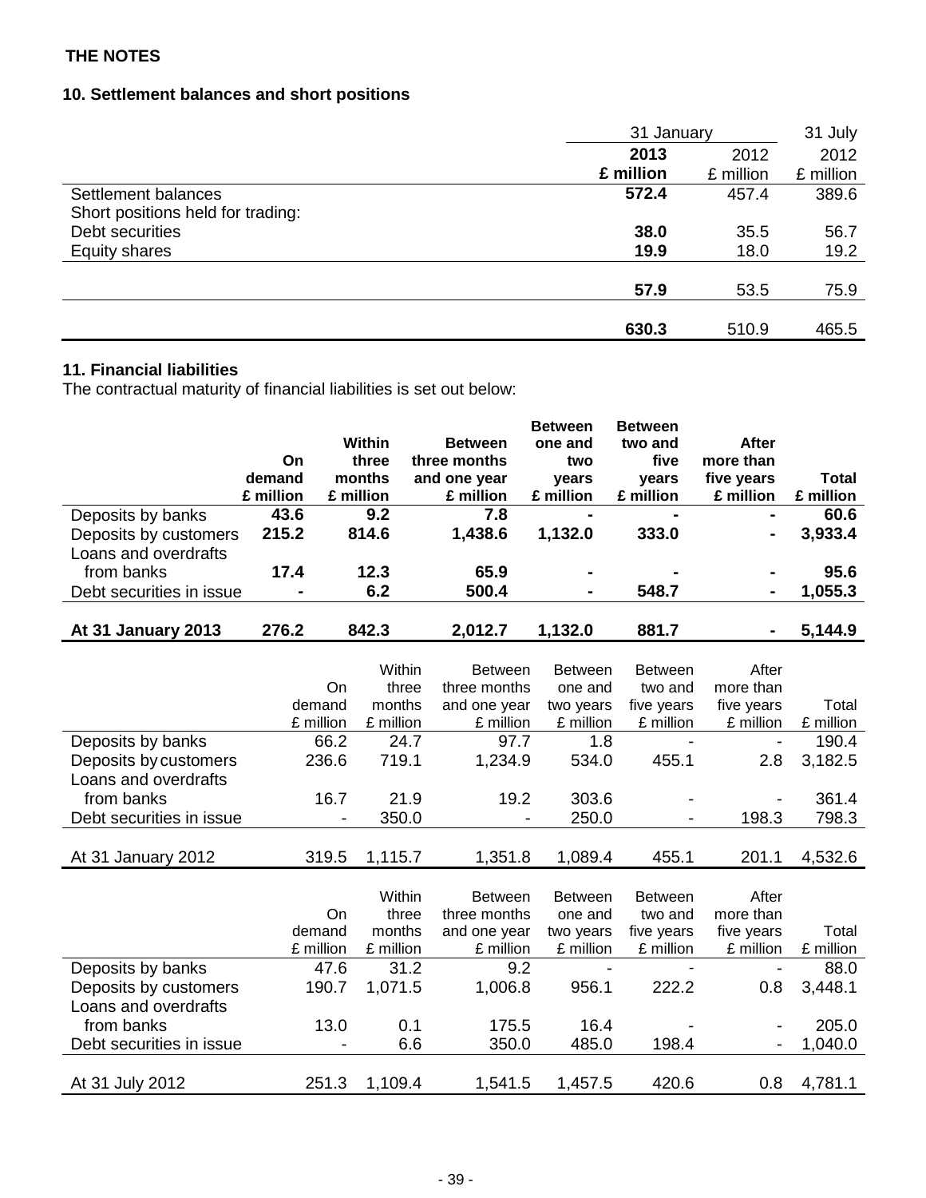## THE NOTES

### 10. Settlement balances and short positions

| | 31 January | | 31 July |
|---|---|---|---|
| | **2013** | 2012 | 2012 |
| | **£ million** | £ million | £ million |
| Settlement balances | **572.4** | 457.4 | 389.6 |
| Short positions held for trading: | | | |
| Debt securities | **38.0** | 35.5 | 56.7 |
| Equity shares | **19.9** | 18.0 | 19.2 |
| | **57.9** | 53.5 | 75.9 |
| | **630.3** | 510.9 | 465.5 |

### 11. Financial liabilities

The contractual maturity of financial liabilities is set out below:

| | **On demand £ million** | **Within three months £ million** | **Between three months and one year £ million** | **Between one and two years £ million** | **Between two and five years £ million** | **After more than five years £ million** | **Total £ million** |
|---|---|---|---|---|---|---|---|
| Deposits by banks | **43.6** | **9.2** | **7.8** | **-** | **-** | **-** | **60.6** |
| Deposits by customers | **215.2** | **814.6** | **1,438.6** | **1,132.0** | **333.0** | **-** | **3,933.4** |
| Loans and overdrafts from banks | **17.4** | **12.3** | **65.9** | **-** | **-** | **-** | **95.6** |
| Debt securities in issue | **-** | **6.2** | **500.4** | **-** | **548.7** | **-** | **1,055.3** |
| **At 31 January 2013** | **276.2** | **842.3** | **2,012.7** | **1,132.0** | **881.7** | **-** | **5,144.9** |

| | On demand £ million | Within three months £ million | Between three months and one year £ million | Between one and two years £ million | Between two and five years £ million | After more than five years £ million | Total £ million |
|---|---|---|---|---|---|---|---|
| Deposits by banks | 66.2 | 24.7 | 97.7 | 1.8 | - | - | 190.4 |
| Deposits by customers | 236.6 | 719.1 | 1,234.9 | 534.0 | 455.1 | 2.8 | 3,182.5 |
| Loans and overdrafts from banks | 16.7 | 21.9 | 19.2 | 303.6 | - | - | 361.4 |
| Debt securities in issue | - | 350.0 | - | 250.0 | - | 198.3 | 798.3 |
| At 31 January 2012 | 319.5 | 1,115.7 | 1,351.8 | 1,089.4 | 455.1 | 201.1 | 4,532.6 |

| | On demand £ million | Within three months £ million | Between three months and one year £ million | Between one and two years £ million | Between two and five years £ million | After more than five years £ million | Total £ million |
|---|---|---|---|---|---|---|---|
| Deposits by banks | 47.6 | 31.2 | 9.2 | - | - | - | 88.0 |
| Deposits by customers | 190.7 | 1,071.5 | 1,006.8 | 956.1 | 222.2 | 0.8 | 3,448.1 |
| Loans and overdrafts from banks | 13.0 | 0.1 | 175.5 | 16.4 | - | - | 205.0 |
| Debt securities in issue | - | 6.6 | 350.0 | 485.0 | 198.4 | - | 1,040.0 |
| At 31 July 2012 | 251.3 | 1,109.4 | 1,541.5 | 1,457.5 | 420.6 | 0.8 | 4,781.1 |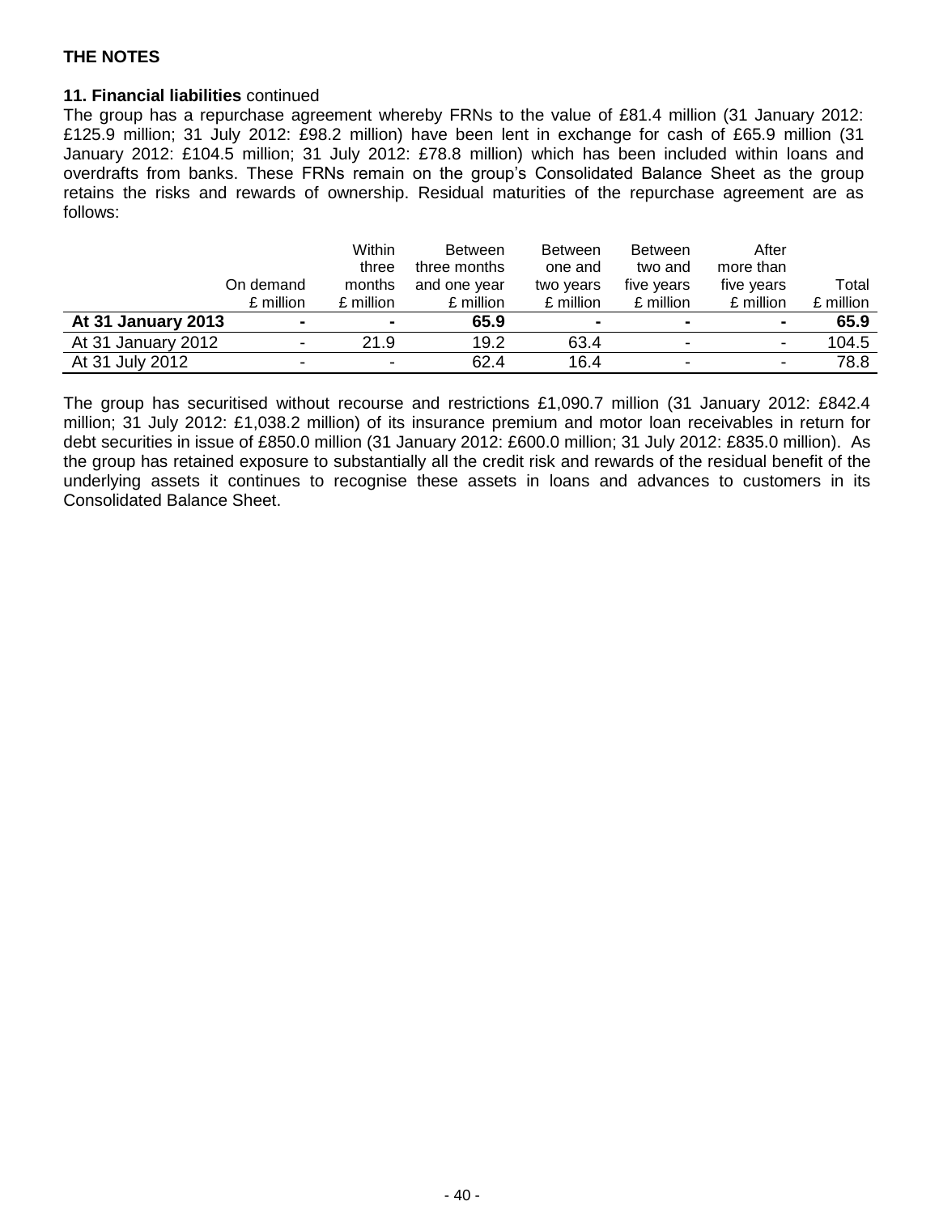**THE NOTES**

**11. Financial liabilities** continued

The group has a repurchase agreement whereby FRNs to the value of £81.4 million (31 January 2012: £125.9 million; 31 July 2012: £98.2 million) have been lent in exchange for cash of £65.9 million (31 January 2012: £104.5 million; 31 July 2012: £78.8 million) which has been included within loans and overdrafts from banks. These FRNs remain on the group's Consolidated Balance Sheet as the group retains the risks and rewards of ownership. Residual maturities of the repurchase agreement are as follows:

| | On demand £ million | Within three months £ million | Between three months and one year £ million | Between one and two years £ million | Between two and five years £ million | After more than five years £ million | Total £ million |
|---|---|---|---|---|---|---|---|
| **At 31 January 2013** | **-** | **-** | **65.9** | **-** | **-** | **-** | **65.9** |
| At 31 January 2012 | - | 21.9 | 19.2 | 63.4 | - | - | 104.5 |
| At 31 July 2012 | - | - | 62.4 | 16.4 | - | - | 78.8 |

The group has securitised without recourse and restrictions £1,090.7 million (31 January 2012: £842.4 million; 31 July 2012: £1,038.2 million) of its insurance premium and motor loan receivables in return for debt securities in issue of £850.0 million (31 January 2012: £600.0 million; 31 July 2012: £835.0 million). As the group has retained exposure to substantially all the credit risk and rewards of the residual benefit of the underlying assets it continues to recognise these assets in loans and advances to customers in its Consolidated Balance Sheet.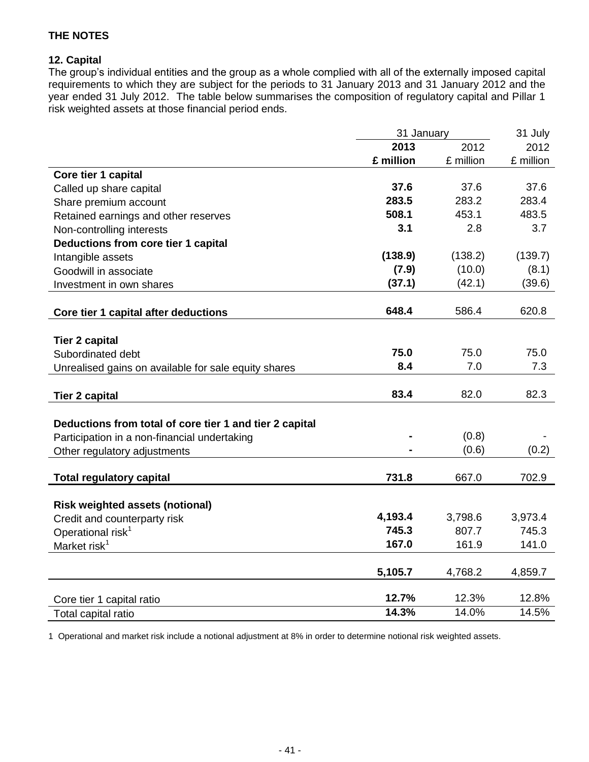**THE NOTES**

**12. Capital**

The group's individual entities and the group as a whole complied with all of the externally imposed capital requirements to which they are subject for the periods to 31 January 2013 and 31 January 2012 and the year ended 31 July 2012. The table below summarises the composition of regulatory capital and Pillar 1 risk weighted assets at those financial period ends.

| | 31 January | | 31 July |
|---|---|---|---|
| | **2013** | 2012 | 2012 |
| | **£ million** | £ million | £ million |
| **Core tier 1 capital** | | | |
| Called up share capital | **37.6** | 37.6 | 37.6 |
| Share premium account | **283.5** | 283.2 | 283.4 |
| Retained earnings and other reserves | **508.1** | 453.1 | 483.5 |
| Non-controlling interests | **3.1** | 2.8 | 3.7 |
| **Deductions from core tier 1 capital** | | | |
| Intangible assets | **(138.9)** | (138.2) | (139.7) |
| Goodwill in associate | **(7.9)** | (10.0) | (8.1) |
| Investment in own shares | **(37.1)** | (42.1) | (39.6) |
| **Core tier 1 capital after deductions** | **648.4** | 586.4 | 620.8 |
| **Tier 2 capital** | | | |
| Subordinated debt | **75.0** | 75.0 | 75.0 |
| Unrealised gains on available for sale equity shares | **8.4** | 7.0 | 7.3 |
| **Tier 2 capital** | **83.4** | 82.0 | 82.3 |
| **Deductions from total of core tier 1 and tier 2 capital** | | | |
| Participation in a non-financial undertaking | **-** | (0.8) | - |
| Other regulatory adjustments | **-** | (0.6) | (0.2) |
| **Total regulatory capital** | **731.8** | 667.0 | 702.9 |
| **Risk weighted assets (notional)** | | | |
| Credit and counterparty risk | **4,193.4** | 3,798.6 | 3,973.4 |
| Operational risk[1] | **745.3** | 807.7 | 745.3 |
| Market risk[1] | **167.0** | 161.9 | 141.0 |
| | **5,105.7** | 4,768.2 | 4,859.7 |
| Core tier 1 capital ratio | **12.7%** | 12.3% | 12.8% |
| Total capital ratio | **14.3%** | 14.0% | 14.5% |

1 Operational and market risk include a notional adjustment at 8% in order to determine notional risk weighted assets.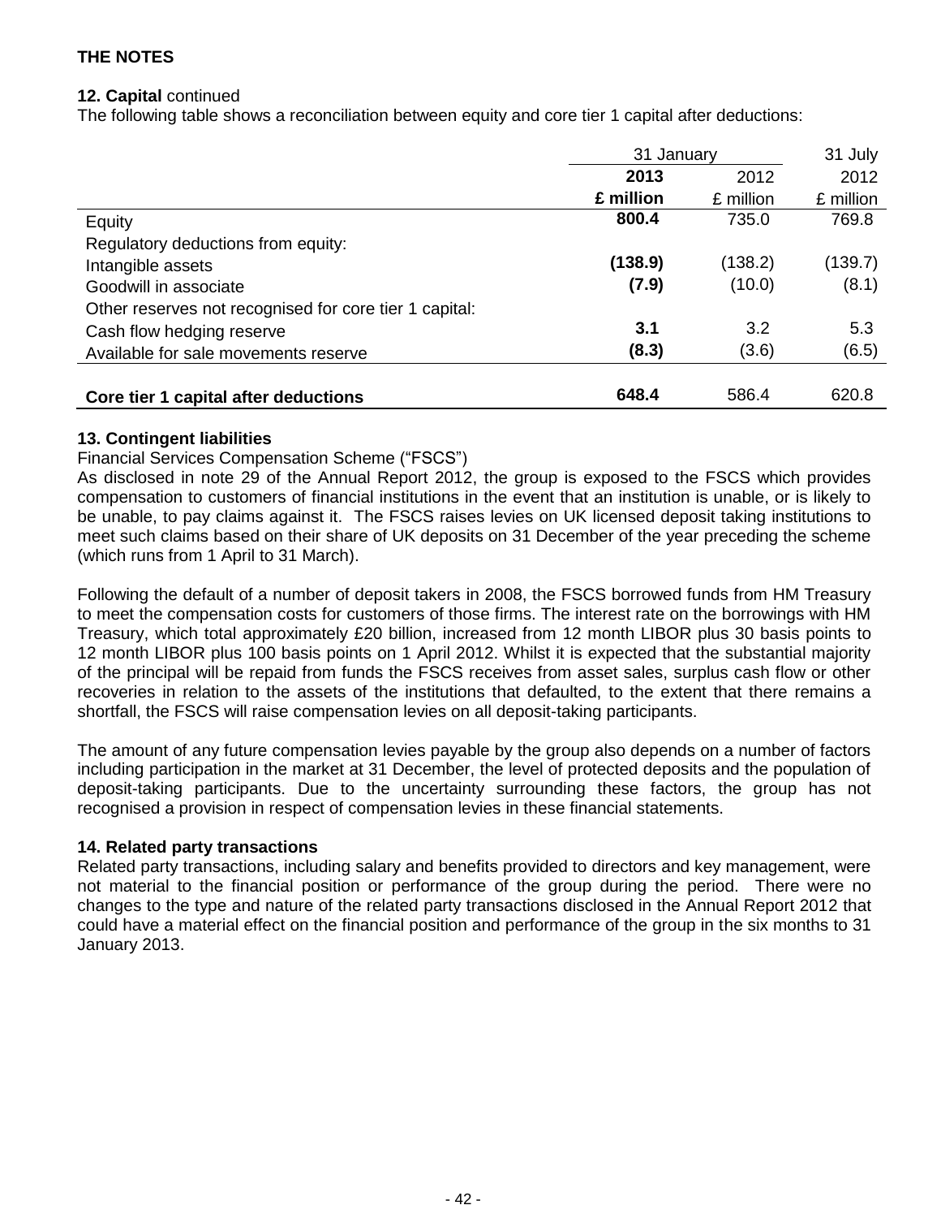# THE NOTES

**12. Capital** continued

The following table shows a reconciliation between equity and core tier 1 capital after deductions:

| | 31 January | | 31 July |
|---|---|---|---|
| | **2013** | 2012 | 2012 |
| | **£ million** | £ million | £ million |
| Equity | **800.4** | 735.0 | 769.8 |
| Regulatory deductions from equity: | | | |
| Intangible assets | **(138.9)** | (138.2) | (139.7) |
| Goodwill in associate | **(7.9)** | (10.0) | (8.1) |
| Other reserves not recognised for core tier 1 capital: | | | |
| Cash flow hedging reserve | **3.1** | 3.2 | 5.3 |
| Available for sale movements reserve | **(8.3)** | (3.6) | (6.5) |
| **Core tier 1 capital after deductions** | **648.4** | 586.4 | 620.8 |

**13. Contingent liabilities**

Financial Services Compensation Scheme ("FSCS")

As disclosed in note 29 of the Annual Report 2012, the group is exposed to the FSCS which provides compensation to customers of financial institutions in the event that an institution is unable, or is likely to be unable, to pay claims against it. The FSCS raises levies on UK licensed deposit taking institutions to meet such claims based on their share of UK deposits on 31 December of the year preceding the scheme (which runs from 1 April to 31 March).

Following the default of a number of deposit takers in 2008, the FSCS borrowed funds from HM Treasury to meet the compensation costs for customers of those firms. The interest rate on the borrowings with HM Treasury, which total approximately £20 billion, increased from 12 month LIBOR plus 30 basis points to 12 month LIBOR plus 100 basis points on 1 April 2012. Whilst it is expected that the substantial majority of the principal will be repaid from funds the FSCS receives from asset sales, surplus cash flow or other recoveries in relation to the assets of the institutions that defaulted, to the extent that there remains a shortfall, the FSCS will raise compensation levies on all deposit-taking participants.

The amount of any future compensation levies payable by the group also depends on a number of factors including participation in the market at 31 December, the level of protected deposits and the population of deposit-taking participants. Due to the uncertainty surrounding these factors, the group has not recognised a provision in respect of compensation levies in these financial statements.

**14. Related party transactions**

Related party transactions, including salary and benefits provided to directors and key management, were not material to the financial position or performance of the group during the period. There were no changes to the type and nature of the related party transactions disclosed in the Annual Report 2012 that could have a material effect on the financial position and performance of the group in the six months to 31 January 2013.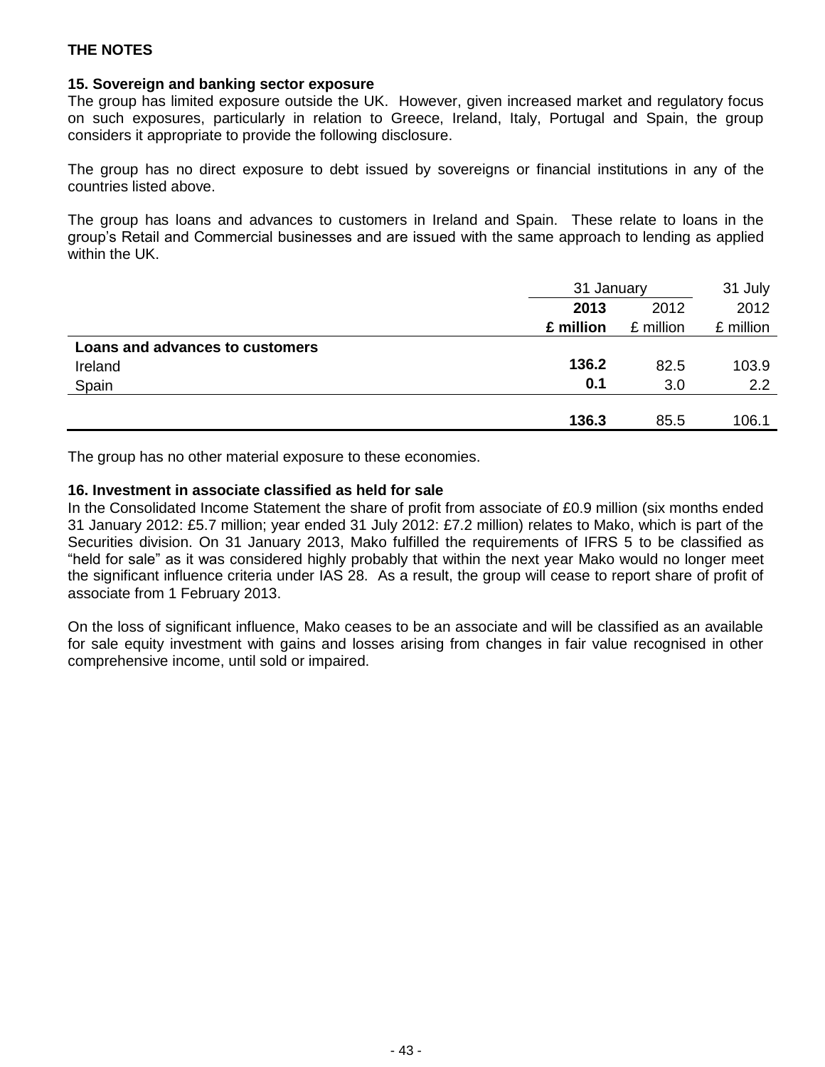# THE NOTES

## 15. Sovereign and banking sector exposure

The group has limited exposure outside the UK. However, given increased market and regulatory focus on such exposures, particularly in relation to Greece, Ireland, Italy, Portugal and Spain, the group considers it appropriate to provide the following disclosure.

The group has no direct exposure to debt issued by sovereigns or financial institutions in any of the countries listed above.

The group has loans and advances to customers in Ireland and Spain. These relate to loans in the group's Retail and Commercial businesses and are issued with the same approach to lending as applied within the UK.

| | 31 January | | 31 July |
|---|---|---|---|
| | **2013** | 2012 | 2012 |
| | **£ million** | £ million | £ million |
| **Loans and advances to customers** | | | |
| Ireland | **136.2** | 82.5 | 103.9 |
| Spain | **0.1** | 3.0 | 2.2 |
| | **136.3** | 85.5 | 106.1 |

The group has no other material exposure to these economies.

## 16. Investment in associate classified as held for sale

In the Consolidated Income Statement the share of profit from associate of £0.9 million (six months ended 31 January 2012: £5.7 million; year ended 31 July 2012: £7.2 million) relates to Mako, which is part of the Securities division. On 31 January 2013, Mako fulfilled the requirements of IFRS 5 to be classified as "held for sale" as it was considered highly probably that within the next year Mako would no longer meet the significant influence criteria under IAS 28. As a result, the group will cease to report share of profit of associate from 1 February 2013.

On the loss of significant influence, Mako ceases to be an associate and will be classified as an available for sale equity investment with gains and losses arising from changes in fair value recognised in other comprehensive income, until sold or impaired.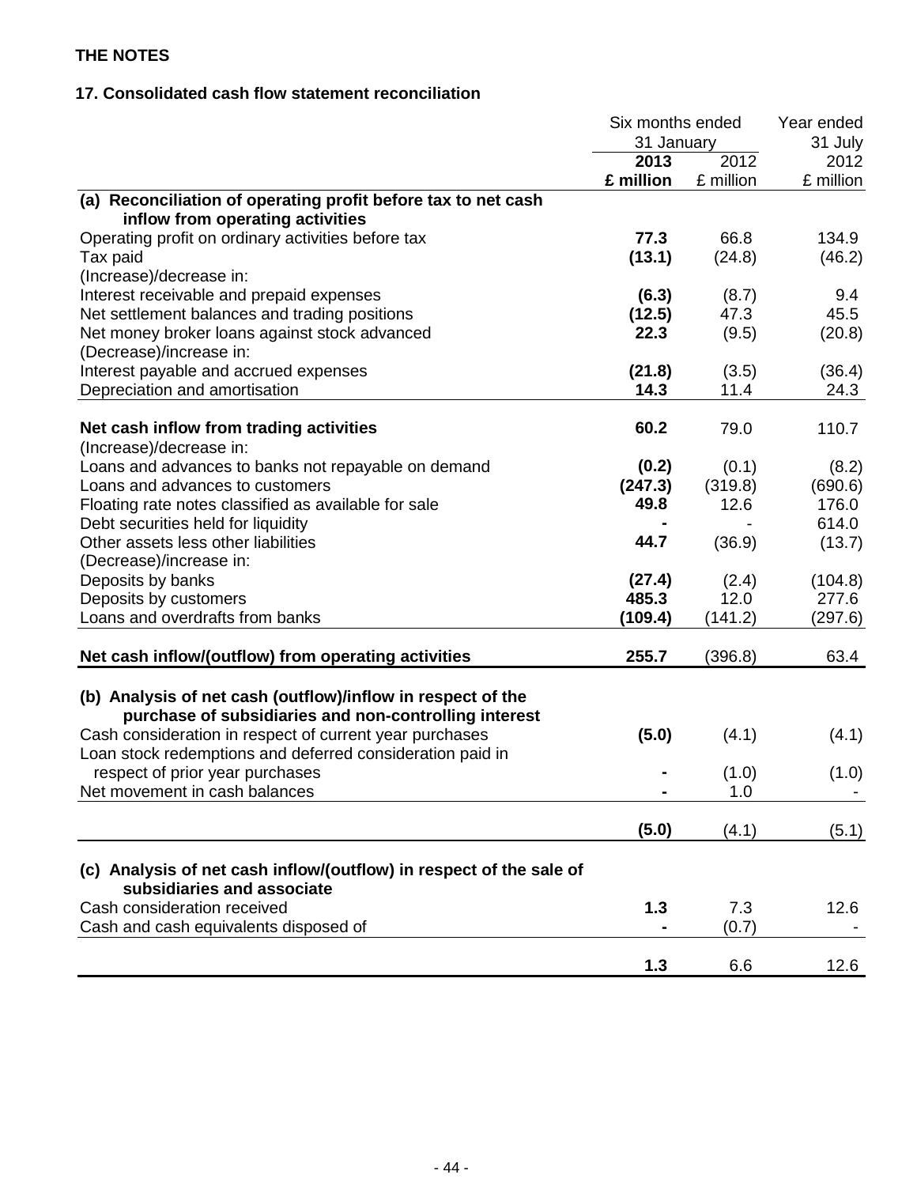THE NOTES

### 17. Consolidated cash flow statement reconciliation

| | Six months ended 31 January | | Year ended 31 July |
|---|---|---|---|
| | **2013** | 2012 | 2012 |
| | **£ million** | £ million | £ million |
| **(a) Reconciliation of operating profit before tax to net cash inflow from operating activities** | | | |
| Operating profit on ordinary activities before tax | **77.3** | 66.8 | 134.9 |
| Tax paid | **(13.1)** | (24.8) | (46.2) |
| (Increase)/decrease in: | | | |
| Interest receivable and prepaid expenses | **(6.3)** | (8.7) | 9.4 |
| Net settlement balances and trading positions | **(12.5)** | 47.3 | 45.5 |
| Net money broker loans against stock advanced | **22.3** | (9.5) | (20.8) |
| (Decrease)/increase in: | | | |
| Interest payable and accrued expenses | **(21.8)** | (3.5) | (36.4) |
| Depreciation and amortisation | **14.3** | 11.4 | 24.3 |
| **Net cash inflow from trading activities** | **60.2** | 79.0 | 110.7 |
| (Increase)/decrease in: | | | |
| Loans and advances to banks not repayable on demand | **(0.2)** | (0.1) | (8.2) |
| Loans and advances to customers | **(247.3)** | (319.8) | (690.6) |
| Floating rate notes classified as available for sale | **49.8** | 12.6 | 176.0 |
| Debt securities held for liquidity | **-** | - | 614.0 |
| Other assets less other liabilities | **44.7** | (36.9) | (13.7) |
| (Decrease)/increase in: | | | |
| Deposits by banks | **(27.4)** | (2.4) | (104.8) |
| Deposits by customers | **485.3** | 12.0 | 277.6 |
| Loans and overdrafts from banks | **(109.4)** | (141.2) | (297.6) |
| **Net cash inflow/(outflow) from operating activities** | **255.7** | (396.8) | 63.4 |
| **(b) Analysis of net cash (outflow)/inflow in respect of the purchase of subsidiaries and non-controlling interest** | | | |
| Cash consideration in respect of current year purchases | **(5.0)** | (4.1) | (4.1) |
| Loan stock redemptions and deferred consideration paid in respect of prior year purchases | **-** | (1.0) | (1.0) |
| Net movement in cash balances | **-** | 1.0 | - |
| | **(5.0)** | (4.1) | (5.1) |
| **(c) Analysis of net cash inflow/(outflow) in respect of the sale of subsidiaries and associate** | | | |
| Cash consideration received | **1.3** | 7.3 | 12.6 |
| Cash and cash equivalents disposed of | **-** | (0.7) | - |
| | **1.3** | 6.6 | 12.6 |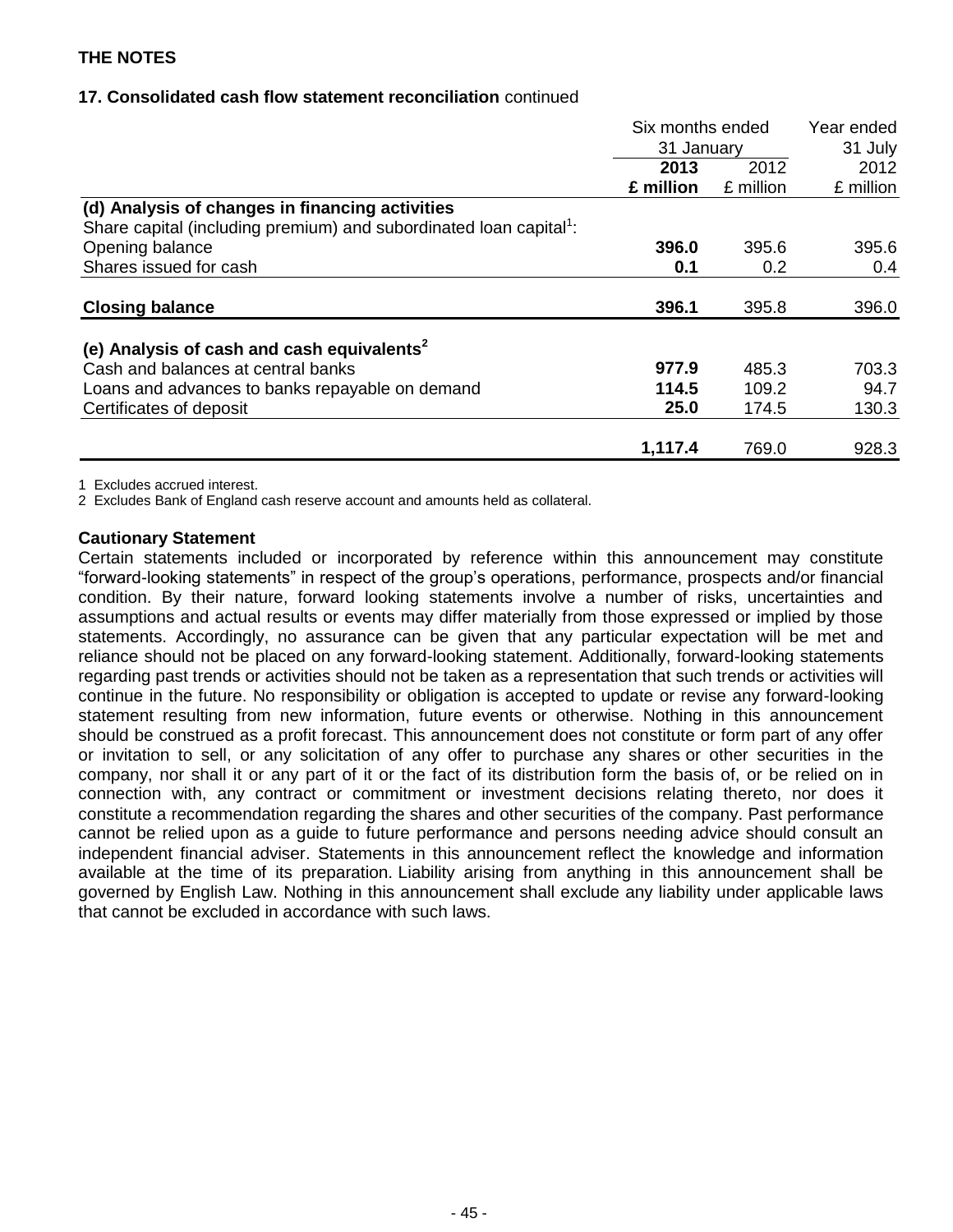## THE NOTES

### 17. Consolidated cash flow statement reconciliation continued

| | Six months ended 31 January | | Year ended 31 July |
|---|---|---|---|
| | **2013** | 2012 | 2012 |
| | **£ million** | £ million | £ million |
| **(d) Analysis of changes in financing activities** | | | |
| Share capital (including premium) and subordinated loan capital[1]: | | | |
| Opening balance | **396.0** | 395.6 | 395.6 |
| Shares issued for cash | **0.1** | 0.2 | 0.4 |
| **Closing balance** | **396.1** | 395.8 | 396.0 |
| **(e) Analysis of cash and cash equivalents[2]** | | | |
| Cash and balances at central banks | **977.9** | 485.3 | 703.3 |
| Loans and advances to banks repayable on demand | **114.5** | 109.2 | 94.7 |
| Certificates of deposit | **25.0** | 174.5 | 130.3 |
| | **1,117.4** | 769.0 | 928.3 |

1 Excludes accrued interest.

2 Excludes Bank of England cash reserve account and amounts held as collateral.

**Cautionary Statement**

Certain statements included or incorporated by reference within this announcement may constitute "forward-looking statements" in respect of the group's operations, performance, prospects and/or financial condition. By their nature, forward looking statements involve a number of risks, uncertainties and assumptions and actual results or events may differ materially from those expressed or implied by those statements. Accordingly, no assurance can be given that any particular expectation will be met and reliance should not be placed on any forward-looking statement. Additionally, forward-looking statements regarding past trends or activities should not be taken as a representation that such trends or activities will continue in the future. No responsibility or obligation is accepted to update or revise any forward-looking statement resulting from new information, future events or otherwise. Nothing in this announcement should be construed as a profit forecast. This announcement does not constitute or form part of any offer or invitation to sell, or any solicitation of any offer to purchase any shares or other securities in the company, nor shall it or any part of it or the fact of its distribution form the basis of, or be relied on in connection with, any contract or commitment or investment decisions relating thereto, nor does it constitute a recommendation regarding the shares and other securities of the company. Past performance cannot be relied upon as a guide to future performance and persons needing advice should consult an independent financial adviser. Statements in this announcement reflect the knowledge and information available at the time of its preparation. Liability arising from anything in this announcement shall be governed by English Law. Nothing in this announcement shall exclude any liability under applicable laws that cannot be excluded in accordance with such laws.